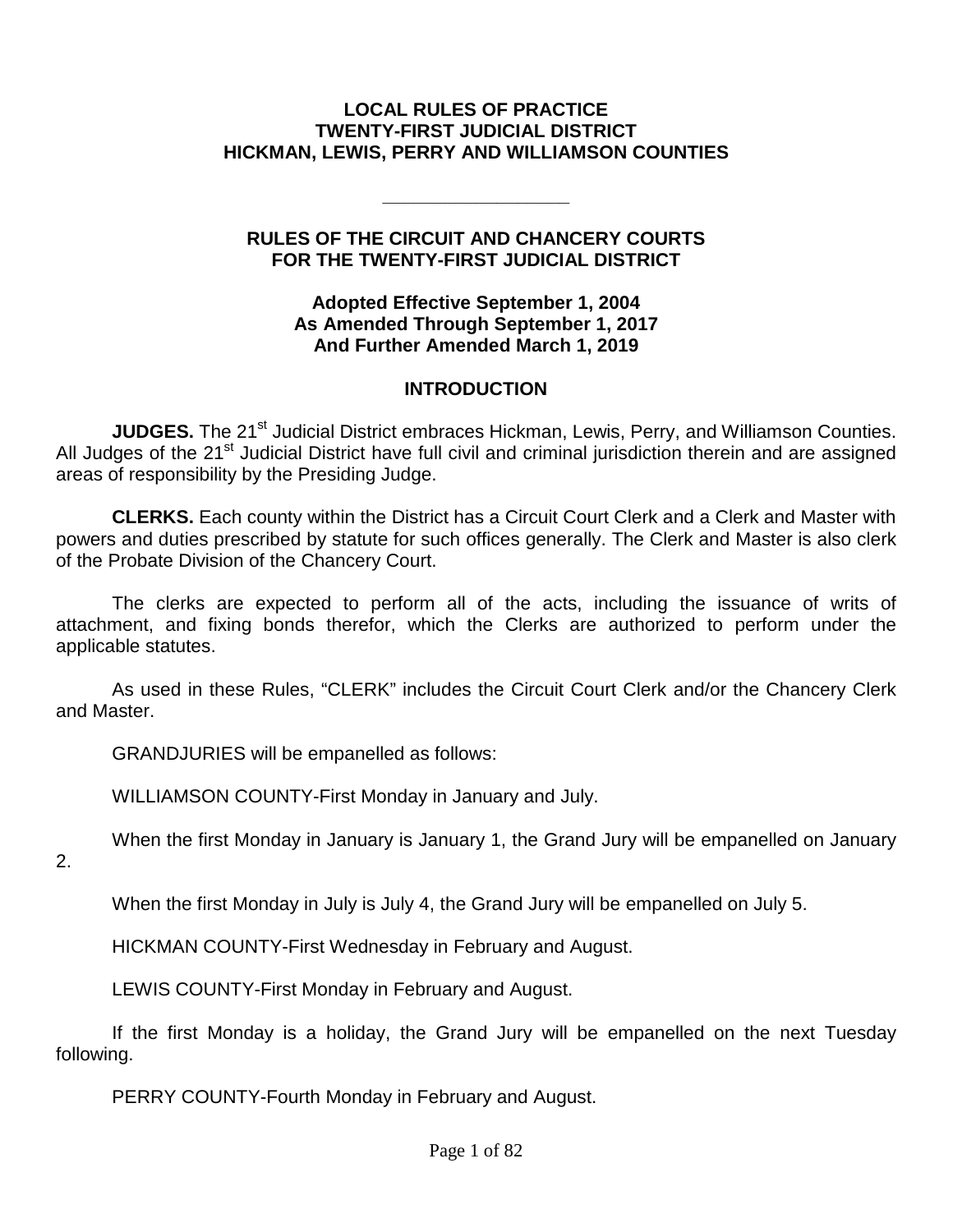# LOCAL RULES OF PRACTICE
# TWENTY-FIRST JUDICIAL DISTRICT
# HICKMAN, LEWIS, PERRY AND WILLIAMSON COUNTIES

---

## RULES OF THE CIRCUIT AND CHANCERY COURTS FOR THE TWENTY-FIRST JUDICIAL DISTRICT

**Adopted Effective September 1, 2004**
**As Amended Through September 1, 2017**
**And Further Amended March 1, 2019**

## INTRODUCTION

**JUDGES.** The 21st Judicial District embraces Hickman, Lewis, Perry, and Williamson Counties. All Judges of the 21st Judicial District have full civil and criminal jurisdiction therein and are assigned areas of responsibility by the Presiding Judge.

**CLERKS.** Each county within the District has a Circuit Court Clerk and a Clerk and Master with powers and duties prescribed by statute for such offices generally. The Clerk and Master is also clerk of the Probate Division of the Chancery Court.

The clerks are expected to perform all of the acts, including the issuance of writs of attachment, and fixing bonds therefor, which the Clerks are authorized to perform under the applicable statutes.

As used in these Rules, "CLERK" includes the Circuit Court Clerk and/or the Chancery Clerk and Master.

GRANDJURIES will be empanelled as follows:

WILLIAMSON COUNTY-First Monday in January and July.

When the first Monday in January is January 1, the Grand Jury will be empanelled on January 2.

When the first Monday in July is July 4, the Grand Jury will be empanelled on July 5.

HICKMAN COUNTY-First Wednesday in February and August.

LEWIS COUNTY-First Monday in February and August.

If the first Monday is a holiday, the Grand Jury will be empanelled on the next Tuesday following.

PERRY COUNTY-Fourth Monday in February and August.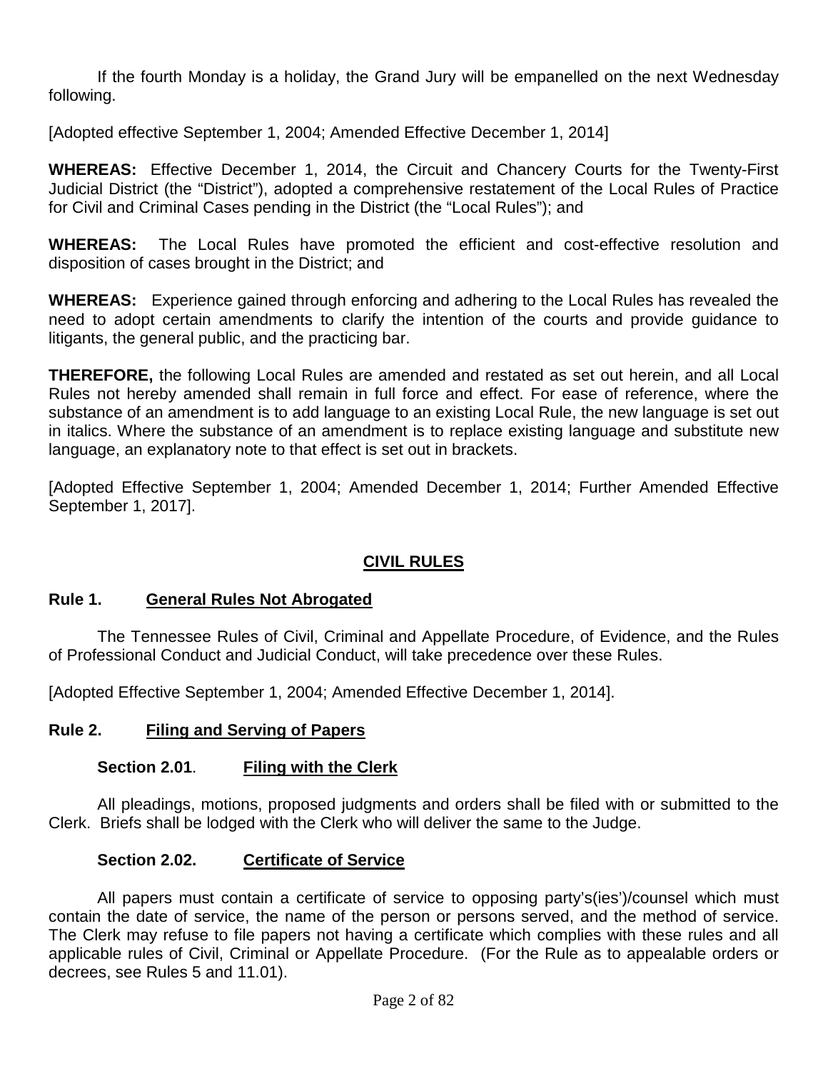If the fourth Monday is a holiday, the Grand Jury will be empanelled on the next Wednesday following.

[Adopted effective September 1, 2004; Amended Effective December 1, 2014]

**WHEREAS:** Effective December 1, 2014, the Circuit and Chancery Courts for the Twenty-First Judicial District (the "District"), adopted a comprehensive restatement of the Local Rules of Practice for Civil and Criminal Cases pending in the District (the "Local Rules"); and

**WHEREAS:** The Local Rules have promoted the efficient and cost-effective resolution and disposition of cases brought in the District; and

**WHEREAS:** Experience gained through enforcing and adhering to the Local Rules has revealed the need to adopt certain amendments to clarify the intention of the courts and provide guidance to litigants, the general public, and the practicing bar.

**THEREFORE,** the following Local Rules are amended and restated as set out herein, and all Local Rules not hereby amended shall remain in full force and effect. For ease of reference, where the substance of an amendment is to add language to an existing Local Rule, the new language is set out in italics. Where the substance of an amendment is to replace existing language and substitute new language, an explanatory note to that effect is set out in brackets.

[Adopted Effective September 1, 2004; Amended December 1, 2014; Further Amended Effective September 1, 2017].

## CIVIL RULES

### Rule 1. General Rules Not Abrogated

The Tennessee Rules of Civil, Criminal and Appellate Procedure, of Evidence, and the Rules of Professional Conduct and Judicial Conduct, will take precedence over these Rules.

[Adopted Effective September 1, 2004; Amended Effective December 1, 2014].

### Rule 2. Filing and Serving of Papers

#### Section 2.01. Filing with the Clerk

All pleadings, motions, proposed judgments and orders shall be filed with or submitted to the Clerk. Briefs shall be lodged with the Clerk who will deliver the same to the Judge.

#### Section 2.02. Certificate of Service

All papers must contain a certificate of service to opposing party's(ies')/counsel which must contain the date of service, the name of the person or persons served, and the method of service. The Clerk may refuse to file papers not having a certificate which complies with these rules and all applicable rules of Civil, Criminal or Appellate Procedure. (For the Rule as to appealable orders or decrees, see Rules 5 and 11.01).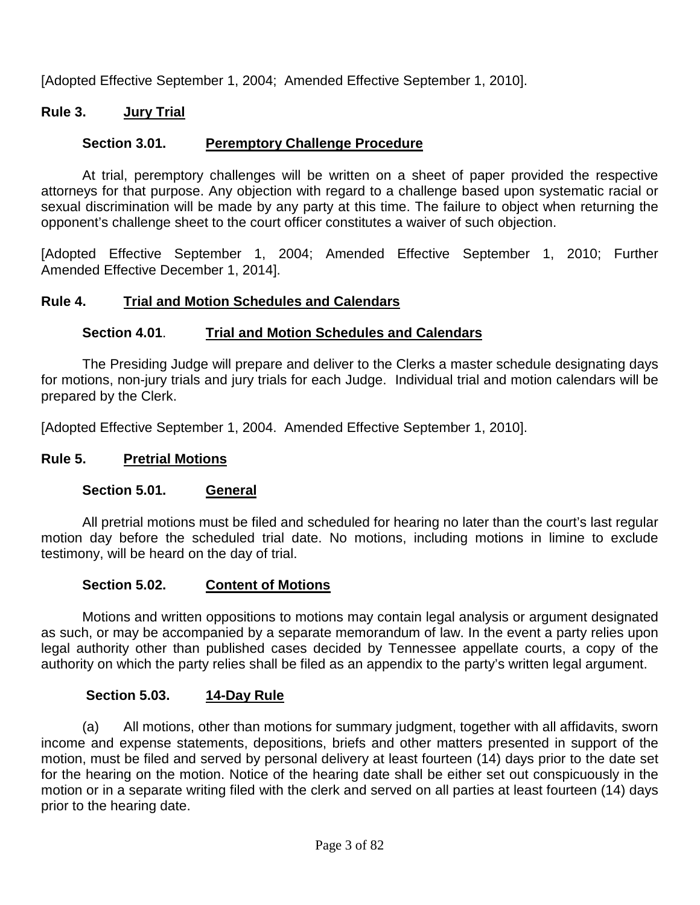[Adopted Effective September 1, 2004; Amended Effective September 1, 2010].

## Rule 3. Jury Trial

### Section 3.01. Peremptory Challenge Procedure

At trial, peremptory challenges will be written on a sheet of paper provided the respective attorneys for that purpose. Any objection with regard to a challenge based upon systematic racial or sexual discrimination will be made by any party at this time. The failure to object when returning the opponent's challenge sheet to the court officer constitutes a waiver of such objection.

[Adopted Effective September 1, 2004; Amended Effective September 1, 2010; Further Amended Effective December 1, 2014].

## Rule 4. Trial and Motion Schedules and Calendars

### Section 4.01. Trial and Motion Schedules and Calendars

The Presiding Judge will prepare and deliver to the Clerks a master schedule designating days for motions, non-jury trials and jury trials for each Judge. Individual trial and motion calendars will be prepared by the Clerk.

[Adopted Effective September 1, 2004. Amended Effective September 1, 2010].

## Rule 5. Pretrial Motions

### Section 5.01. General

All pretrial motions must be filed and scheduled for hearing no later than the court's last regular motion day before the scheduled trial date. No motions, including motions in limine to exclude testimony, will be heard on the day of trial.

### Section 5.02. Content of Motions

Motions and written oppositions to motions may contain legal analysis or argument designated as such, or may be accompanied by a separate memorandum of law. In the event a party relies upon legal authority other than published cases decided by Tennessee appellate courts, a copy of the authority on which the party relies shall be filed as an appendix to the party's written legal argument.

### Section 5.03. 14-Day Rule

(a) All motions, other than motions for summary judgment, together with all affidavits, sworn income and expense statements, depositions, briefs and other matters presented in support of the motion, must be filed and served by personal delivery at least fourteen (14) days prior to the date set for the hearing on the motion. Notice of the hearing date shall be either set out conspicuously in the motion or in a separate writing filed with the clerk and served on all parties at least fourteen (14) days prior to the hearing date.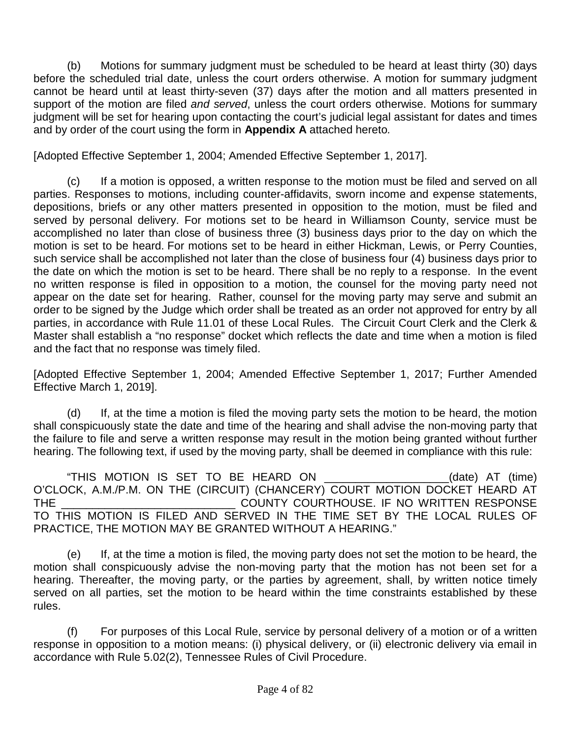(b) Motions for summary judgment must be scheduled to be heard at least thirty (30) days before the scheduled trial date, unless the court orders otherwise. A motion for summary judgment cannot be heard until at least thirty-seven (37) days after the motion and all matters presented in support of the motion are filed *and served*, unless the court orders otherwise. Motions for summary judgment will be set for hearing upon contacting the court's judicial legal assistant for dates and times and by order of the court using the form in **Appendix A** attached hereto*.*

[Adopted Effective September 1, 2004; Amended Effective September 1, 2017].

(c) If a motion is opposed, a written response to the motion must be filed and served on all parties. Responses to motions, including counter-affidavits, sworn income and expense statements, depositions, briefs or any other matters presented in opposition to the motion, must be filed and served by personal delivery. For motions set to be heard in Williamson County, service must be accomplished no later than close of business three (3) business days prior to the day on which the motion is set to be heard. For motions set to be heard in either Hickman, Lewis, or Perry Counties, such service shall be accomplished not later than the close of business four (4) business days prior to the date on which the motion is set to be heard. There shall be no reply to a response. In the event no written response is filed in opposition to a motion, the counsel for the moving party need not appear on the date set for hearing. Rather, counsel for the moving party may serve and submit an order to be signed by the Judge which order shall be treated as an order not approved for entry by all parties, in accordance with Rule 11.01 of these Local Rules. The Circuit Court Clerk and the Clerk & Master shall establish a "no response" docket which reflects the date and time when a motion is filed and the fact that no response was timely filed.

[Adopted Effective September 1, 2004; Amended Effective September 1, 2017; Further Amended Effective March 1, 2019].

(d) If, at the time a motion is filed the moving party sets the motion to be heard, the motion shall conspicuously state the date and time of the hearing and shall advise the non-moving party that the failure to file and serve a written response may result in the motion being granted without further hearing. The following text, if used by the moving party, shall be deemed in compliance with this rule:

"THIS MOTION IS SET TO BE HEARD ON ____________________(date) AT (time) O'CLOCK, A.M./P.M. ON THE (CIRCUIT) (CHANCERY) COURT MOTION DOCKET HEARD AT THE ____________________________ COUNTY COURTHOUSE. IF NO WRITTEN RESPONSE TO THIS MOTION IS FILED AND SERVED IN THE TIME SET BY THE LOCAL RULES OF PRACTICE, THE MOTION MAY BE GRANTED WITHOUT A HEARING."

(e) If, at the time a motion is filed, the moving party does not set the motion to be heard, the motion shall conspicuously advise the non-moving party that the motion has not been set for a hearing. Thereafter, the moving party, or the parties by agreement, shall, by written notice timely served on all parties, set the motion to be heard within the time constraints established by these rules.

(f) For purposes of this Local Rule, service by personal delivery of a motion or of a written response in opposition to a motion means: (i) physical delivery, or (ii) electronic delivery via email in accordance with Rule 5.02(2), Tennessee Rules of Civil Procedure.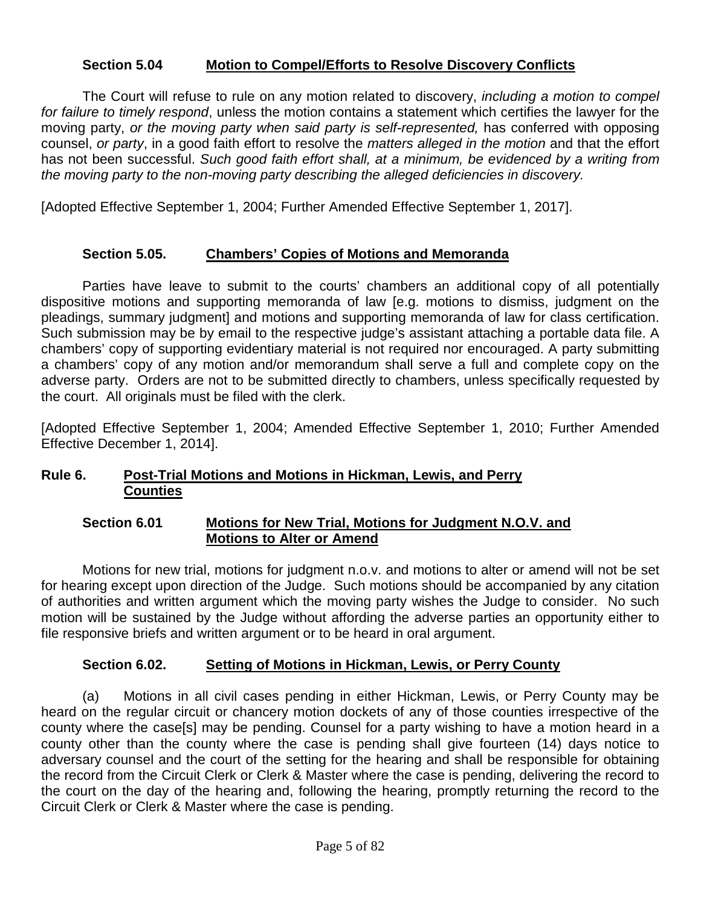### Section 5.04 **Motion to Compel/Efforts to Resolve Discovery Conflicts**

The Court will refuse to rule on any motion related to discovery, *including a motion to compel for failure to timely respond*, unless the motion contains a statement which certifies the lawyer for the moving party, *or the moving party when said party is self-represented,* has conferred with opposing counsel, *or party*, in a good faith effort to resolve the *matters alleged in the motion* and that the effort has not been successful. *Such good faith effort shall, at a minimum, be evidenced by a writing from the moving party to the non-moving party describing the alleged deficiencies in discovery.*

[Adopted Effective September 1, 2004; Further Amended Effective September 1, 2017].

### Section 5.05. **Chambers' Copies of Motions and Memoranda**

Parties have leave to submit to the courts' chambers an additional copy of all potentially dispositive motions and supporting memoranda of law [e.g. motions to dismiss, judgment on the pleadings, summary judgment] and motions and supporting memoranda of law for class certification. Such submission may be by email to the respective judge's assistant attaching a portable data file. A chambers' copy of supporting evidentiary material is not required nor encouraged. A party submitting a chambers' copy of any motion and/or memorandum shall serve a full and complete copy on the adverse party. Orders are not to be submitted directly to chambers, unless specifically requested by the court. All originals must be filed with the clerk.

[Adopted Effective September 1, 2004; Amended Effective September 1, 2010; Further Amended Effective December 1, 2014].

## Rule 6. **Post-Trial Motions and Motions in Hickman, Lewis, and Perry Counties**

### Section 6.01 **Motions for New Trial, Motions for Judgment N.O.V. and Motions to Alter or Amend**

Motions for new trial, motions for judgment n.o.v. and motions to alter or amend will not be set for hearing except upon direction of the Judge. Such motions should be accompanied by any citation of authorities and written argument which the moving party wishes the Judge to consider. No such motion will be sustained by the Judge without affording the adverse parties an opportunity either to file responsive briefs and written argument or to be heard in oral argument.

### Section 6.02. **Setting of Motions in Hickman, Lewis, or Perry County**

(a) Motions in all civil cases pending in either Hickman, Lewis, or Perry County may be heard on the regular circuit or chancery motion dockets of any of those counties irrespective of the county where the case[s] may be pending. Counsel for a party wishing to have a motion heard in a county other than the county where the case is pending shall give fourteen (14) days notice to adversary counsel and the court of the setting for the hearing and shall be responsible for obtaining the record from the Circuit Clerk or Clerk & Master where the case is pending, delivering the record to the court on the day of the hearing and, following the hearing, promptly returning the record to the Circuit Clerk or Clerk & Master where the case is pending.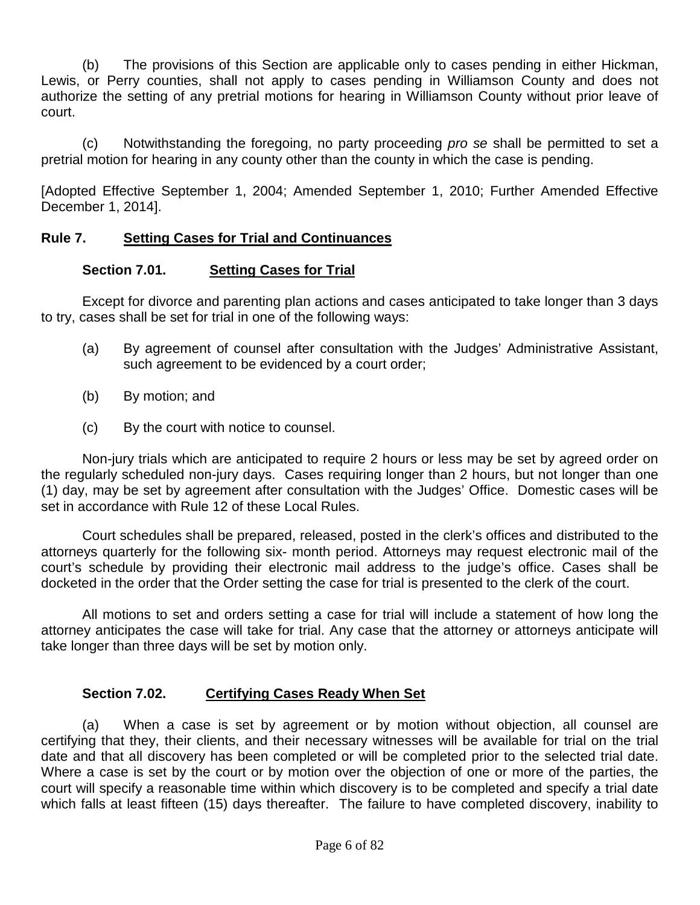(b) The provisions of this Section are applicable only to cases pending in either Hickman, Lewis, or Perry counties, shall not apply to cases pending in Williamson County and does not authorize the setting of any pretrial motions for hearing in Williamson County without prior leave of court.

(c) Notwithstanding the foregoing, no party proceeding *pro se* shall be permitted to set a pretrial motion for hearing in any county other than the county in which the case is pending.

[Adopted Effective September 1, 2004; Amended September 1, 2010; Further Amended Effective December 1, 2014].

## Rule 7. Setting Cases for Trial and Continuances

### Section 7.01. Setting Cases for Trial

Except for divorce and parenting plan actions and cases anticipated to take longer than 3 days to try, cases shall be set for trial in one of the following ways:

(a) By agreement of counsel after consultation with the Judges' Administrative Assistant, such agreement to be evidenced by a court order;

(b) By motion; and

(c) By the court with notice to counsel.

Non-jury trials which are anticipated to require 2 hours or less may be set by agreed order on the regularly scheduled non-jury days. Cases requiring longer than 2 hours, but not longer than one (1) day, may be set by agreement after consultation with the Judges' Office. Domestic cases will be set in accordance with Rule 12 of these Local Rules.

Court schedules shall be prepared, released, posted in the clerk's offices and distributed to the attorneys quarterly for the following six- month period. Attorneys may request electronic mail of the court's schedule by providing their electronic mail address to the judge's office. Cases shall be docketed in the order that the Order setting the case for trial is presented to the clerk of the court.

All motions to set and orders setting a case for trial will include a statement of how long the attorney anticipates the case will take for trial. Any case that the attorney or attorneys anticipate will take longer than three days will be set by motion only.

### Section 7.02. Certifying Cases Ready When Set

(a) When a case is set by agreement or by motion without objection, all counsel are certifying that they, their clients, and their necessary witnesses will be available for trial on the trial date and that all discovery has been completed or will be completed prior to the selected trial date. Where a case is set by the court or by motion over the objection of one or more of the parties, the court will specify a reasonable time within which discovery is to be completed and specify a trial date which falls at least fifteen (15) days thereafter. The failure to have completed discovery, inability to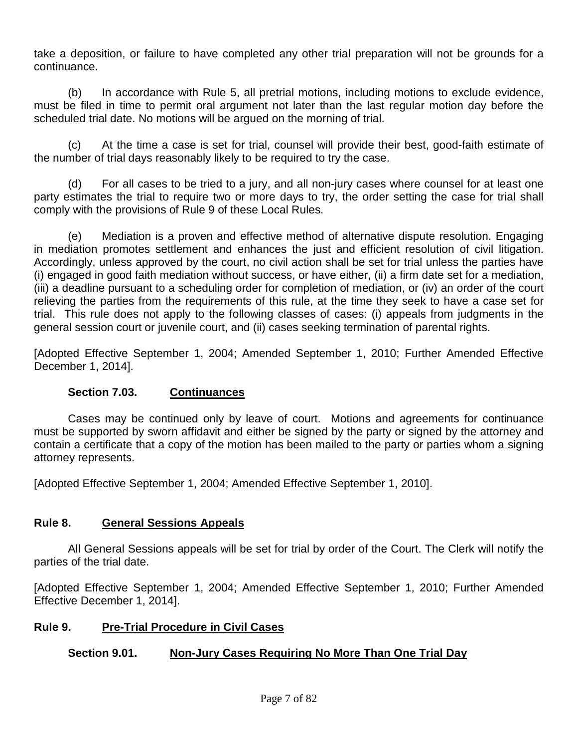take a deposition, or failure to have completed any other trial preparation will not be grounds for a continuance.

(b) In accordance with Rule 5, all pretrial motions, including motions to exclude evidence, must be filed in time to permit oral argument not later than the last regular motion day before the scheduled trial date. No motions will be argued on the morning of trial.

(c) At the time a case is set for trial, counsel will provide their best, good-faith estimate of the number of trial days reasonably likely to be required to try the case.

(d) For all cases to be tried to a jury, and all non-jury cases where counsel for at least one party estimates the trial to require two or more days to try, the order setting the case for trial shall comply with the provisions of Rule 9 of these Local Rules.

(e) Mediation is a proven and effective method of alternative dispute resolution. Engaging in mediation promotes settlement and enhances the just and efficient resolution of civil litigation. Accordingly, unless approved by the court, no civil action shall be set for trial unless the parties have (i) engaged in good faith mediation without success, or have either, (ii) a firm date set for a mediation, (iii) a deadline pursuant to a scheduling order for completion of mediation, or (iv) an order of the court relieving the parties from the requirements of this rule, at the time they seek to have a case set for trial. This rule does not apply to the following classes of cases: (i) appeals from judgments in the general session court or juvenile court, and (ii) cases seeking termination of parental rights.

[Adopted Effective September 1, 2004; Amended September 1, 2010; Further Amended Effective December 1, 2014].

### Section 7.03. Continuances

Cases may be continued only by leave of court. Motions and agreements for continuance must be supported by sworn affidavit and either be signed by the party or signed by the attorney and contain a certificate that a copy of the motion has been mailed to the party or parties whom a signing attorney represents.

[Adopted Effective September 1, 2004; Amended Effective September 1, 2010].

## Rule 8. General Sessions Appeals

All General Sessions appeals will be set for trial by order of the Court. The Clerk will notify the parties of the trial date.

[Adopted Effective September 1, 2004; Amended Effective September 1, 2010; Further Amended Effective December 1, 2014].

## Rule 9. Pre-Trial Procedure in Civil Cases

### Section 9.01. Non-Jury Cases Requiring No More Than One Trial Day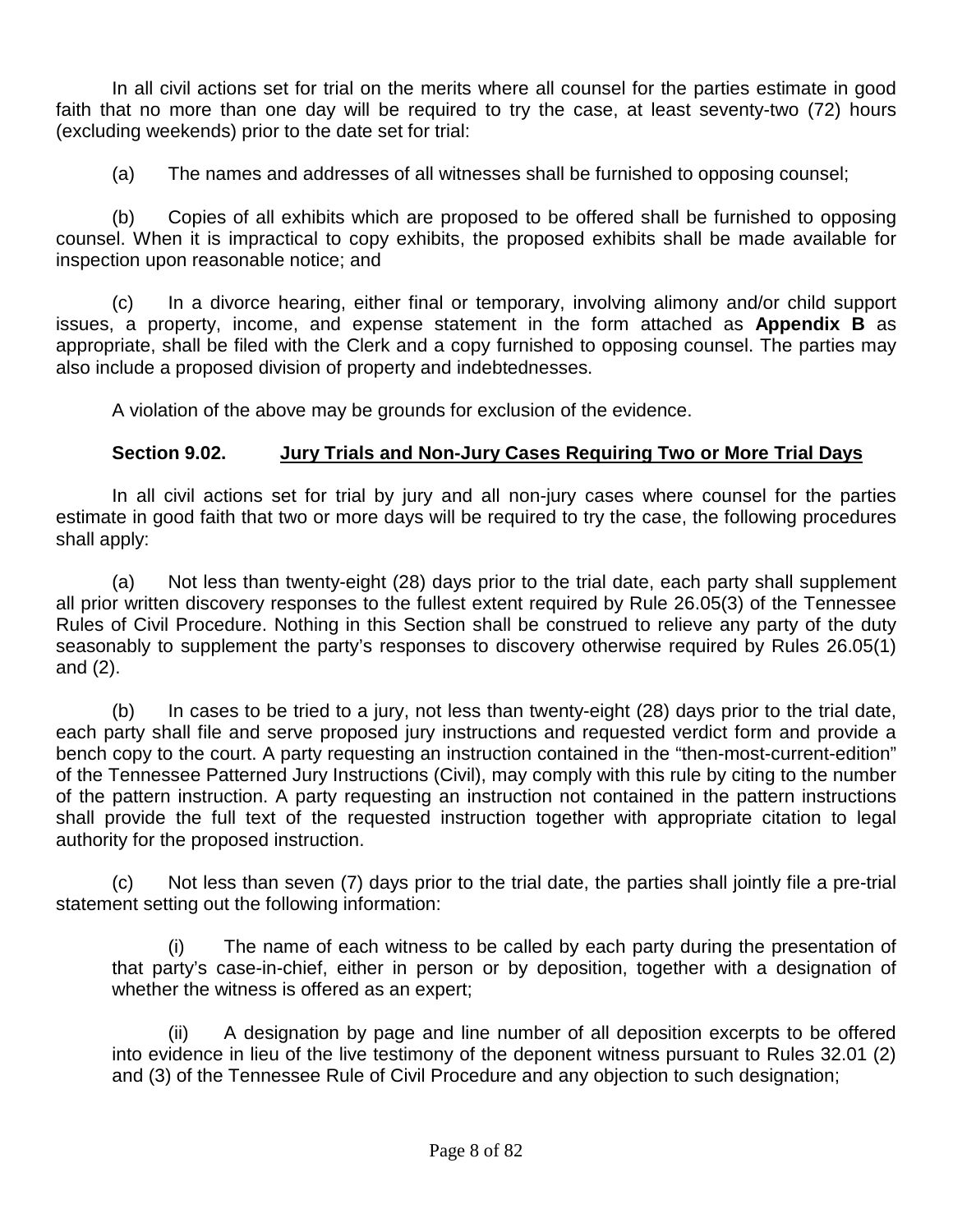In all civil actions set for trial on the merits where all counsel for the parties estimate in good faith that no more than one day will be required to try the case, at least seventy-two (72) hours (excluding weekends) prior to the date set for trial:

(a) The names and addresses of all witnesses shall be furnished to opposing counsel;

(b) Copies of all exhibits which are proposed to be offered shall be furnished to opposing counsel. When it is impractical to copy exhibits, the proposed exhibits shall be made available for inspection upon reasonable notice; and

(c) In a divorce hearing, either final or temporary, involving alimony and/or child support issues, a property, income, and expense statement in the form attached as **Appendix B** as appropriate, shall be filed with the Clerk and a copy furnished to opposing counsel. The parties may also include a proposed division of property and indebtednesses.

A violation of the above may be grounds for exclusion of the evidence.

### Section 9.02. Jury Trials and Non-Jury Cases Requiring Two or More Trial Days

In all civil actions set for trial by jury and all non-jury cases where counsel for the parties estimate in good faith that two or more days will be required to try the case, the following procedures shall apply:

(a) Not less than twenty-eight (28) days prior to the trial date, each party shall supplement all prior written discovery responses to the fullest extent required by Rule 26.05(3) of the Tennessee Rules of Civil Procedure. Nothing in this Section shall be construed to relieve any party of the duty seasonably to supplement the party's responses to discovery otherwise required by Rules 26.05(1) and (2).

(b) In cases to be tried to a jury, not less than twenty-eight (28) days prior to the trial date, each party shall file and serve proposed jury instructions and requested verdict form and provide a bench copy to the court. A party requesting an instruction contained in the "then-most-current-edition" of the Tennessee Patterned Jury Instructions (Civil), may comply with this rule by citing to the number of the pattern instruction. A party requesting an instruction not contained in the pattern instructions shall provide the full text of the requested instruction together with appropriate citation to legal authority for the proposed instruction.

(c) Not less than seven (7) days prior to the trial date, the parties shall jointly file a pre-trial statement setting out the following information:

(i) The name of each witness to be called by each party during the presentation of that party's case-in-chief, either in person or by deposition, together with a designation of whether the witness is offered as an expert;

(ii) A designation by page and line number of all deposition excerpts to be offered into evidence in lieu of the live testimony of the deponent witness pursuant to Rules 32.01 (2) and (3) of the Tennessee Rule of Civil Procedure and any objection to such designation;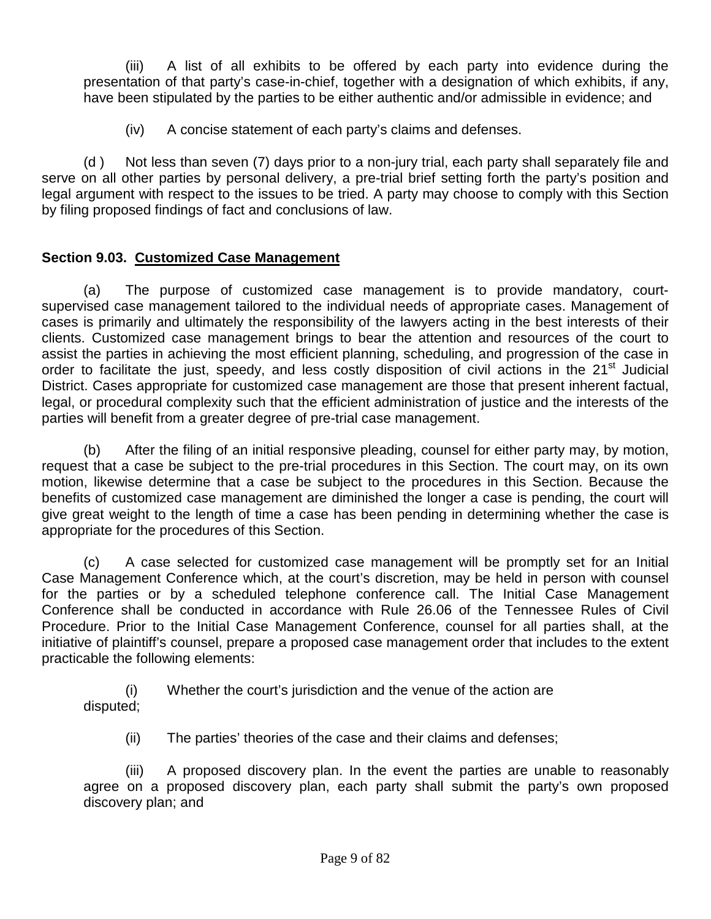(iii) A list of all exhibits to be offered by each party into evidence during the presentation of that party's case-in-chief, together with a designation of which exhibits, if any, have been stipulated by the parties to be either authentic and/or admissible in evidence; and

(iv) A concise statement of each party's claims and defenses.

(d ) Not less than seven (7) days prior to a non-jury trial, each party shall separately file and serve on all other parties by personal delivery, a pre-trial brief setting forth the party's position and legal argument with respect to the issues to be tried. A party may choose to comply with this Section by filing proposed findings of fact and conclusions of law.

**Section 9.03. Customized Case Management**

(a) The purpose of customized case management is to provide mandatory, court-supervised case management tailored to the individual needs of appropriate cases. Management of cases is primarily and ultimately the responsibility of the lawyers acting in the best interests of their clients. Customized case management brings to bear the attention and resources of the court to assist the parties in achieving the most efficient planning, scheduling, and progression of the case in order to facilitate the just, speedy, and less costly disposition of civil actions in the 21st Judicial District. Cases appropriate for customized case management are those that present inherent factual, legal, or procedural complexity such that the efficient administration of justice and the interests of the parties will benefit from a greater degree of pre-trial case management.

(b) After the filing of an initial responsive pleading, counsel for either party may, by motion, request that a case be subject to the pre-trial procedures in this Section. The court may, on its own motion, likewise determine that a case be subject to the procedures in this Section. Because the benefits of customized case management are diminished the longer a case is pending, the court will give great weight to the length of time a case has been pending in determining whether the case is appropriate for the procedures of this Section.

(c) A case selected for customized case management will be promptly set for an Initial Case Management Conference which, at the court's discretion, may be held in person with counsel for the parties or by a scheduled telephone conference call. The Initial Case Management Conference shall be conducted in accordance with Rule 26.06 of the Tennessee Rules of Civil Procedure. Prior to the Initial Case Management Conference, counsel for all parties shall, at the initiative of plaintiff's counsel, prepare a proposed case management order that includes to the extent practicable the following elements:

(i) Whether the court's jurisdiction and the venue of the action are disputed;

(ii) The parties' theories of the case and their claims and defenses;

(iii) A proposed discovery plan. In the event the parties are unable to reasonably agree on a proposed discovery plan, each party shall submit the party's own proposed discovery plan; and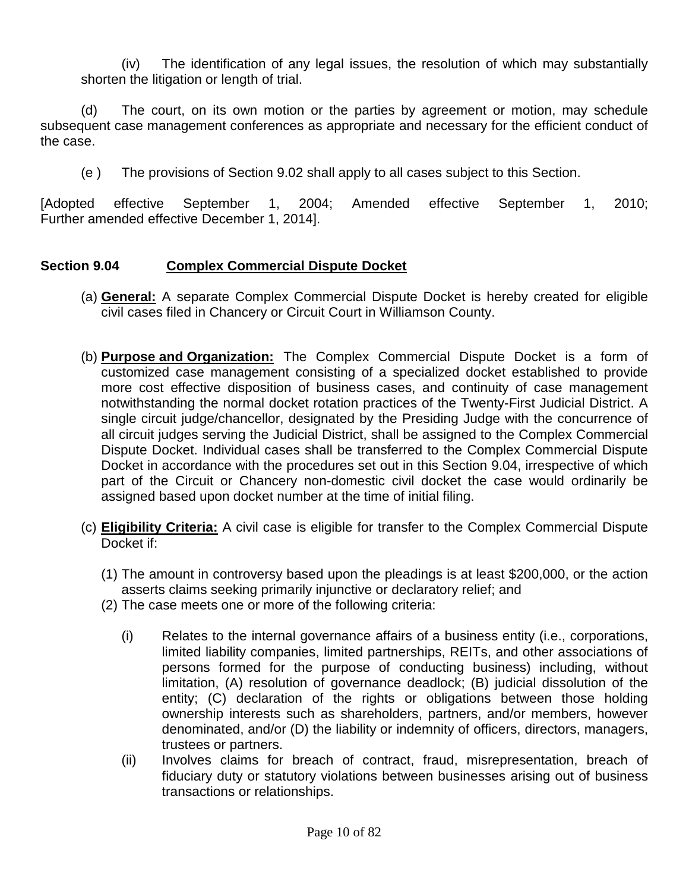(iv) The identification of any legal issues, the resolution of which may substantially shorten the litigation or length of trial.

(d) The court, on its own motion or the parties by agreement or motion, may schedule subsequent case management conferences as appropriate and necessary for the efficient conduct of the case.

(e ) The provisions of Section 9.02 shall apply to all cases subject to this Section.

[Adopted effective September 1, 2004; Amended effective September 1, 2010; Further amended effective December 1, 2014].

### Section 9.04 Complex Commercial Dispute Docket

(a) **General:** A separate Complex Commercial Dispute Docket is hereby created for eligible civil cases filed in Chancery or Circuit Court in Williamson County.

(b) **Purpose and Organization:** The Complex Commercial Dispute Docket is a form of customized case management consisting of a specialized docket established to provide more cost effective disposition of business cases, and continuity of case management notwithstanding the normal docket rotation practices of the Twenty-First Judicial District. A single circuit judge/chancellor, designated by the Presiding Judge with the concurrence of all circuit judges serving the Judicial District, shall be assigned to the Complex Commercial Dispute Docket. Individual cases shall be transferred to the Complex Commercial Dispute Docket in accordance with the procedures set out in this Section 9.04, irrespective of which part of the Circuit or Chancery non-domestic civil docket the case would ordinarily be assigned based upon docket number at the time of initial filing.

(c) **Eligibility Criteria:** A civil case is eligible for transfer to the Complex Commercial Dispute Docket if:

(1) The amount in controversy based upon the pleadings is at least $200,000, or the action asserts claims seeking primarily injunctive or declaratory relief; and

(2) The case meets one or more of the following criteria:

(i) Relates to the internal governance affairs of a business entity (i.e., corporations, limited liability companies, limited partnerships, REITs, and other associations of persons formed for the purpose of conducting business) including, without limitation, (A) resolution of governance deadlock; (B) judicial dissolution of the entity; (C) declaration of the rights or obligations between those holding ownership interests such as shareholders, partners, and/or members, however denominated, and/or (D) the liability or indemnity of officers, directors, managers, trustees or partners.

(ii) Involves claims for breach of contract, fraud, misrepresentation, breach of fiduciary duty or statutory violations between businesses arising out of business transactions or relationships.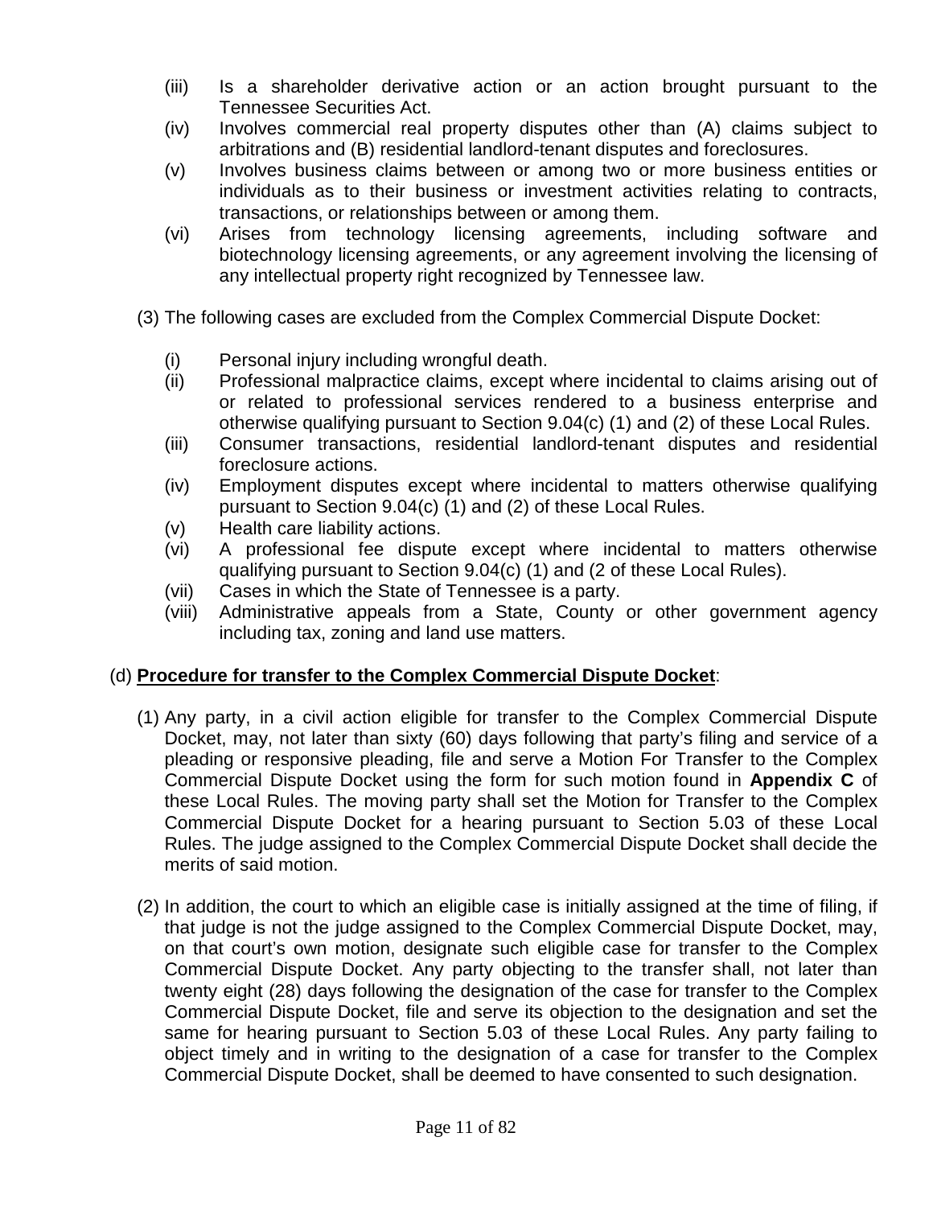(iii) Is a shareholder derivative action or an action brought pursuant to the Tennessee Securities Act.

(iv) Involves commercial real property disputes other than (A) claims subject to arbitrations and (B) residential landlord-tenant disputes and foreclosures.

(v) Involves business claims between or among two or more business entities or individuals as to their business or investment activities relating to contracts, transactions, or relationships between or among them.

(vi) Arises from technology licensing agreements, including software and biotechnology licensing agreements, or any agreement involving the licensing of any intellectual property right recognized by Tennessee law.

(3) The following cases are excluded from the Complex Commercial Dispute Docket:

(i) Personal injury including wrongful death.

(ii) Professional malpractice claims, except where incidental to claims arising out of or related to professional services rendered to a business enterprise and otherwise qualifying pursuant to Section 9.04(c) (1) and (2) of these Local Rules.

(iii) Consumer transactions, residential landlord-tenant disputes and residential foreclosure actions.

(iv) Employment disputes except where incidental to matters otherwise qualifying pursuant to Section 9.04(c) (1) and (2) of these Local Rules.

(v) Health care liability actions.

(vi) A professional fee dispute except where incidental to matters otherwise qualifying pursuant to Section 9.04(c) (1) and (2 of these Local Rules).

(vii) Cases in which the State of Tennessee is a party.

(viii) Administrative appeals from a State, County or other government agency including tax, zoning and land use matters.

(d) **Procedure for transfer to the Complex Commercial Dispute Docket**:

(1) Any party, in a civil action eligible for transfer to the Complex Commercial Dispute Docket, may, not later than sixty (60) days following that party's filing and service of a pleading or responsive pleading, file and serve a Motion For Transfer to the Complex Commercial Dispute Docket using the form for such motion found in **Appendix C** of these Local Rules. The moving party shall set the Motion for Transfer to the Complex Commercial Dispute Docket for a hearing pursuant to Section 5.03 of these Local Rules. The judge assigned to the Complex Commercial Dispute Docket shall decide the merits of said motion.

(2) In addition, the court to which an eligible case is initially assigned at the time of filing, if that judge is not the judge assigned to the Complex Commercial Dispute Docket, may, on that court's own motion, designate such eligible case for transfer to the Complex Commercial Dispute Docket. Any party objecting to the transfer shall, not later than twenty eight (28) days following the designation of the case for transfer to the Complex Commercial Dispute Docket, file and serve its objection to the designation and set the same for hearing pursuant to Section 5.03 of these Local Rules. Any party failing to object timely and in writing to the designation of a case for transfer to the Complex Commercial Dispute Docket, shall be deemed to have consented to such designation.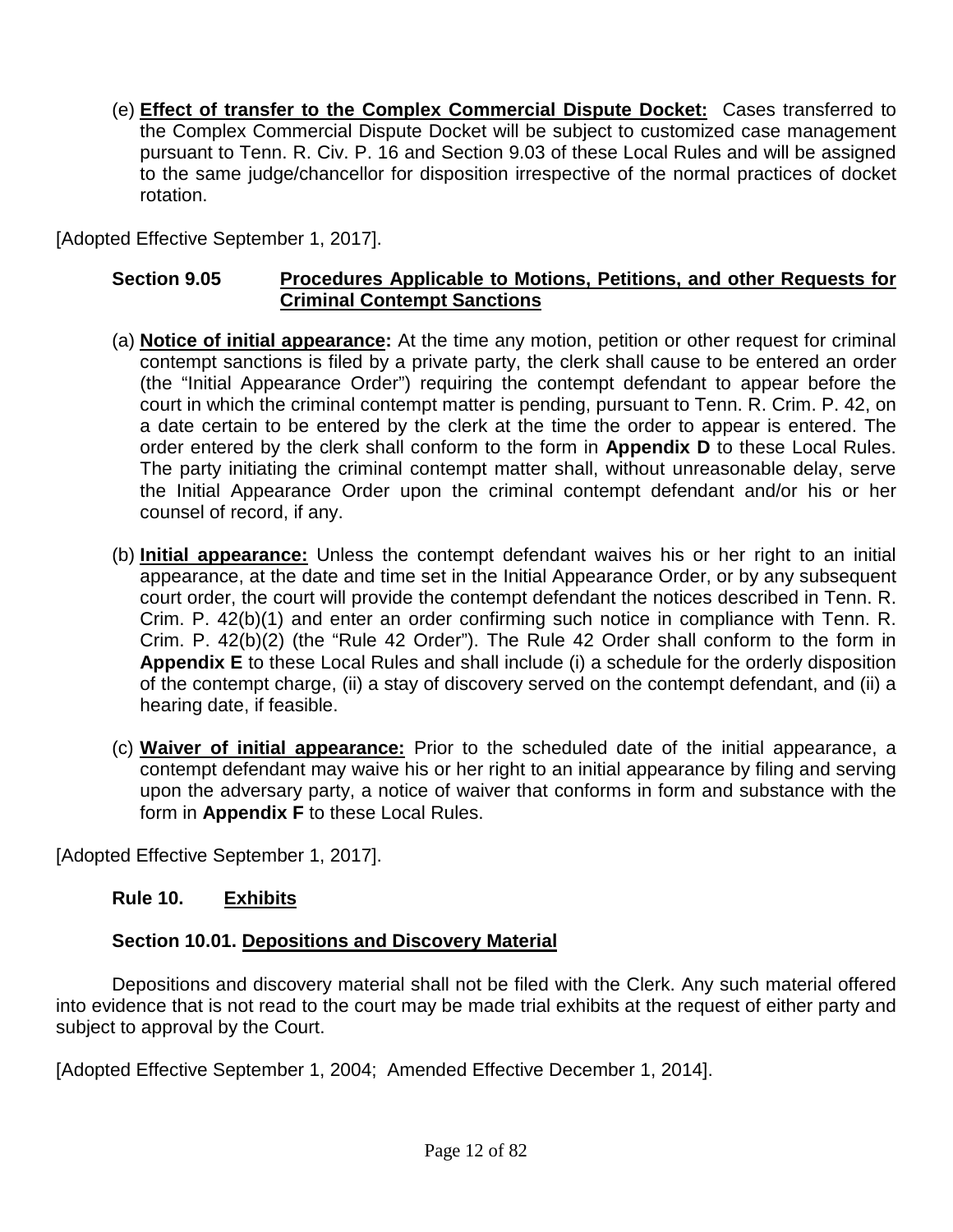(e) **Effect of transfer to the Complex Commercial Dispute Docket:** Cases transferred to the Complex Commercial Dispute Docket will be subject to customized case management pursuant to Tenn. R. Civ. P. 16 and Section 9.03 of these Local Rules and will be assigned to the same judge/chancellor for disposition irrespective of the normal practices of docket rotation.

[Adopted Effective September 1, 2017].

### Section 9.05 Procedures Applicable to Motions, Petitions, and other Requests for Criminal Contempt Sanctions

(a) **Notice of initial appearance:** At the time any motion, petition or other request for criminal contempt sanctions is filed by a private party, the clerk shall cause to be entered an order (the "Initial Appearance Order") requiring the contempt defendant to appear before the court in which the criminal contempt matter is pending, pursuant to Tenn. R. Crim. P. 42, on a date certain to be entered by the clerk at the time the order to appear is entered. The order entered by the clerk shall conform to the form in **Appendix D** to these Local Rules. The party initiating the criminal contempt matter shall, without unreasonable delay, serve the Initial Appearance Order upon the criminal contempt defendant and/or his or her counsel of record, if any.

(b) **Initial appearance:** Unless the contempt defendant waives his or her right to an initial appearance, at the date and time set in the Initial Appearance Order, or by any subsequent court order, the court will provide the contempt defendant the notices described in Tenn. R. Crim. P. 42(b)(1) and enter an order confirming such notice in compliance with Tenn. R. Crim. P. 42(b)(2) (the "Rule 42 Order"). The Rule 42 Order shall conform to the form in **Appendix E** to these Local Rules and shall include (i) a schedule for the orderly disposition of the contempt charge, (ii) a stay of discovery served on the contempt defendant, and (ii) a hearing date, if feasible.

(c) **Waiver of initial appearance:** Prior to the scheduled date of the initial appearance, a contempt defendant may waive his or her right to an initial appearance by filing and serving upon the adversary party, a notice of waiver that conforms in form and substance with the form in **Appendix F** to these Local Rules.

[Adopted Effective September 1, 2017].

## Rule 10. Exhibits

### Section 10.01. Depositions and Discovery Material

Depositions and discovery material shall not be filed with the Clerk. Any such material offered into evidence that is not read to the court may be made trial exhibits at the request of either party and subject to approval by the Court.

[Adopted Effective September 1, 2004; Amended Effective December 1, 2014].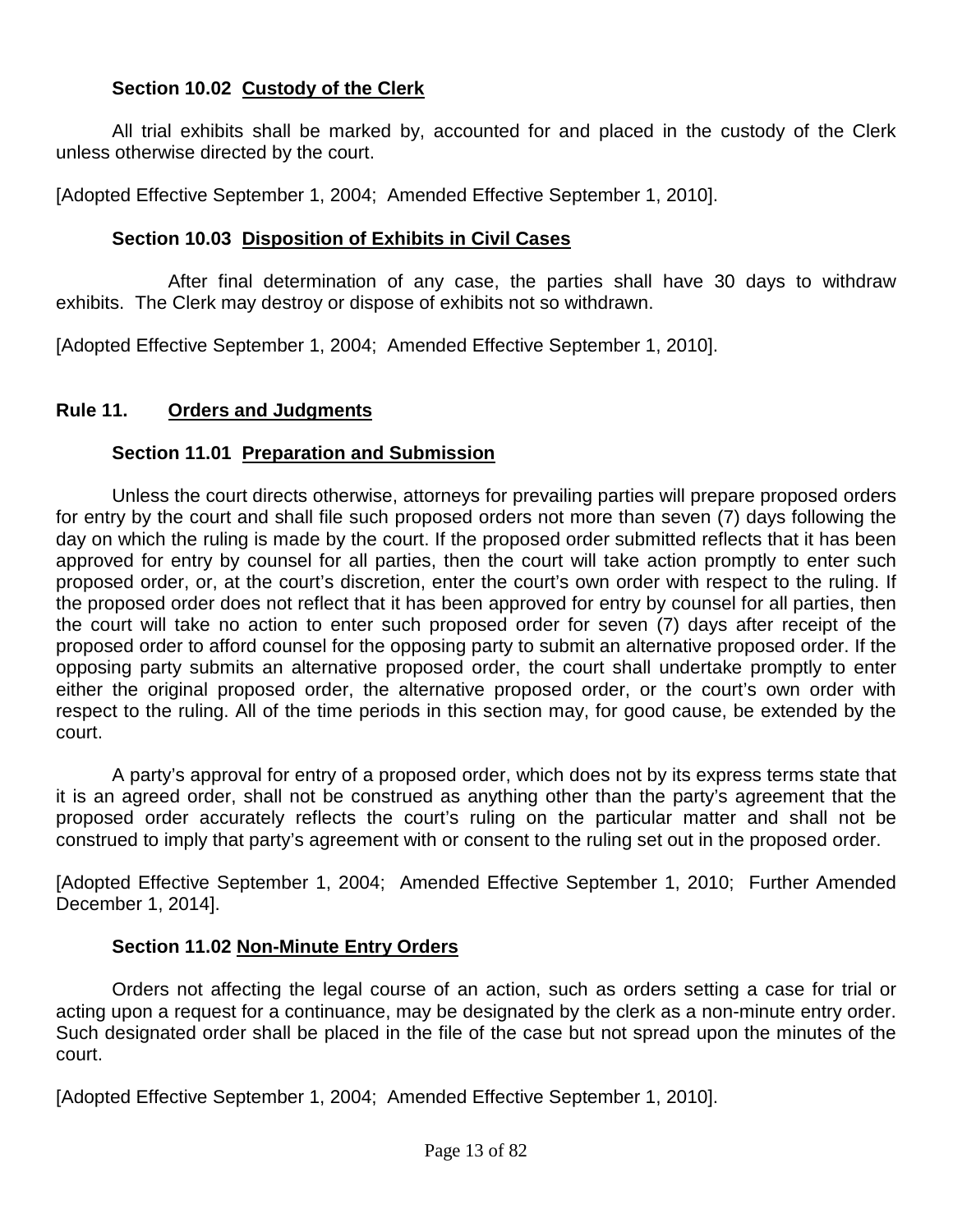### Section 10.02 Custody of the Clerk

All trial exhibits shall be marked by, accounted for and placed in the custody of the Clerk unless otherwise directed by the court.

[Adopted Effective September 1, 2004; Amended Effective September 1, 2010].

### Section 10.03 Disposition of Exhibits in Civil Cases

After final determination of any case, the parties shall have 30 days to withdraw exhibits. The Clerk may destroy or dispose of exhibits not so withdrawn.

[Adopted Effective September 1, 2004; Amended Effective September 1, 2010].

## Rule 11. Orders and Judgments

### Section 11.01 Preparation and Submission

Unless the court directs otherwise, attorneys for prevailing parties will prepare proposed orders for entry by the court and shall file such proposed orders not more than seven (7) days following the day on which the ruling is made by the court. If the proposed order submitted reflects that it has been approved for entry by counsel for all parties, then the court will take action promptly to enter such proposed order, or, at the court's discretion, enter the court's own order with respect to the ruling. If the proposed order does not reflect that it has been approved for entry by counsel for all parties, then the court will take no action to enter such proposed order for seven (7) days after receipt of the proposed order to afford counsel for the opposing party to submit an alternative proposed order. If the opposing party submits an alternative proposed order, the court shall undertake promptly to enter either the original proposed order, the alternative proposed order, or the court's own order with respect to the ruling. All of the time periods in this section may, for good cause, be extended by the court.

A party's approval for entry of a proposed order, which does not by its express terms state that it is an agreed order, shall not be construed as anything other than the party's agreement that the proposed order accurately reflects the court's ruling on the particular matter and shall not be construed to imply that party's agreement with or consent to the ruling set out in the proposed order.

[Adopted Effective September 1, 2004; Amended Effective September 1, 2010; Further Amended December 1, 2014].

### Section 11.02 Non-Minute Entry Orders

Orders not affecting the legal course of an action, such as orders setting a case for trial or acting upon a request for a continuance, may be designated by the clerk as a non-minute entry order. Such designated order shall be placed in the file of the case but not spread upon the minutes of the court.

[Adopted Effective September 1, 2004; Amended Effective September 1, 2010].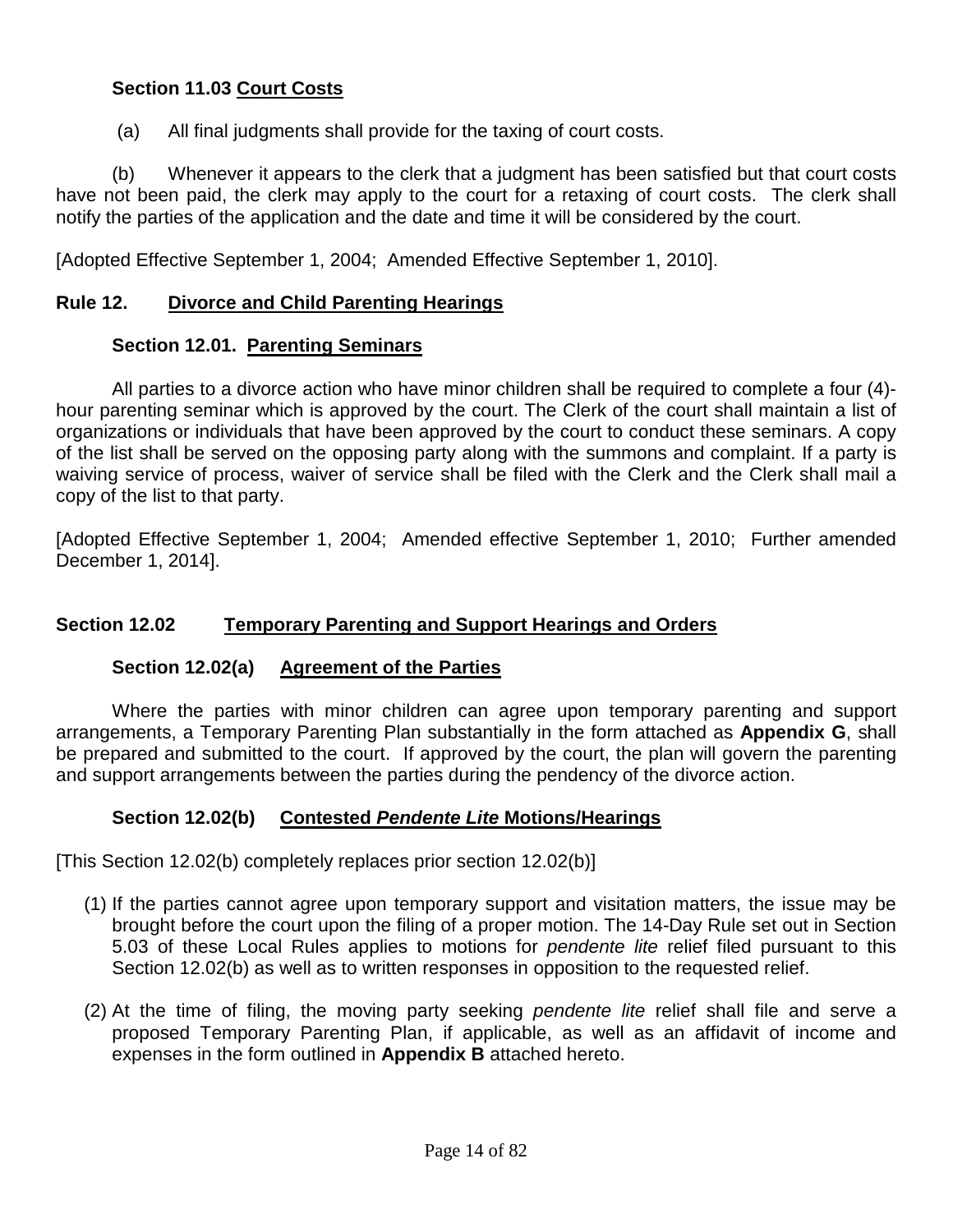### Section 11.03 Court Costs

(a) All final judgments shall provide for the taxing of court costs.

(b) Whenever it appears to the clerk that a judgment has been satisfied but that court costs have not been paid, the clerk may apply to the court for a retaxing of court costs. The clerk shall notify the parties of the application and the date and time it will be considered by the court.

[Adopted Effective September 1, 2004; Amended Effective September 1, 2010].

## Rule 12. Divorce and Child Parenting Hearings

### Section 12.01. Parenting Seminars

All parties to a divorce action who have minor children shall be required to complete a four (4)-hour parenting seminar which is approved by the court. The Clerk of the court shall maintain a list of organizations or individuals that have been approved by the court to conduct these seminars. A copy of the list shall be served on the opposing party along with the summons and complaint. If a party is waiving service of process, waiver of service shall be filed with the Clerk and the Clerk shall mail a copy of the list to that party.

[Adopted Effective September 1, 2004; Amended effective September 1, 2010; Further amended December 1, 2014].

## Section 12.02 Temporary Parenting and Support Hearings and Orders

### Section 12.02(a) Agreement of the Parties

Where the parties with minor children can agree upon temporary parenting and support arrangements, a Temporary Parenting Plan substantially in the form attached as **Appendix G**, shall be prepared and submitted to the court. If approved by the court, the plan will govern the parenting and support arrangements between the parties during the pendency of the divorce action.

### Section 12.02(b) Contested *Pendente Lite* Motions/Hearings

[This Section 12.02(b) completely replaces prior section 12.02(b)]

(1) If the parties cannot agree upon temporary support and visitation matters, the issue may be brought before the court upon the filing of a proper motion. The 14-Day Rule set out in Section 5.03 of these Local Rules applies to motions for *pendente lite* relief filed pursuant to this Section 12.02(b) as well as to written responses in opposition to the requested relief.

(2) At the time of filing, the moving party seeking *pendente lite* relief shall file and serve a proposed Temporary Parenting Plan, if applicable, as well as an affidavit of income and expenses in the form outlined in **Appendix B** attached hereto.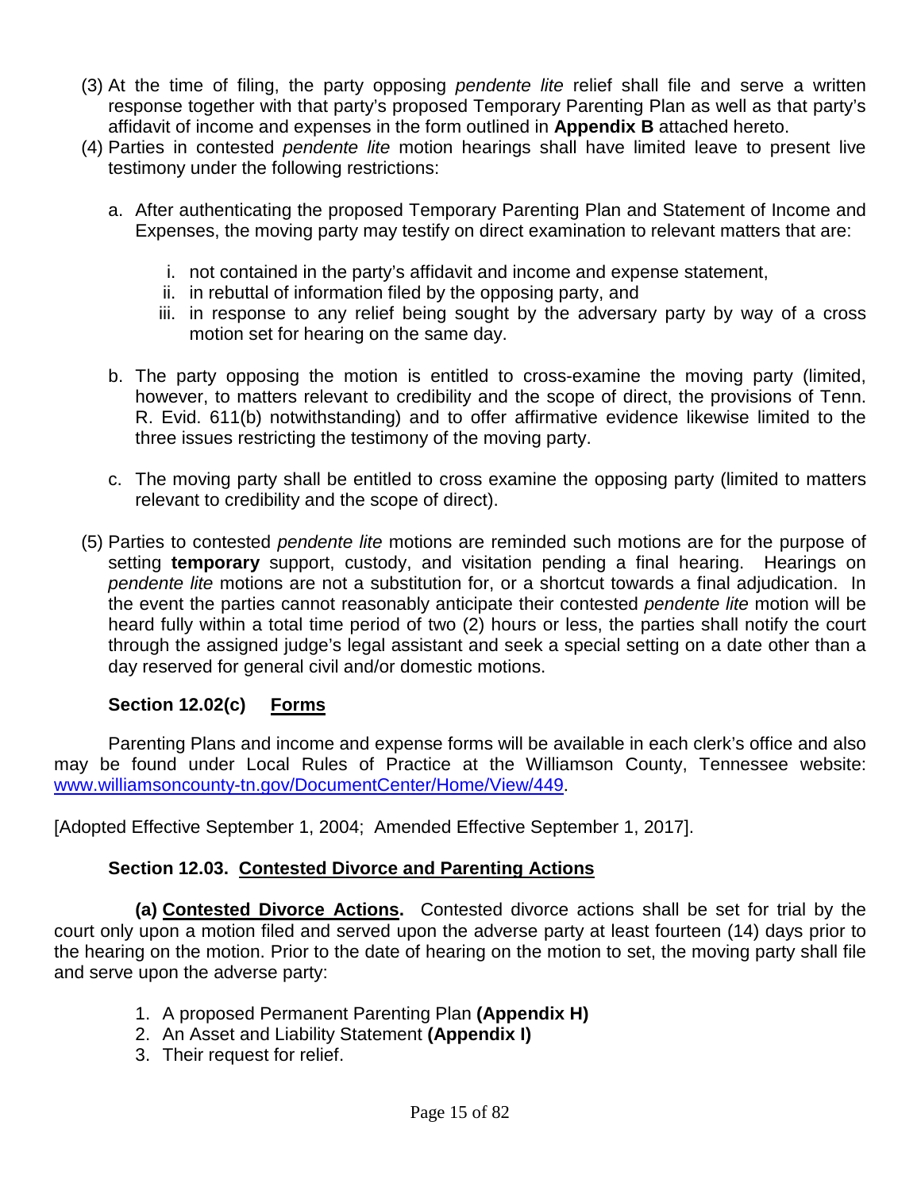(3) At the time of filing, the party opposing *pendente lite* relief shall file and serve a written response together with that party's proposed Temporary Parenting Plan as well as that party's affidavit of income and expenses in the form outlined in **Appendix B** attached hereto.

(4) Parties in contested *pendente lite* motion hearings shall have limited leave to present live testimony under the following restrictions:

a. After authenticating the proposed Temporary Parenting Plan and Statement of Income and Expenses, the moving party may testify on direct examination to relevant matters that are:

   i. not contained in the party's affidavit and income and expense statement,
   ii. in rebuttal of information filed by the opposing party, and
   iii. in response to any relief being sought by the adversary party by way of a cross motion set for hearing on the same day.

b. The party opposing the motion is entitled to cross-examine the moving party (limited, however, to matters relevant to credibility and the scope of direct, the provisions of Tenn. R. Evid. 611(b) notwithstanding) and to offer affirmative evidence likewise limited to the three issues restricting the testimony of the moving party.

c. The moving party shall be entitled to cross examine the opposing party (limited to matters relevant to credibility and the scope of direct).

(5) Parties to contested *pendente lite* motions are reminded such motions are for the purpose of setting **temporary** support, custody, and visitation pending a final hearing. Hearings on *pendente lite* motions are not a substitution for, or a shortcut towards a final adjudication. In the event the parties cannot reasonably anticipate their contested *pendente lite* motion will be heard fully within a total time period of two (2) hours or less, the parties shall notify the court through the assigned judge's legal assistant and seek a special setting on a date other than a day reserved for general civil and/or domestic motions.

### Section 12.02(c) Forms

Parenting Plans and income and expense forms will be available in each clerk's office and also may be found under Local Rules of Practice at the Williamson County, Tennessee website: www.williamsoncounty-tn.gov/DocumentCenter/Home/View/449.

[Adopted Effective September 1, 2004; Amended Effective September 1, 2017].

### Section 12.03. Contested Divorce and Parenting Actions

**(a) Contested Divorce Actions.** Contested divorce actions shall be set for trial by the court only upon a motion filed and served upon the adverse party at least fourteen (14) days prior to the hearing on the motion. Prior to the date of hearing on the motion to set, the moving party shall file and serve upon the adverse party:

1. A proposed Permanent Parenting Plan **(Appendix H)**
2. An Asset and Liability Statement **(Appendix I)**
3. Their request for relief.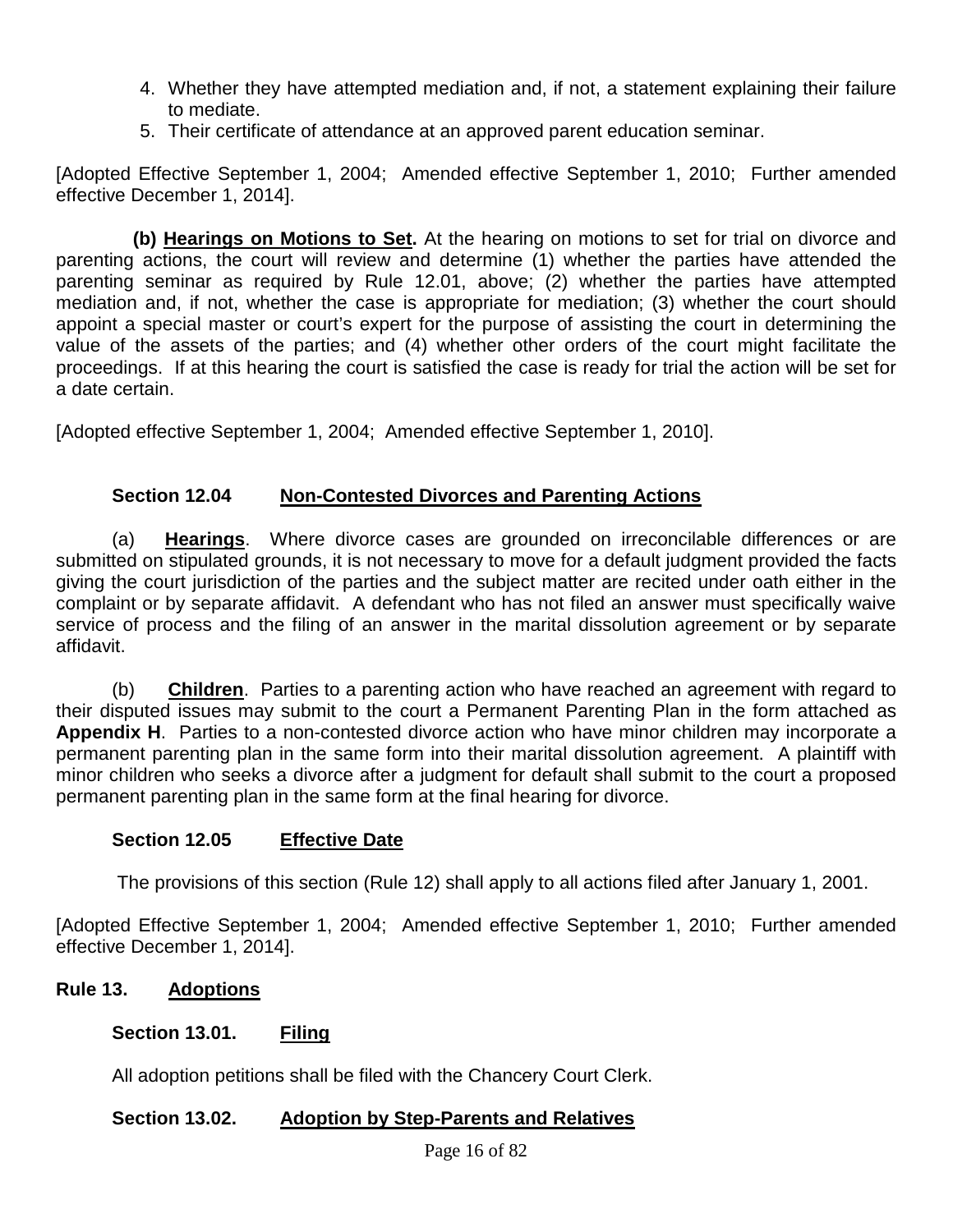4. Whether they have attempted mediation and, if not, a statement explaining their failure to mediate.
5. Their certificate of attendance at an approved parent education seminar.

[Adopted Effective September 1, 2004; Amended effective September 1, 2010; Further amended effective December 1, 2014].

**(b) Hearings on Motions to Set.** At the hearing on motions to set for trial on divorce and parenting actions, the court will review and determine (1) whether the parties have attended the parenting seminar as required by Rule 12.01, above; (2) whether the parties have attempted mediation and, if not, whether the case is appropriate for mediation; (3) whether the court should appoint a special master or court's expert for the purpose of assisting the court in determining the value of the assets of the parties; and (4) whether other orders of the court might facilitate the proceedings. If at this hearing the court is satisfied the case is ready for trial the action will be set for a date certain.

[Adopted effective September 1, 2004; Amended effective September 1, 2010].

### Section 12.04 Non-Contested Divorces and Parenting Actions

(a) **Hearings**. Where divorce cases are grounded on irreconcilable differences or are submitted on stipulated grounds, it is not necessary to move for a default judgment provided the facts giving the court jurisdiction of the parties and the subject matter are recited under oath either in the complaint or by separate affidavit. A defendant who has not filed an answer must specifically waive service of process and the filing of an answer in the marital dissolution agreement or by separate affidavit.

(b) **Children**. Parties to a parenting action who have reached an agreement with regard to their disputed issues may submit to the court a Permanent Parenting Plan in the form attached as **Appendix H**. Parties to a non-contested divorce action who have minor children may incorporate a permanent parenting plan in the same form into their marital dissolution agreement. A plaintiff with minor children who seeks a divorce after a judgment for default shall submit to the court a proposed permanent parenting plan in the same form at the final hearing for divorce.

### Section 12.05 Effective Date

The provisions of this section (Rule 12) shall apply to all actions filed after January 1, 2001.

[Adopted Effective September 1, 2004; Amended effective September 1, 2010; Further amended effective December 1, 2014].

## Rule 13. Adoptions

### Section 13.01. Filing

All adoption petitions shall be filed with the Chancery Court Clerk.

### Section 13.02. Adoption by Step-Parents and Relatives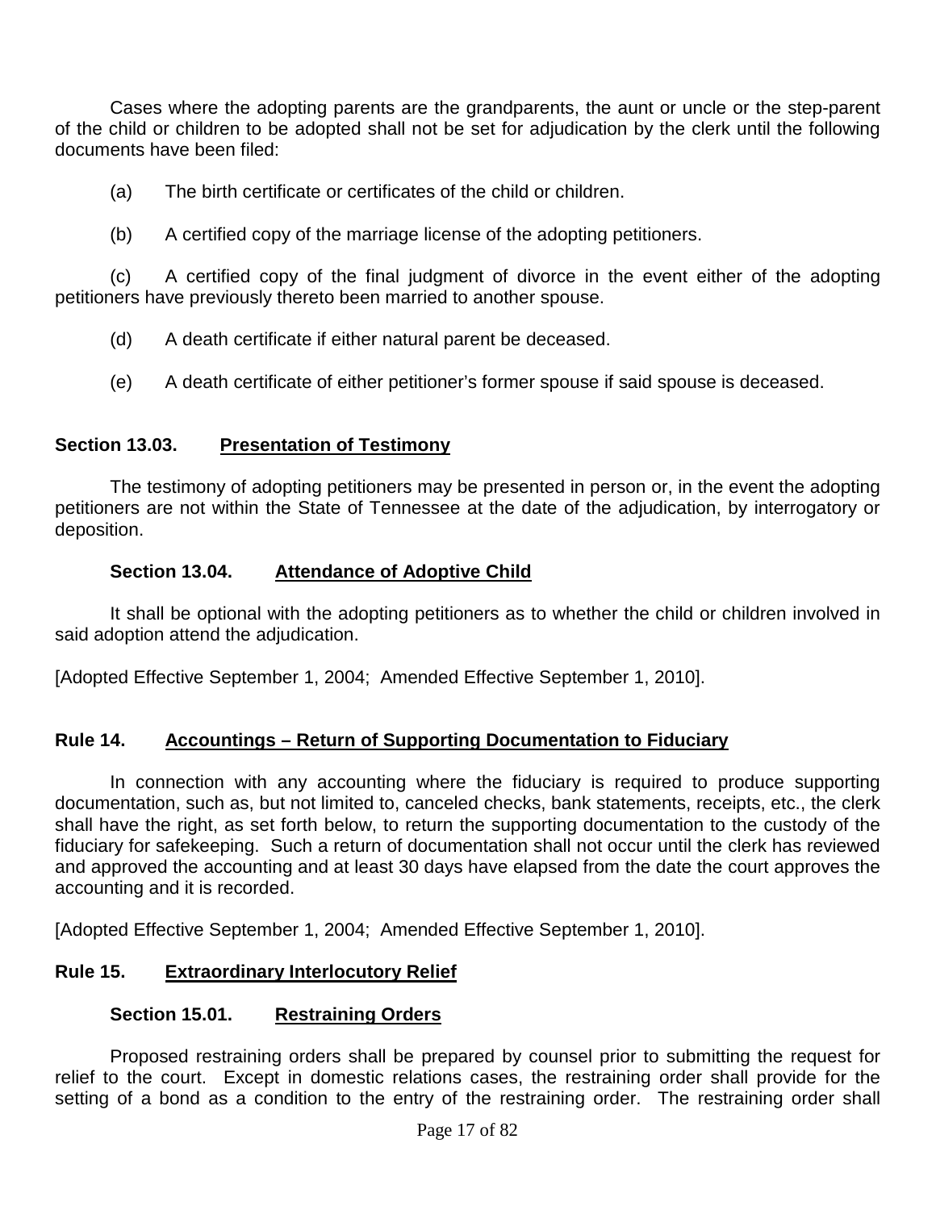Cases where the adopting parents are the grandparents, the aunt or uncle or the step-parent of the child or children to be adopted shall not be set for adjudication by the clerk until the following documents have been filed:

(a) The birth certificate or certificates of the child or children.

(b) A certified copy of the marriage license of the adopting petitioners.

(c) A certified copy of the final judgment of divorce in the event either of the adopting petitioners have previously thereto been married to another spouse.

(d) A death certificate if either natural parent be deceased.

(e) A death certificate of either petitioner's former spouse if said spouse is deceased.

### Section 13.03. Presentation of Testimony

The testimony of adopting petitioners may be presented in person or, in the event the adopting petitioners are not within the State of Tennessee at the date of the adjudication, by interrogatory or deposition.

### Section 13.04. Attendance of Adoptive Child

It shall be optional with the adopting petitioners as to whether the child or children involved in said adoption attend the adjudication.

[Adopted Effective September 1, 2004; Amended Effective September 1, 2010].

## Rule 14. Accountings – Return of Supporting Documentation to Fiduciary

In connection with any accounting where the fiduciary is required to produce supporting documentation, such as, but not limited to, canceled checks, bank statements, receipts, etc., the clerk shall have the right, as set forth below, to return the supporting documentation to the custody of the fiduciary for safekeeping. Such a return of documentation shall not occur until the clerk has reviewed and approved the accounting and at least 30 days have elapsed from the date the court approves the accounting and it is recorded.

[Adopted Effective September 1, 2004; Amended Effective September 1, 2010].

## Rule 15. Extraordinary Interlocutory Relief

### Section 15.01. Restraining Orders

Proposed restraining orders shall be prepared by counsel prior to submitting the request for relief to the court. Except in domestic relations cases, the restraining order shall provide for the setting of a bond as a condition to the entry of the restraining order. The restraining order shall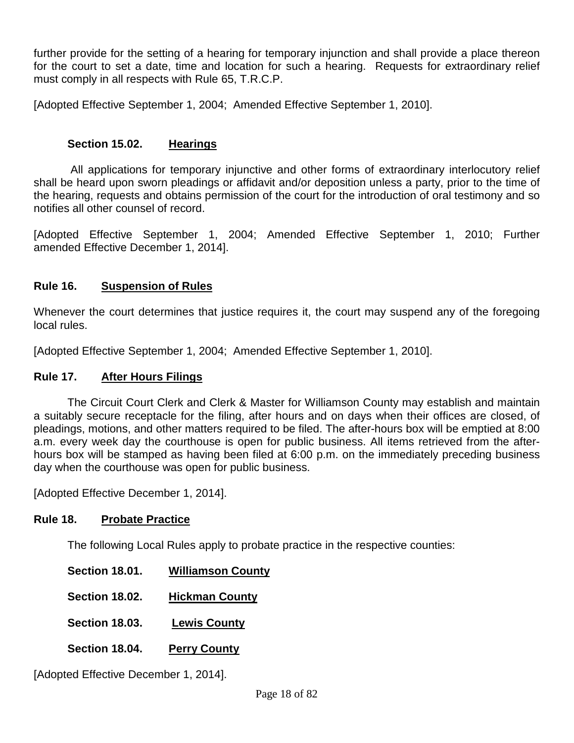further provide for the setting of a hearing for temporary injunction and shall provide a place thereon for the court to set a date, time and location for such a hearing. Requests for extraordinary relief must comply in all respects with Rule 65, T.R.C.P.

[Adopted Effective September 1, 2004; Amended Effective September 1, 2010].

### Section 15.02. Hearings

All applications for temporary injunctive and other forms of extraordinary interlocutory relief shall be heard upon sworn pleadings or affidavit and/or deposition unless a party, prior to the time of the hearing, requests and obtains permission of the court for the introduction of oral testimony and so notifies all other counsel of record.

[Adopted Effective September 1, 2004; Amended Effective September 1, 2010; Further amended Effective December 1, 2014].

## Rule 16. Suspension of Rules

Whenever the court determines that justice requires it, the court may suspend any of the foregoing local rules.

[Adopted Effective September 1, 2004; Amended Effective September 1, 2010].

## Rule 17. After Hours Filings

The Circuit Court Clerk and Clerk & Master for Williamson County may establish and maintain a suitably secure receptacle for the filing, after hours and on days when their offices are closed, of pleadings, motions, and other matters required to be filed. The after-hours box will be emptied at 8:00 a.m. every week day the courthouse is open for public business. All items retrieved from the after-hours box will be stamped as having been filed at 6:00 p.m. on the immediately preceding business day when the courthouse was open for public business.

[Adopted Effective December 1, 2014].

## Rule 18. Probate Practice

The following Local Rules apply to probate practice in the respective counties:

**Section 18.01. Williamson County**

**Section 18.02. Hickman County**

**Section 18.03. Lewis County**

**Section 18.04. Perry County**

[Adopted Effective December 1, 2014].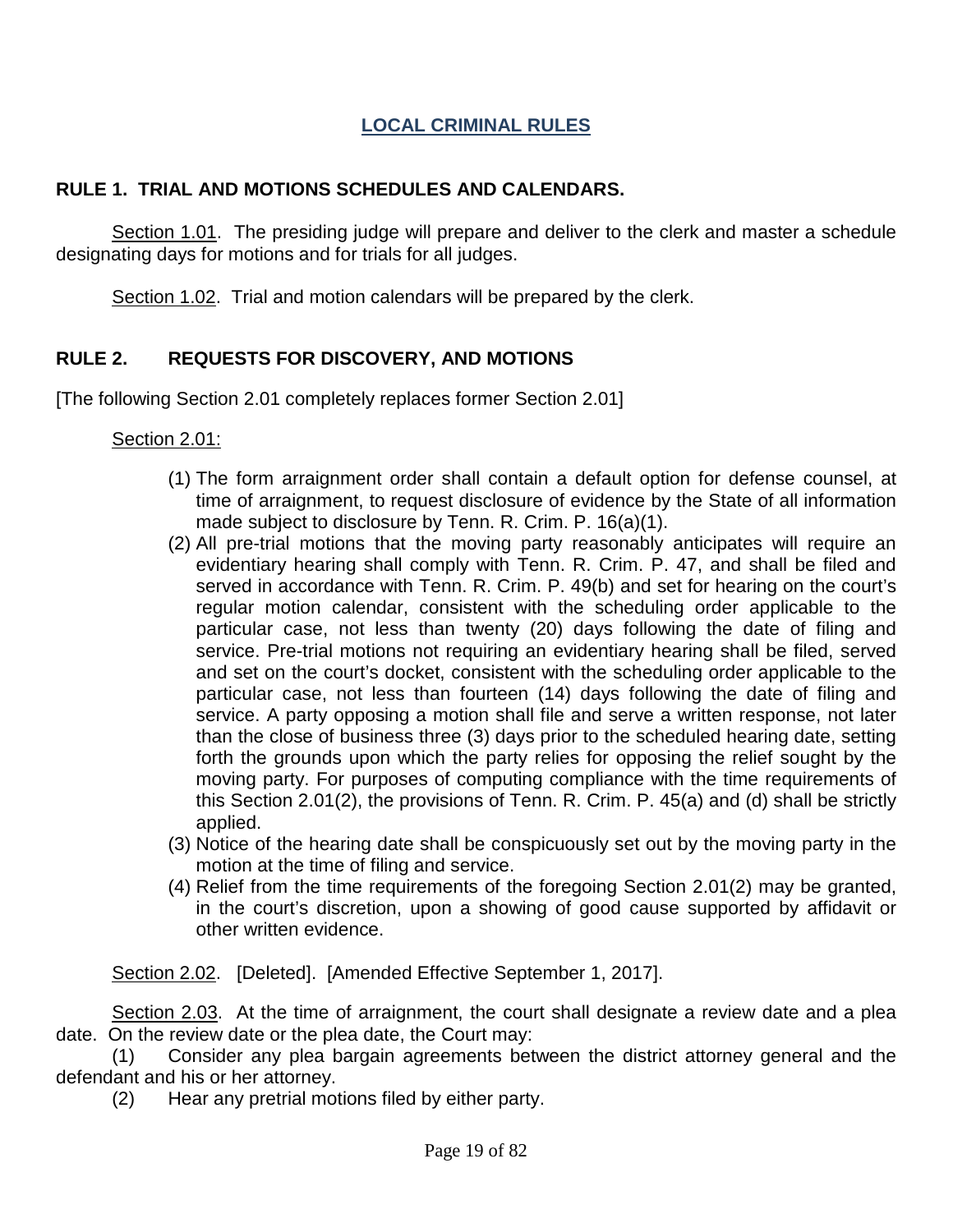# LOCAL CRIMINAL RULES

## RULE 1. TRIAL AND MOTIONS SCHEDULES AND CALENDARS.

Section 1.01. The presiding judge will prepare and deliver to the clerk and master a schedule designating days for motions and for trials for all judges.

Section 1.02. Trial and motion calendars will be prepared by the clerk.

## RULE 2. REQUESTS FOR DISCOVERY, AND MOTIONS

[The following Section 2.01 completely replaces former Section 2.01]

Section 2.01:

(1) The form arraignment order shall contain a default option for defense counsel, at time of arraignment, to request disclosure of evidence by the State of all information made subject to disclosure by Tenn. R. Crim. P. 16(a)(1).

(2) All pre-trial motions that the moving party reasonably anticipates will require an evidentiary hearing shall comply with Tenn. R. Crim. P. 47, and shall be filed and served in accordance with Tenn. R. Crim. P. 49(b) and set for hearing on the court's regular motion calendar, consistent with the scheduling order applicable to the particular case, not less than twenty (20) days following the date of filing and service. Pre-trial motions not requiring an evidentiary hearing shall be filed, served and set on the court's docket, consistent with the scheduling order applicable to the particular case, not less than fourteen (14) days following the date of filing and service. A party opposing a motion shall file and serve a written response, not later than the close of business three (3) days prior to the scheduled hearing date, setting forth the grounds upon which the party relies for opposing the relief sought by the moving party. For purposes of computing compliance with the time requirements of this Section 2.01(2), the provisions of Tenn. R. Crim. P. 45(a) and (d) shall be strictly applied.

(3) Notice of the hearing date shall be conspicuously set out by the moving party in the motion at the time of filing and service.

(4) Relief from the time requirements of the foregoing Section 2.01(2) may be granted, in the court's discretion, upon a showing of good cause supported by affidavit or other written evidence.

Section 2.02. [Deleted]. [Amended Effective September 1, 2017].

Section 2.03. At the time of arraignment, the court shall designate a review date and a plea date. On the review date or the plea date, the Court may:

(1) Consider any plea bargain agreements between the district attorney general and the defendant and his or her attorney.

(2) Hear any pretrial motions filed by either party.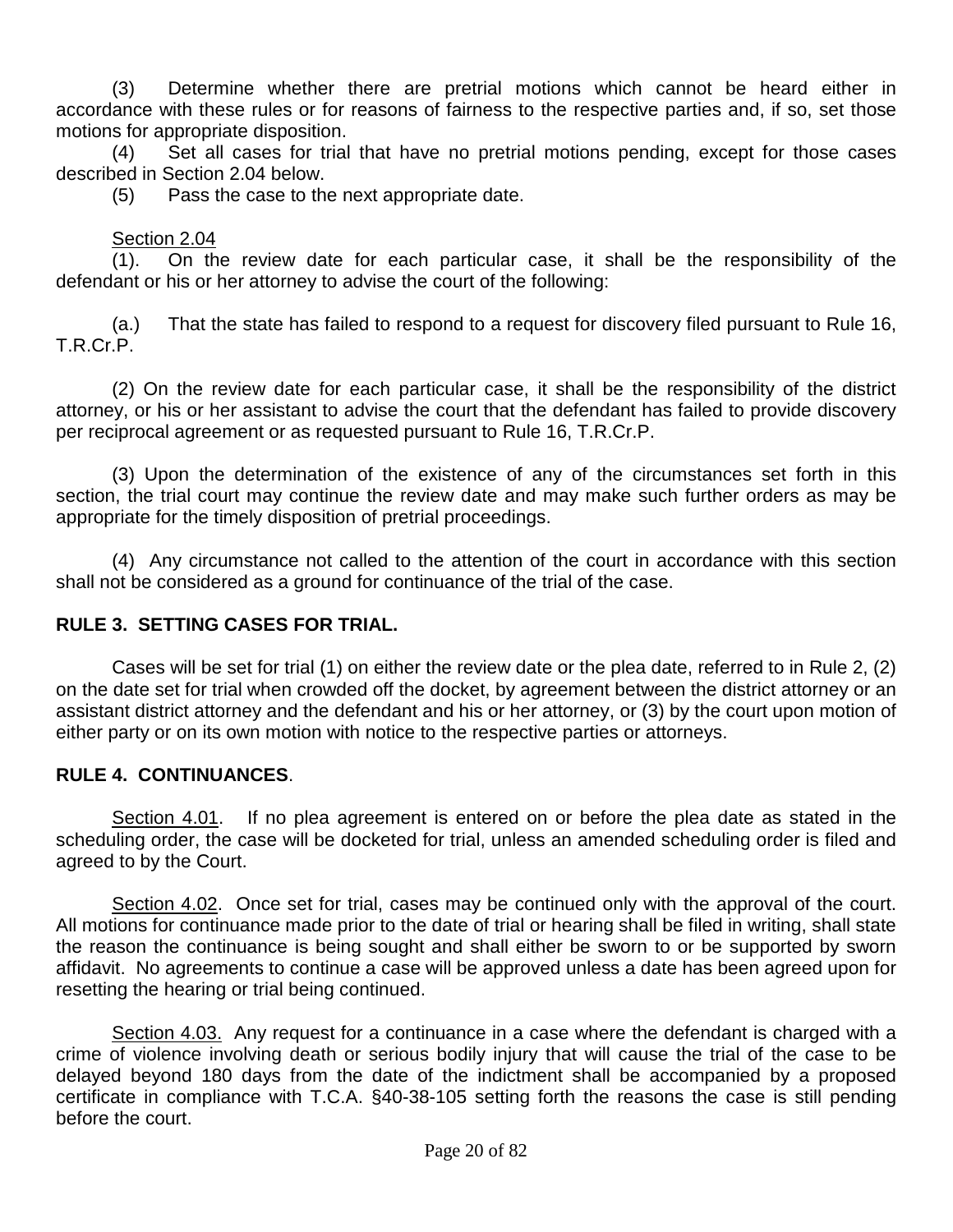(3) Determine whether there are pretrial motions which cannot be heard either in accordance with these rules or for reasons of fairness to the respective parties and, if so, set those motions for appropriate disposition.

(4) Set all cases for trial that have no pretrial motions pending, except for those cases described in Section 2.04 below.

(5) Pass the case to the next appropriate date.

Section 2.04

(1). On the review date for each particular case, it shall be the responsibility of the defendant or his or her attorney to advise the court of the following:

(a.) That the state has failed to respond to a request for discovery filed pursuant to Rule 16, T.R.Cr.P.

(2) On the review date for each particular case, it shall be the responsibility of the district attorney, or his or her assistant to advise the court that the defendant has failed to provide discovery per reciprocal agreement or as requested pursuant to Rule 16, T.R.Cr.P.

(3) Upon the determination of the existence of any of the circumstances set forth in this section, the trial court may continue the review date and may make such further orders as may be appropriate for the timely disposition of pretrial proceedings.

(4) Any circumstance not called to the attention of the court in accordance with this section shall not be considered as a ground for continuance of the trial of the case.

**RULE 3. SETTING CASES FOR TRIAL.**

Cases will be set for trial (1) on either the review date or the plea date, referred to in Rule 2, (2) on the date set for trial when crowded off the docket, by agreement between the district attorney or an assistant district attorney and the defendant and his or her attorney, or (3) by the court upon motion of either party or on its own motion with notice to the respective parties or attorneys.

**RULE 4. CONTINUANCES**.

Section 4.01. If no plea agreement is entered on or before the plea date as stated in the scheduling order, the case will be docketed for trial, unless an amended scheduling order is filed and agreed to by the Court.

Section 4.02. Once set for trial, cases may be continued only with the approval of the court. All motions for continuance made prior to the date of trial or hearing shall be filed in writing, shall state the reason the continuance is being sought and shall either be sworn to or be supported by sworn affidavit. No agreements to continue a case will be approved unless a date has been agreed upon for resetting the hearing or trial being continued.

Section 4.03. Any request for a continuance in a case where the defendant is charged with a crime of violence involving death or serious bodily injury that will cause the trial of the case to be delayed beyond 180 days from the date of the indictment shall be accompanied by a proposed certificate in compliance with T.C.A. §40-38-105 setting forth the reasons the case is still pending before the court.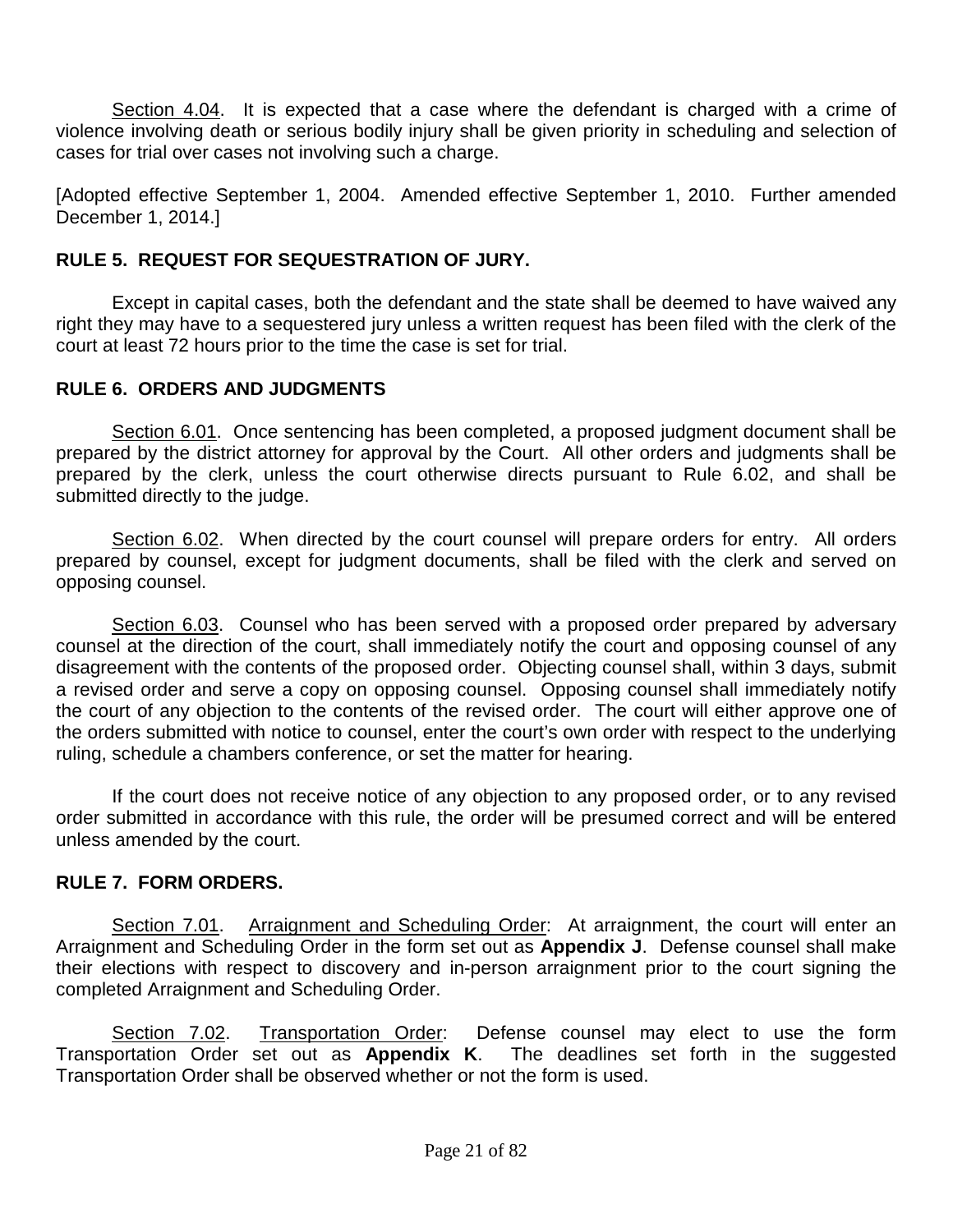Section 4.04. It is expected that a case where the defendant is charged with a crime of violence involving death or serious bodily injury shall be given priority in scheduling and selection of cases for trial over cases not involving such a charge.

[Adopted effective September 1, 2004. Amended effective September 1, 2010. Further amended December 1, 2014.]

**RULE 5. REQUEST FOR SEQUESTRATION OF JURY.**

Except in capital cases, both the defendant and the state shall be deemed to have waived any right they may have to a sequestered jury unless a written request has been filed with the clerk of the court at least 72 hours prior to the time the case is set for trial.

**RULE 6. ORDERS AND JUDGMENTS**

Section 6.01. Once sentencing has been completed, a proposed judgment document shall be prepared by the district attorney for approval by the Court. All other orders and judgments shall be prepared by the clerk, unless the court otherwise directs pursuant to Rule 6.02, and shall be submitted directly to the judge.

Section 6.02. When directed by the court counsel will prepare orders for entry. All orders prepared by counsel, except for judgment documents, shall be filed with the clerk and served on opposing counsel.

Section 6.03. Counsel who has been served with a proposed order prepared by adversary counsel at the direction of the court, shall immediately notify the court and opposing counsel of any disagreement with the contents of the proposed order. Objecting counsel shall, within 3 days, submit a revised order and serve a copy on opposing counsel. Opposing counsel shall immediately notify the court of any objection to the contents of the revised order. The court will either approve one of the orders submitted with notice to counsel, enter the court's own order with respect to the underlying ruling, schedule a chambers conference, or set the matter for hearing.

If the court does not receive notice of any objection to any proposed order, or to any revised order submitted in accordance with this rule, the order will be presumed correct and will be entered unless amended by the court.

**RULE 7. FORM ORDERS.**

Section 7.01. Arraignment and Scheduling Order: At arraignment, the court will enter an Arraignment and Scheduling Order in the form set out as **Appendix J**. Defense counsel shall make their elections with respect to discovery and in-person arraignment prior to the court signing the completed Arraignment and Scheduling Order.

Section 7.02. Transportation Order: Defense counsel may elect to use the form Transportation Order set out as **Appendix K**. The deadlines set forth in the suggested Transportation Order shall be observed whether or not the form is used.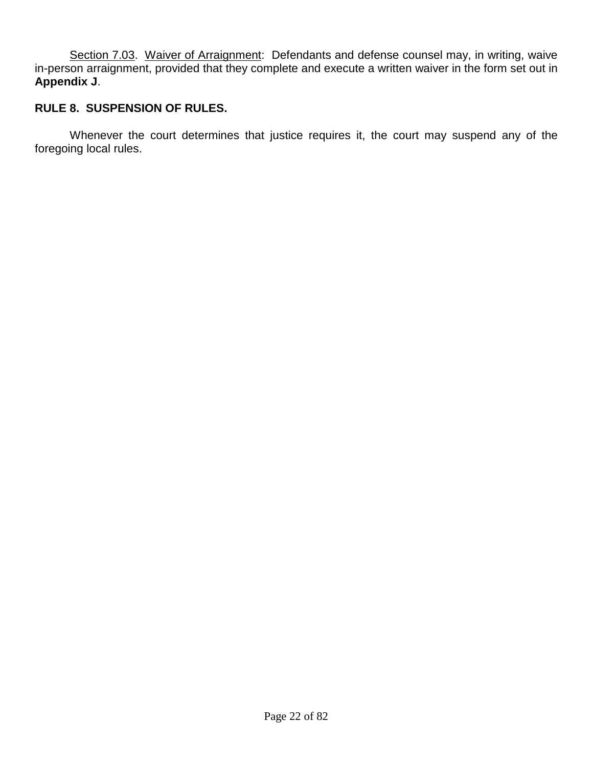Section 7.03. Waiver of Arraignment: Defendants and defense counsel may, in writing, waive in-person arraignment, provided that they complete and execute a written waiver in the form set out in **Appendix J**.

## RULE 8. SUSPENSION OF RULES.

Whenever the court determines that justice requires it, the court may suspend any of the foregoing local rules.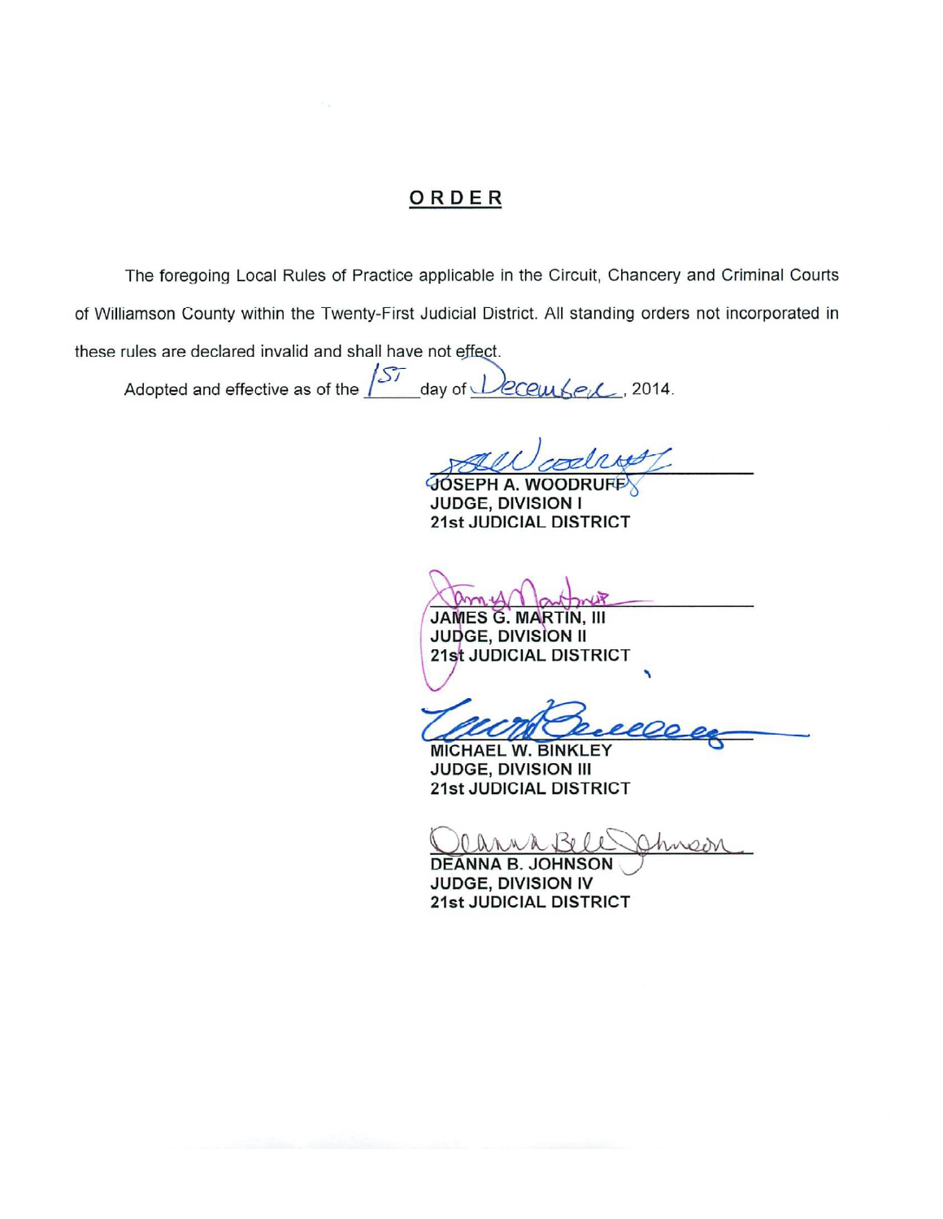# ORDER

The foregoing Local Rules of Practice applicable in the Circuit, Chancery and Criminal Courts of Williamson County within the Twenty-First Judicial District. All standing orders not incorporated in these rules are declared invalid and shall have not effect.

Adopted and effective as of the 1ST day of December, 2014.

JOSEPH A. WOODRUFF
JUDGE, DIVISION I
21st JUDICIAL DISTRICT

JAMES G. MARTIN, III
JUDGE, DIVISION II
21st JUDICIAL DISTRICT

MICHAEL W. BINKLEY
JUDGE, DIVISION III
21st JUDICIAL DISTRICT

DEANNA B. JOHNSON
JUDGE, DIVISION IV
21st JUDICIAL DISTRICT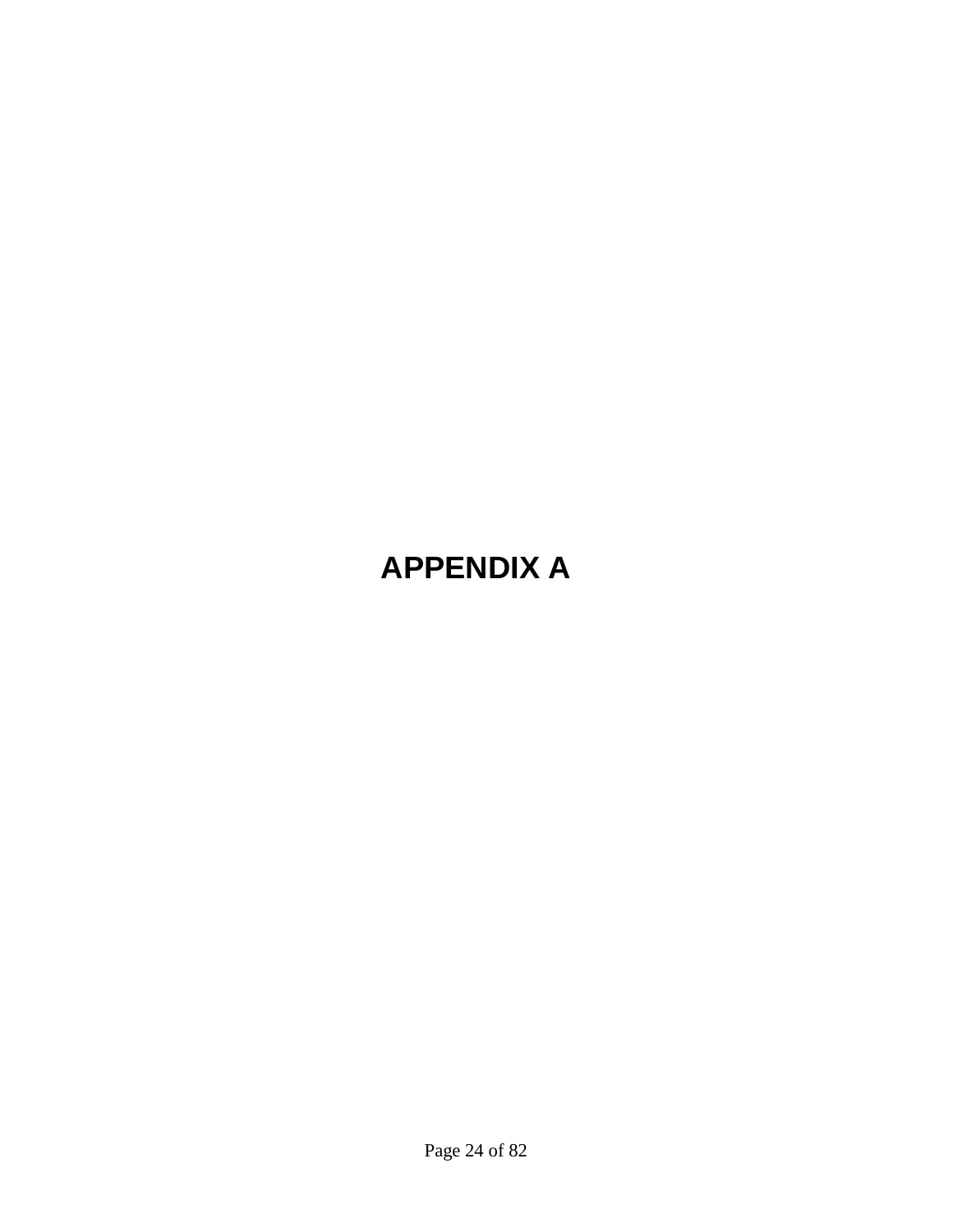# APPENDIX A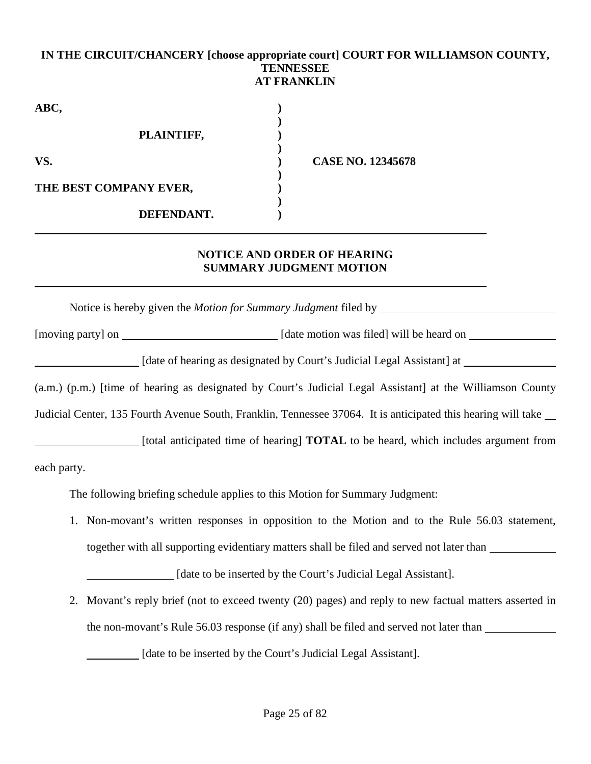**IN THE CIRCUIT/CHANCERY [choose appropriate court] COURT FOR WILLIAMSON COUNTY, TENNESSEE AT FRANKLIN**

| | | |
|---|---|---|
| **ABC,** | **)** | |
| | **)** | |
| **PLAINTIFF,** | **)** | |
| | **)** | |
| **VS.** | **)** | **CASE NO. 12345678** |
| | **)** | |
| **THE BEST COMPANY EVER,** | **)** | |
| | **)** | |
| **DEFENDANT.** | **)** | |

---

**NOTICE AND ORDER OF HEARING SUMMARY JUDGMENT MOTION**

---

Notice is hereby given the *Motion for Summary Judgment* filed by ______________________________ [moving party] on ___________________________ [date motion was filed] will be heard on ________________ ___________________ [date of hearing as designated by Court's Judicial Legal Assistant] at _________________ (a.m.) (p.m.) [time of hearing as designated by Court's Judicial Legal Assistant] at the Williamson County Judicial Center, 135 Fourth Avenue South, Franklin, Tennessee 37064. It is anticipated this hearing will take __ __________________ [total anticipated time of hearing] **TOTAL** to be heard, which includes argument from each party.

The following briefing schedule applies to this Motion for Summary Judgment:

1. Non-movant's written responses in opposition to the Motion and to the Rule 56.03 statement, together with all supporting evidentiary matters shall be filed and served not later than ___________ _______________ [date to be inserted by the Court's Judicial Legal Assistant].
2. Movant's reply brief (not to exceed twenty (20) pages) and reply to new factual matters asserted in the non-movant's Rule 56.03 response (if any) shall be filed and served not later than ____________ _________ [date to be inserted by the Court's Judicial Legal Assistant].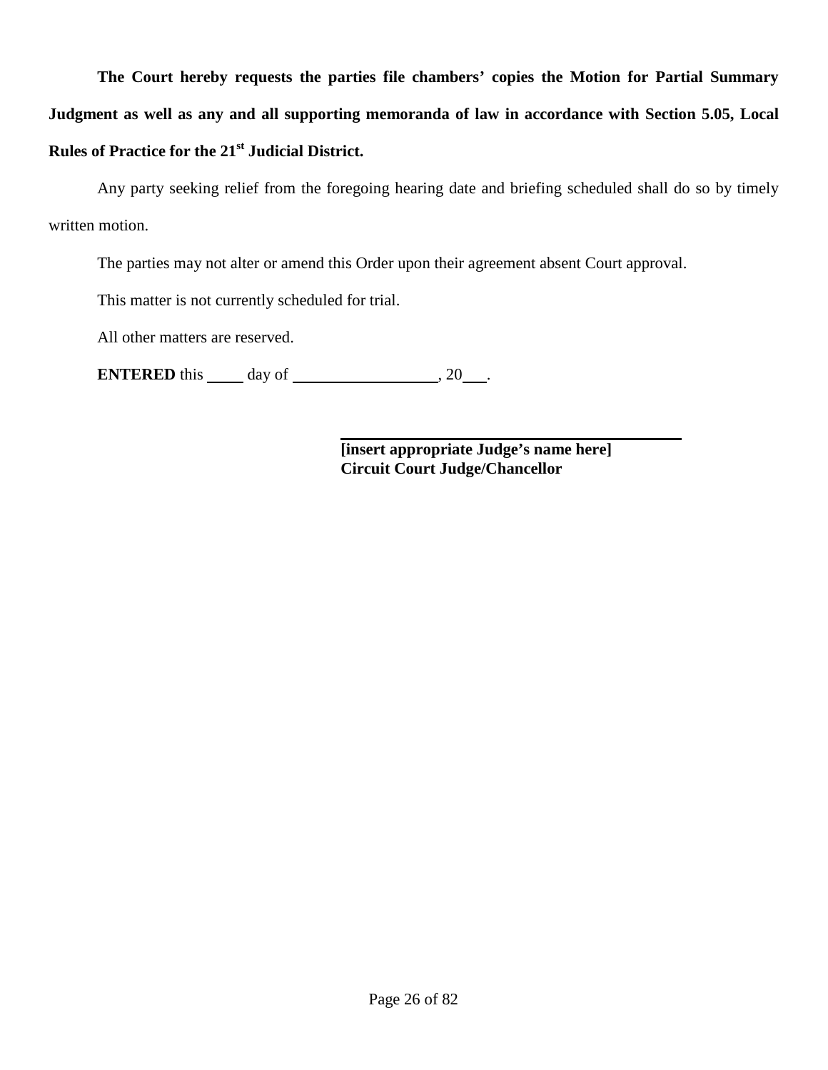**The Court hereby requests the parties file chambers' copies the Motion for Partial Summary Judgment as well as any and all supporting memoranda of law in accordance with Section 5.05, Local Rules of Practice for the 21st Judicial District.**

Any party seeking relief from the foregoing hearing date and briefing scheduled shall do so by timely written motion.

The parties may not alter or amend this Order upon their agreement absent Court approval.

This matter is not currently scheduled for trial.

All other matters are reserved.

**ENTERED** this _____ day of ___________________, 20___.

\_\_\_\_\_\_\_\_\_\_\_\_\_\_\_\_\_\_\_\_\_\_\_\_\_\_\_\_\_\_\_\_\_\_\_\_\_\_\_\_
**[insert appropriate Judge's name here]**
**Circuit Court Judge/Chancellor**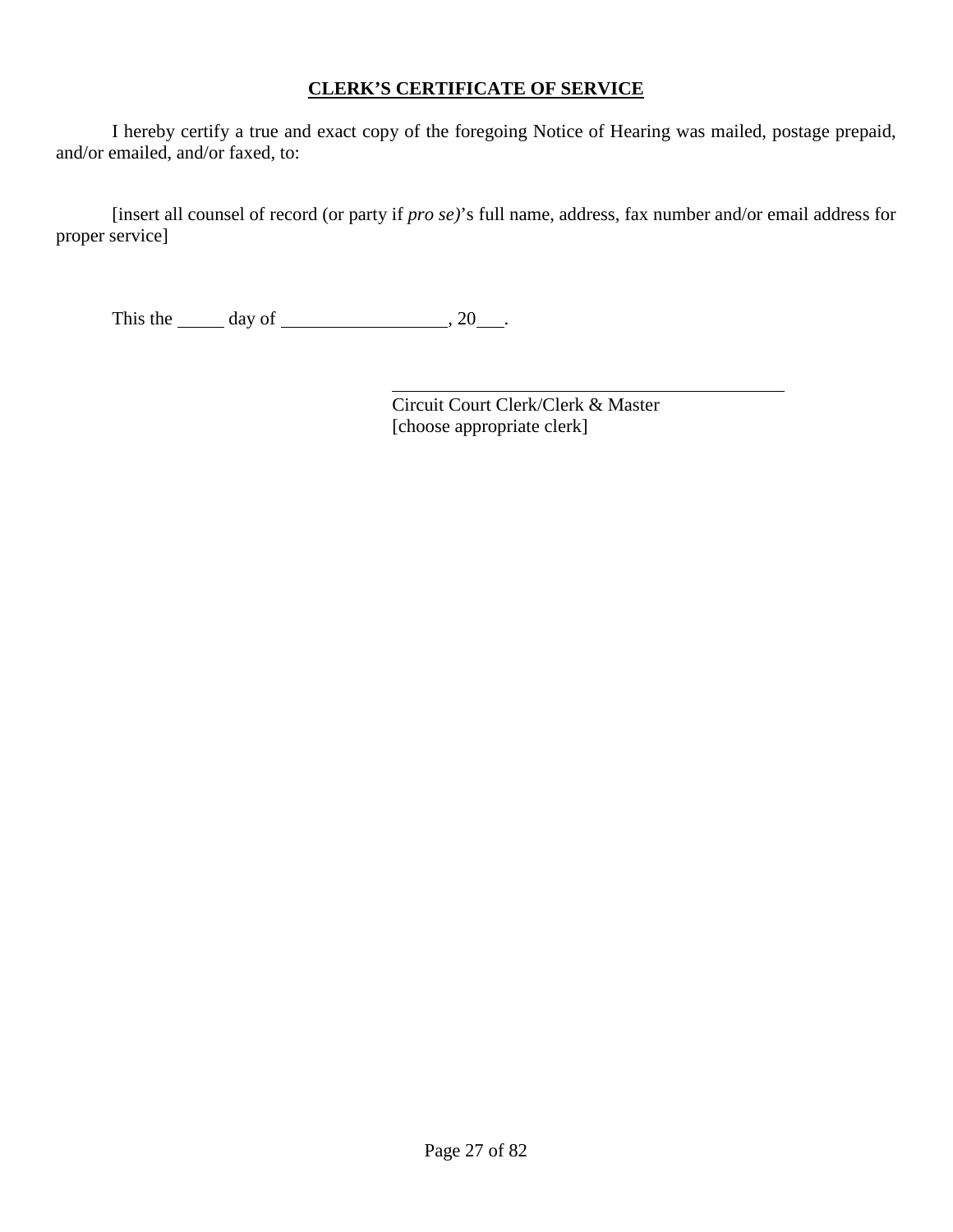**CLERK'S CERTIFICATE OF SERVICE**

I hereby certify a true and exact copy of the foregoing Notice of Hearing was mailed, postage prepaid, and/or emailed, and/or faxed, to:

[insert all counsel of record (or party if *pro se)*'s full name, address, fax number and/or email address for proper service]

This the _____ day of __________________, 20___.

\_\_\_\_\_\_\_\_\_\_\_\_\_\_\_\_\_\_\_\_\_\_\_\_\_\_\_\_\_\_\_\_\_\_\_\_\_\_\_\_\_\_\_\_
Circuit Court Clerk/Clerk & Master
[choose appropriate clerk]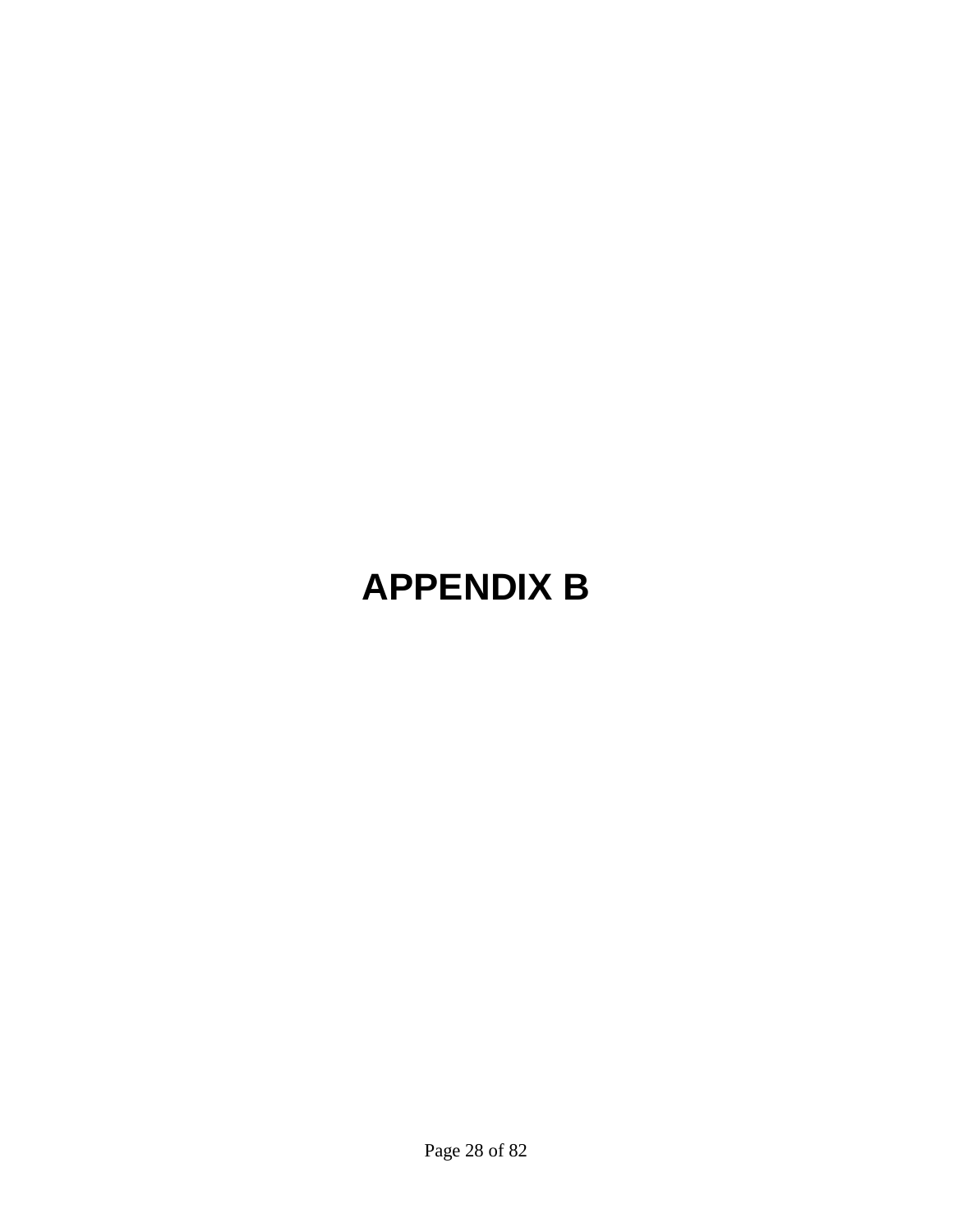# APPENDIX B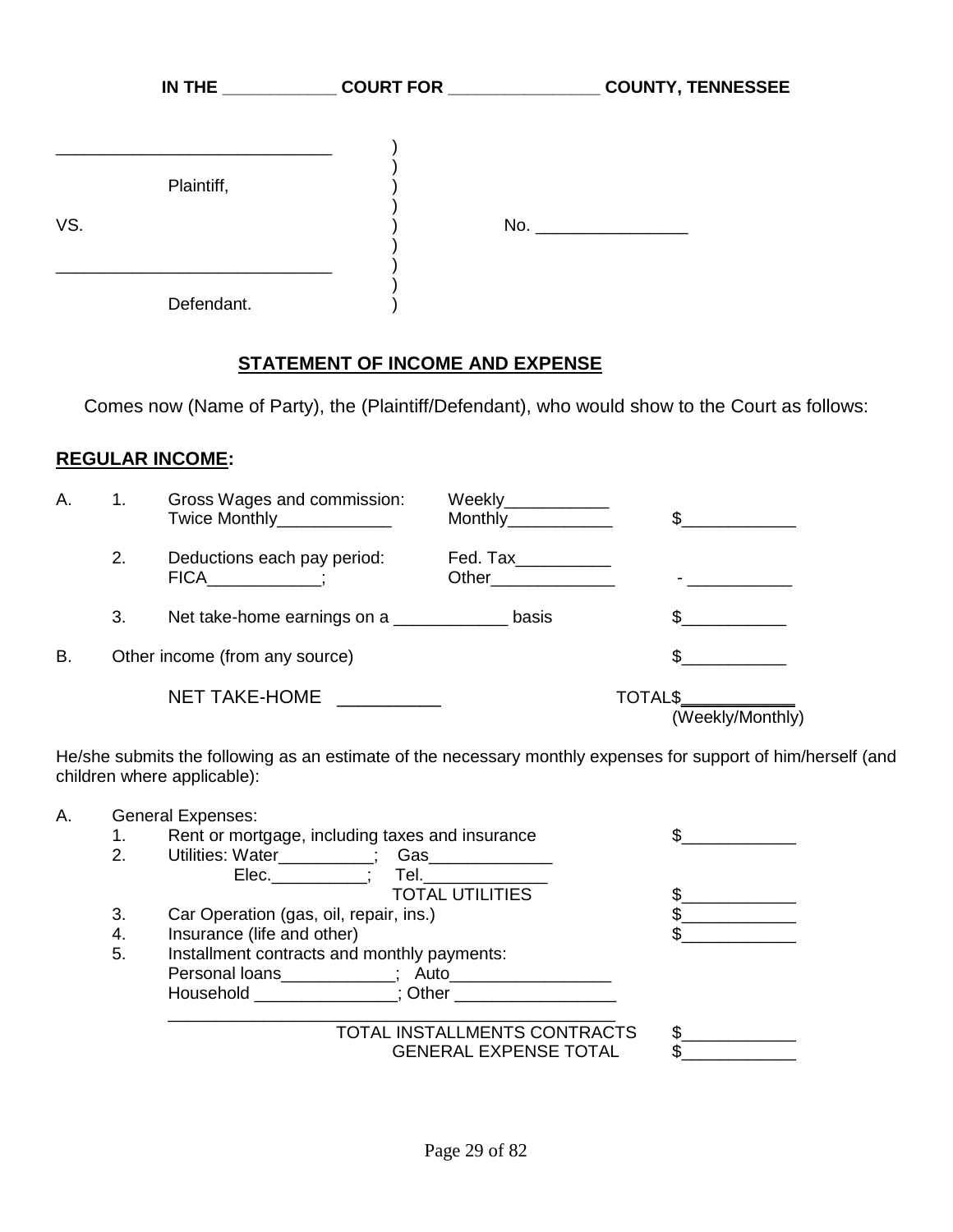**IN THE ____________ COURT FOR ________________ COUNTY, TENNESSEE**

| | | |
|---|---|---|
| _____________________________ | ) | |
| | ) | |
| Plaintiff, | ) | |
| | ) | |
| VS. | ) | No. ________________ |
| | ) | |
| _____________________________ | ) | |
| | ) | |
| Defendant. | ) | |

## STATEMENT OF INCOME AND EXPENSE

Comes now (Name of Party), the (Plaintiff/Defendant), who would show to the Court as follows:

**REGULAR INCOME:**

A. 1. Gross Wages and commission: Weekly___________ Twice Monthly____________ Monthly___________ $____________

2. Deductions each pay period: Fed. Tax__________ FICA____________; Other_____________ - ___________

3. Net take-home earnings on a ____________ basis $___________

B. Other income (from any source) $___________

NET TAKE-HOME __________ TOTAL$____________ (Weekly/Monthly)

He/she submits the following as an estimate of the necessary monthly expenses for support of him/herself (and children where applicable):

A. General Expenses:

1. Rent or mortgage, including taxes and insurance $____________
2. Utilities: Water__________; Gas_____________
   Elec.__________; Tel._____________
   TOTAL UTILITIES $____________
3. Car Operation (gas, oil, repair, ins.) $____________
4. Insurance (life and other) $____________
5. Installment contracts and monthly payments:
   Personal loans____________; Auto_________________
   Household _______________; Other _________________
   _____________________________________________
   TOTAL INSTALLMENTS CONTRACTS $____________
   GENERAL EXPENSE TOTAL $____________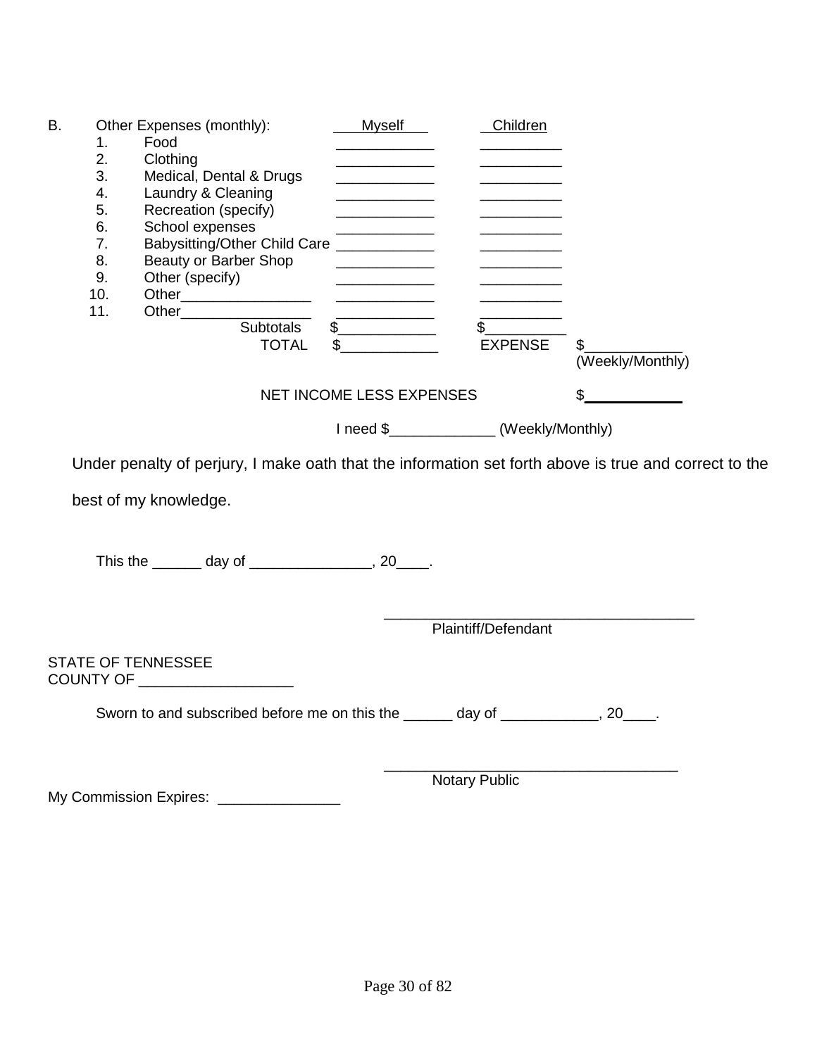B. Other Expenses (monthly):

| | | Myself | Children | |
|---|---|---|---|---|
| 1. | Food | ____________ | __________ | |
| 2. | Clothing | ____________ | __________ | |
| 3. | Medical, Dental & Drugs | ____________ | __________ | |
| 4. | Laundry & Cleaning | ____________ | __________ | |
| 5. | Recreation (specify) | ____________ | __________ | |
| 6. | School expenses | ____________ | __________ | |
| 7. | Babysitting/Other Child Care | ____________ | __________ | |
| 8. | Beauty or Barber Shop | ____________ | __________ | |
| 9. | Other (specify) | ____________ | __________ | |
| 10. | Other________________ | ____________ | __________ | |
| 11. | Other________________ | ____________ | __________ | |
| | Subtotals | $____________ | $__________ | |
| | TOTAL | $____________ | EXPENSE | $____________ (Weekly/Monthly) |

NET INCOME LESS EXPENSES $____________

I need $_____________ (Weekly/Monthly)

Under penalty of perjury, I make oath that the information set forth above is true and correct to the best of my knowledge.

This the ______ day of _______________, 20____.

______________________________________
Plaintiff/Defendant

STATE OF TENNESSEE
COUNTY OF ___________________

Sworn to and subscribed before me on this the ______ day of ____________, 20____.

____________________________________
Notary Public

My Commission Expires: _______________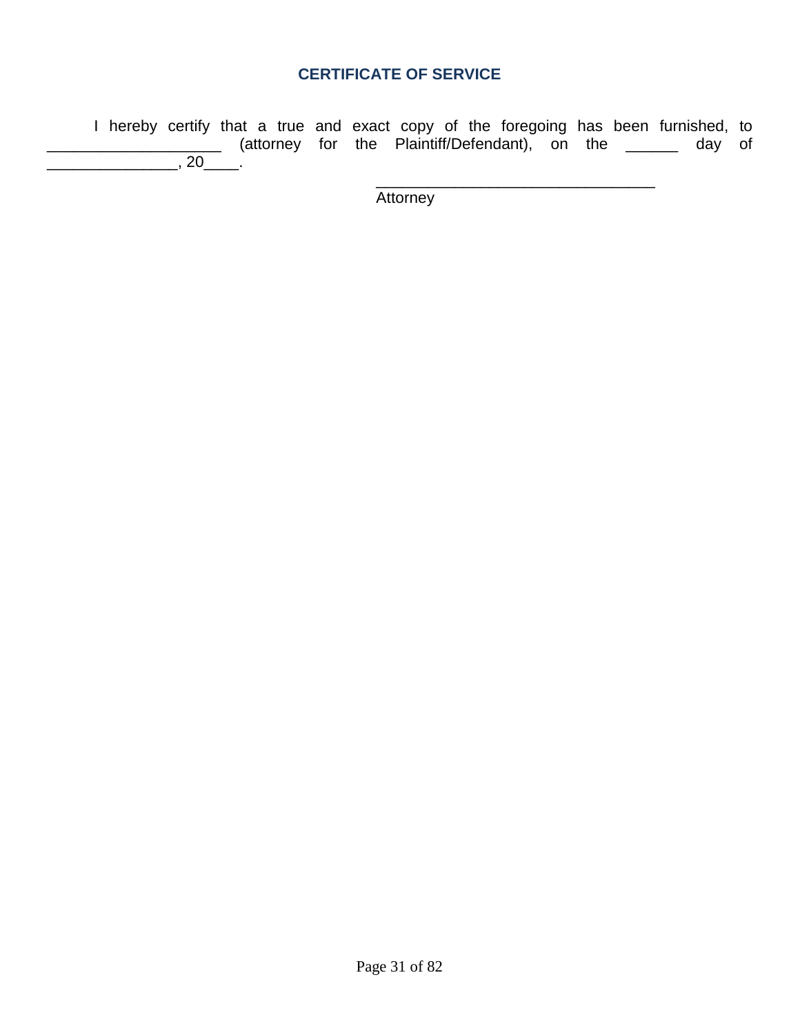## CERTIFICATE OF SERVICE

I hereby certify that a true and exact copy of the foregoing has been furnished, to ____________________ (attorney for the Plaintiff/Defendant), on the ______ day of _______________, 20____.

________________________________
Attorney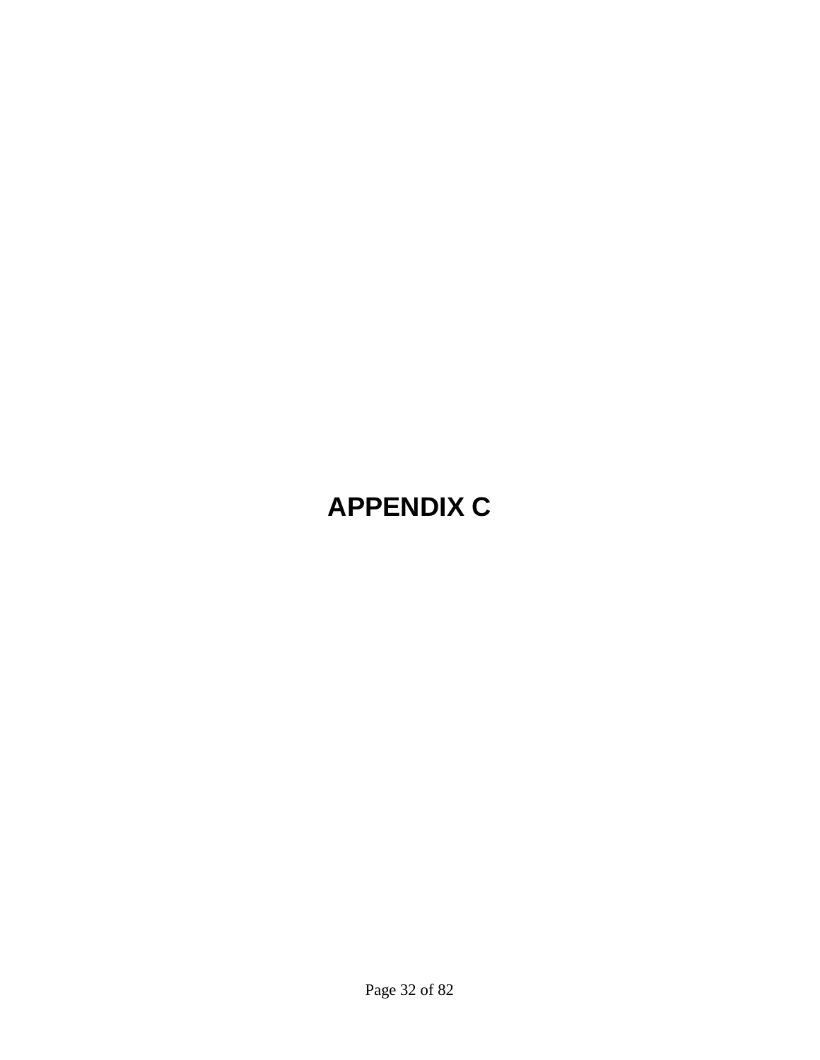# APPENDIX C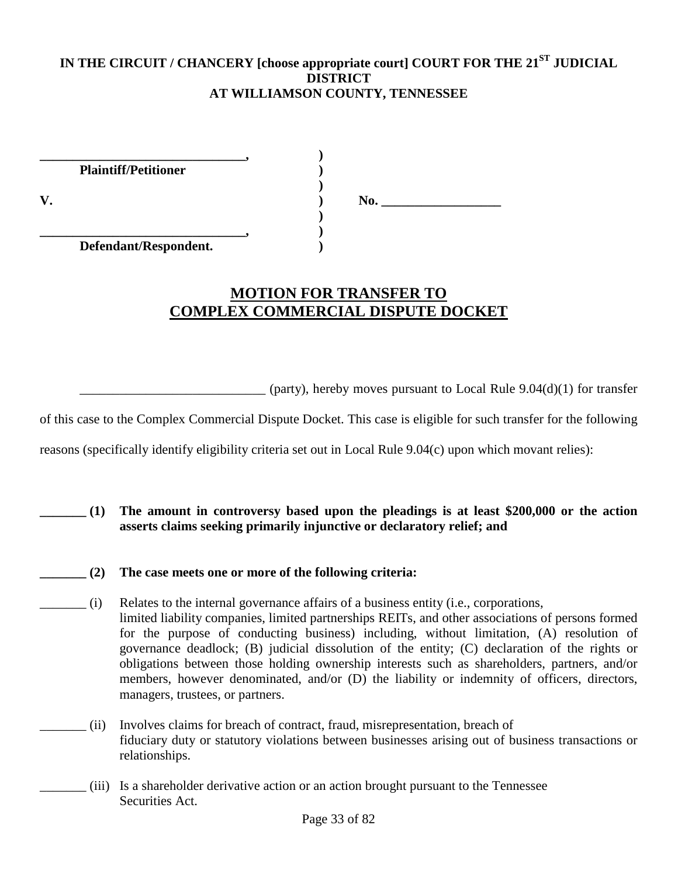**IN THE CIRCUIT / CHANCERY [choose appropriate court] COURT FOR THE 21ST JUDICIAL DISTRICT**
**AT WILLIAMSON COUNTY, TENNESSEE**

| | | |
|---|---|---|
| **______________________________,** | **)** | |
| **Plaintiff/Petitioner** | **)** | |
| | **)** | |
| **V.** | **)** | **No. __________________** |
| | **)** | |
| **______________________________,** | **)** | |
| **Defendant/Respondent.** | **)** | |

## MOTION FOR TRANSFER TO COMPLEX COMMERCIAL DISPUTE DOCKET

___________________________ (party), hereby moves pursuant to Local Rule 9.04(d)(1) for transfer of this case to the Complex Commercial Dispute Docket. This case is eligible for such transfer for the following reasons (specifically identify eligibility criteria set out in Local Rule 9.04(c) upon which movant relies):

**_______ (1) The amount in controversy based upon the pleadings is at least $200,000 or the action asserts claims seeking primarily injunctive or declaratory relief; and**

**_______ (2) The case meets one or more of the following criteria:**

_______ (i) Relates to the internal governance affairs of a business entity (i.e., corporations, limited liability companies, limited partnerships REITs, and other associations of persons formed for the purpose of conducting business) including, without limitation, (A) resolution of governance deadlock; (B) judicial dissolution of the entity; (C) declaration of the rights or obligations between those holding ownership interests such as shareholders, partners, and/or members, however denominated, and/or (D) the liability or indemnity of officers, directors, managers, trustees, or partners.

_______ (ii) Involves claims for breach of contract, fraud, misrepresentation, breach of fiduciary duty or statutory violations between businesses arising out of business transactions or relationships.

_______ (iii) Is a shareholder derivative action or an action brought pursuant to the Tennessee Securities Act.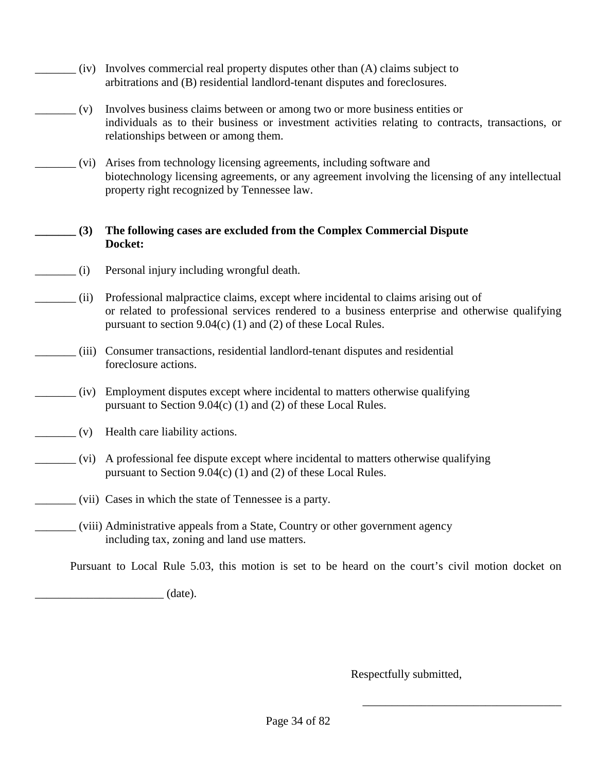_______ (iv) Involves commercial real property disputes other than (A) claims subject to arbitrations and (B) residential landlord-tenant disputes and foreclosures.

_______ (v) Involves business claims between or among two or more business entities or individuals as to their business or investment activities relating to contracts, transactions, or relationships between or among them.

_______ (vi) Arises from technology licensing agreements, including software and biotechnology licensing agreements, or any agreement involving the licensing of any intellectual property right recognized by Tennessee law.

**_______ (3) The following cases are excluded from the Complex Commercial Dispute Docket:**

_______ (i) Personal injury including wrongful death.

_______ (ii) Professional malpractice claims, except where incidental to claims arising out of or related to professional services rendered to a business enterprise and otherwise qualifying pursuant to section 9.04(c) (1) and (2) of these Local Rules.

_______ (iii) Consumer transactions, residential landlord-tenant disputes and residential foreclosure actions.

_______ (iv) Employment disputes except where incidental to matters otherwise qualifying pursuant to Section 9.04(c) (1) and (2) of these Local Rules.

_______ (v) Health care liability actions.

_______ (vi) A professional fee dispute except where incidental to matters otherwise qualifying pursuant to Section 9.04(c) (1) and (2) of these Local Rules.

_______ (vii) Cases in which the state of Tennessee is a party.

_______ (viii) Administrative appeals from a State, Country or other government agency including tax, zoning and land use matters.

Pursuant to Local Rule 5.03, this motion is set to be heard on the court's civil motion docket on ______________________ (date).

Respectfully submitted,

___________________________________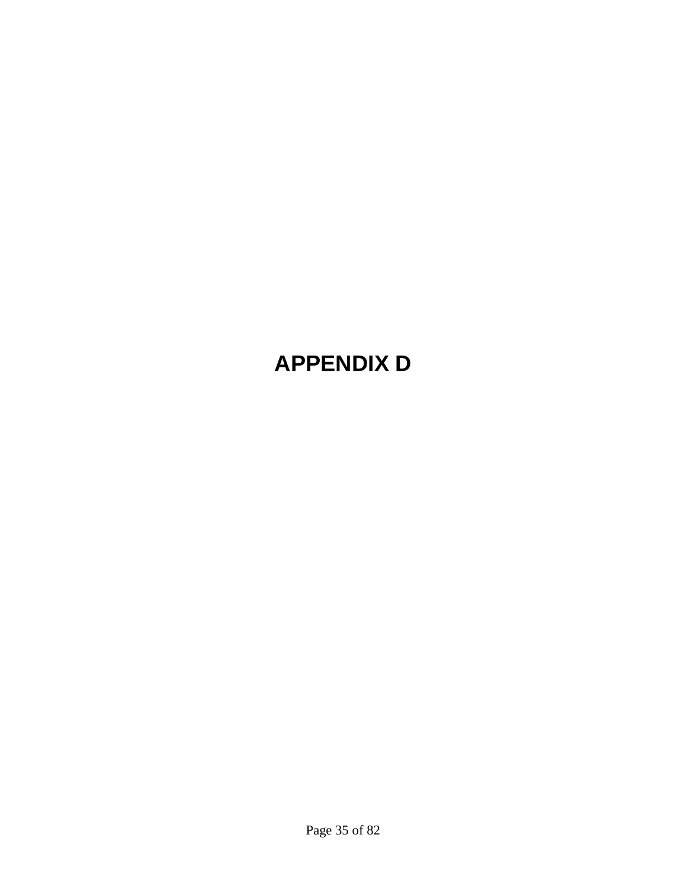# APPENDIX D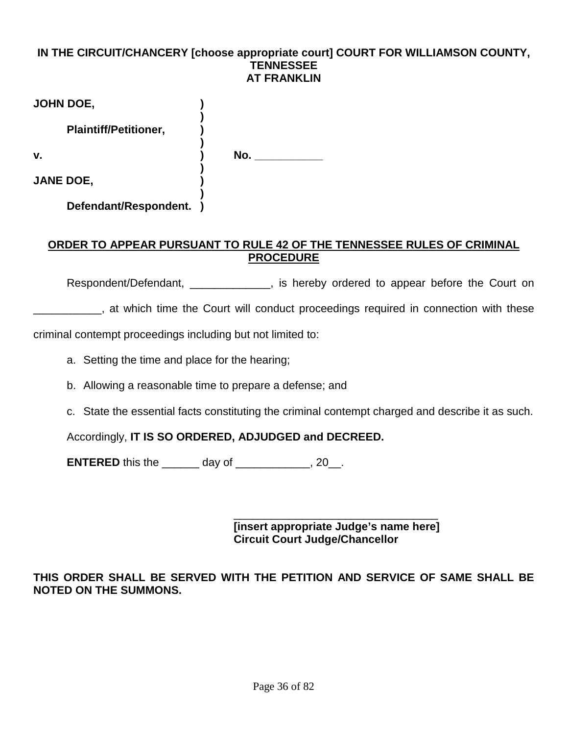**IN THE CIRCUIT/CHANCERY [choose appropriate court] COURT FOR WILLIAMSON COUNTY, TENNESSEE**
**AT FRANKLIN**

| | | |
|---|---|---|
| **JOHN DOE,** | **)** | |
| | **)** | |
| **Plaintiff/Petitioner,** | **)** | |
| | **)** | |
| **v.** | **)** | **No. \_\_\_\_\_\_\_\_\_\_\_** |
| | **)** | |
| **JANE DOE,** | **)** | |
| | **)** | |
| **Defendant/Respondent.** | **)** | |

**ORDER TO APPEAR PURSUANT TO RULE 42 OF THE TENNESSEE RULES OF CRIMINAL PROCEDURE**

Respondent/Defendant, _____________, is hereby ordered to appear before the Court on ___________, at which time the Court will conduct proceedings required in connection with these criminal contempt proceedings including but not limited to:

a. Setting the time and place for the hearing;

b. Allowing a reasonable time to prepare a defense; and

c. State the essential facts constituting the criminal contempt charged and describe it as such.

Accordingly, **IT IS SO ORDERED, ADJUDGED and DECREED.**

**ENTERED** this the ______ day of ____________, 20__.

\_\_\_\_\_\_\_\_\_\_\_\_\_\_\_\_\_\_\_\_\_\_\_\_\_\_\_\_\_\_\_\_\_\_
**[insert appropriate Judge's name here]**
**Circuit Court Judge/Chancellor**

**THIS ORDER SHALL BE SERVED WITH THE PETITION AND SERVICE OF SAME SHALL BE NOTED ON THE SUMMONS.**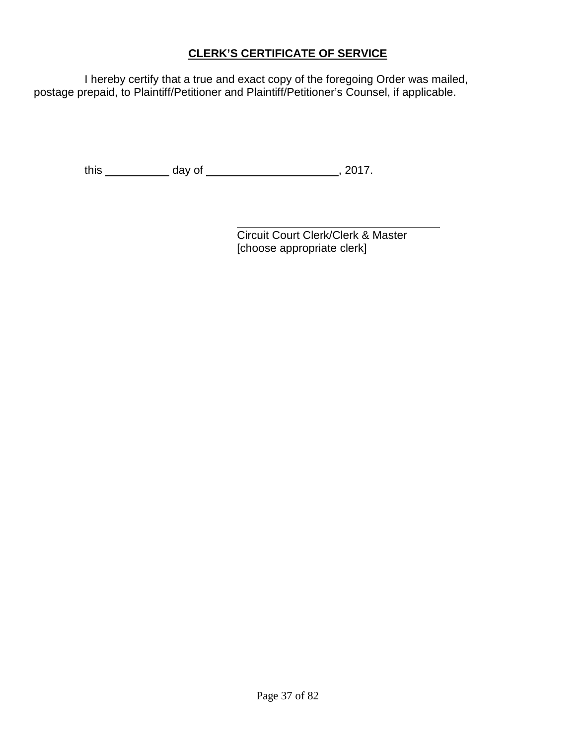**CLERK'S CERTIFICATE OF SERVICE**

I hereby certify that a true and exact copy of the foregoing Order was mailed, postage prepaid, to Plaintiff/Petitioner and Plaintiff/Petitioner's Counsel, if applicable.

this __________ day of ____________________, 2017.

\_\_\_\_\_\_\_\_\_\_\_\_\_\_\_\_\_\_\_\_\_\_\_\_\_\_\_\_\_\_\_\_\_\_\_\_\_\_\_\_

Circuit Court Clerk/Clerk & Master
[choose appropriate clerk]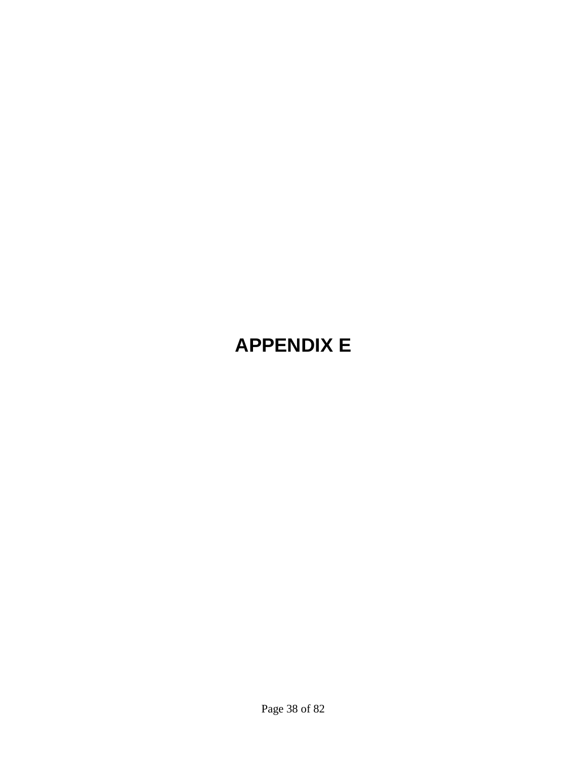# APPENDIX E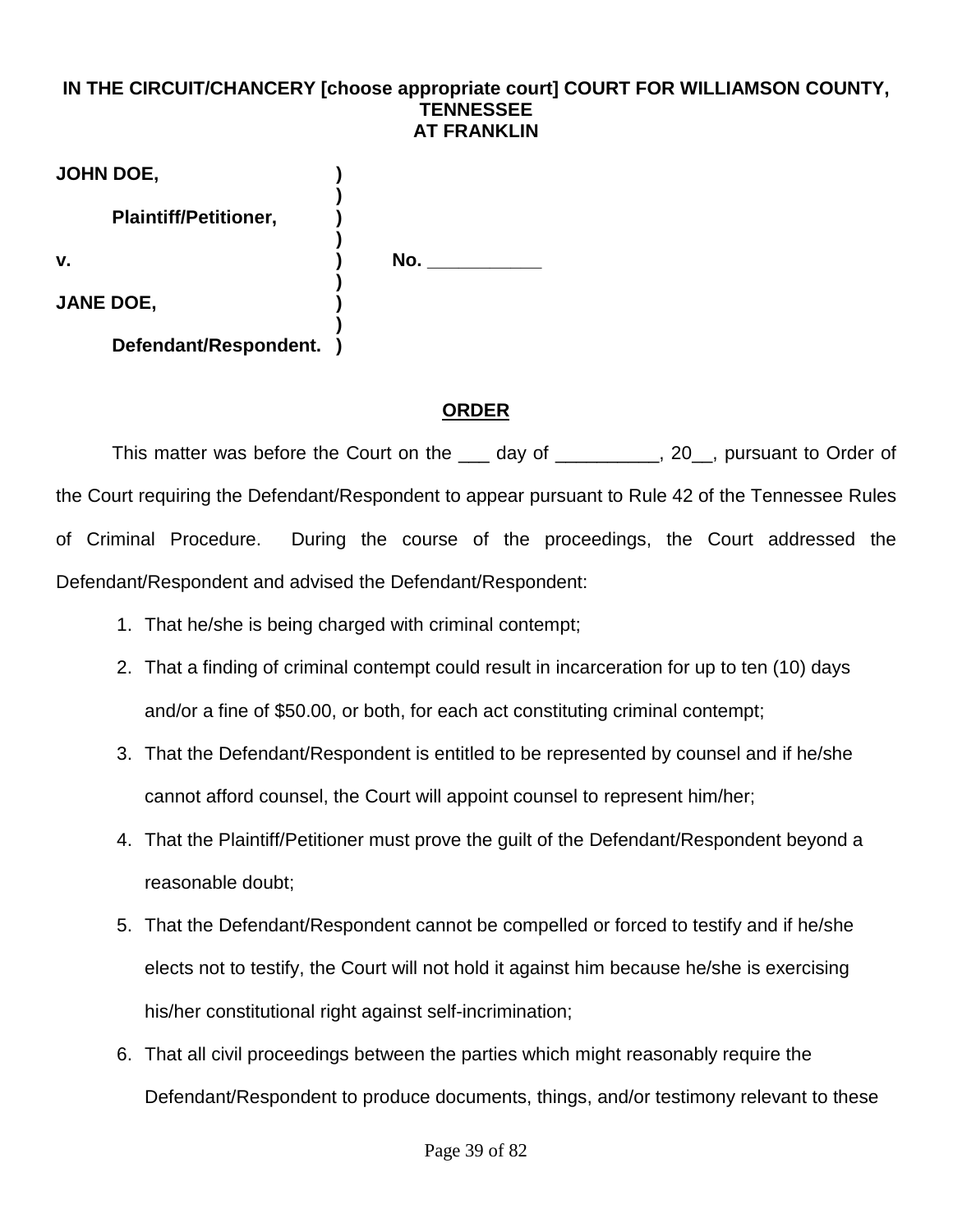**IN THE CIRCUIT/CHANCERY [choose appropriate court] COURT FOR WILLIAMSON COUNTY, TENNESSEE**
**AT FRANKLIN**

| | | |
|---|---|---|
| **JOHN DOE,** | **)** | |
| | **)** | |
| **Plaintiff/Petitioner,** | **)** | |
| | **)** | |
| **v.** | **)** | **No. ___________** |
| | **)** | |
| **JANE DOE,** | **)** | |
| | **)** | |
| **Defendant/Respondent.** | **)** | |

## ORDER

This matter was before the Court on the ___ day of __________, 20__, pursuant to Order of the Court requiring the Defendant/Respondent to appear pursuant to Rule 42 of the Tennessee Rules of Criminal Procedure. During the course of the proceedings, the Court addressed the Defendant/Respondent and advised the Defendant/Respondent:

1. That he/she is being charged with criminal contempt;
2. That a finding of criminal contempt could result in incarceration for up to ten (10) days and/or a fine of $50.00, or both, for each act constituting criminal contempt;
3. That the Defendant/Respondent is entitled to be represented by counsel and if he/she cannot afford counsel, the Court will appoint counsel to represent him/her;
4. That the Plaintiff/Petitioner must prove the guilt of the Defendant/Respondent beyond a reasonable doubt;
5. That the Defendant/Respondent cannot be compelled or forced to testify and if he/she elects not to testify, the Court will not hold it against him because he/she is exercising his/her constitutional right against self-incrimination;
6. That all civil proceedings between the parties which might reasonably require the Defendant/Respondent to produce documents, things, and/or testimony relevant to these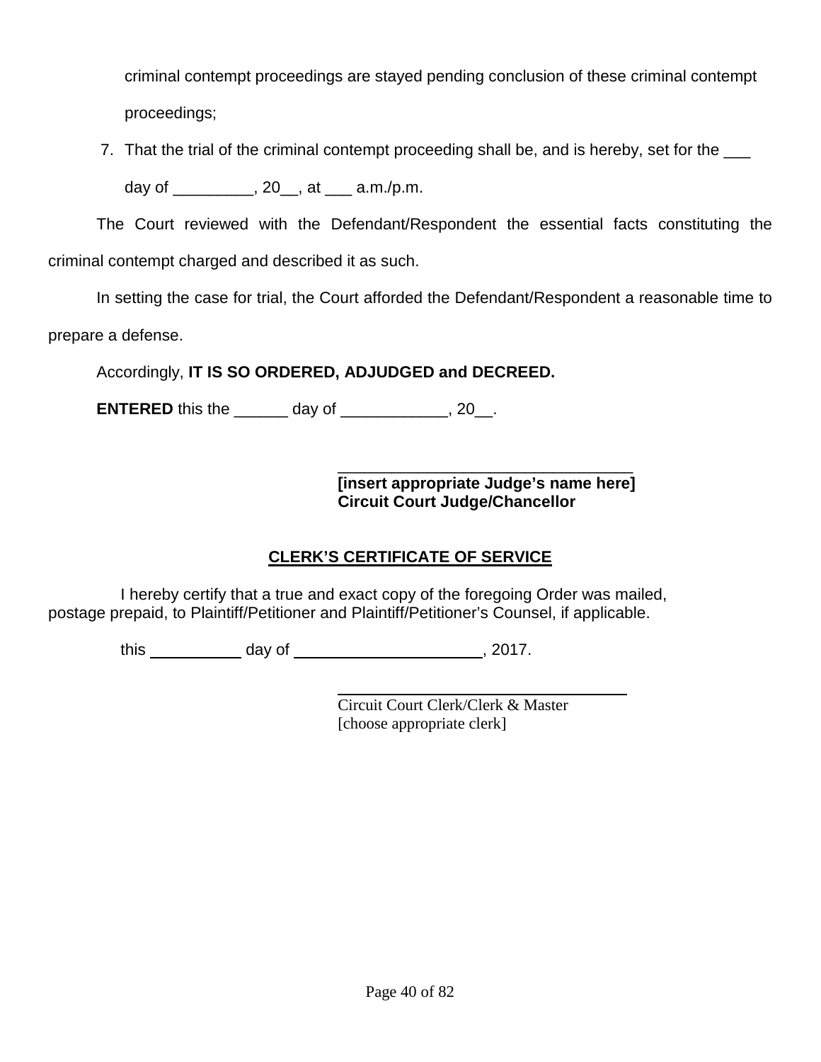criminal contempt proceedings are stayed pending conclusion of these criminal contempt proceedings;

7. That the trial of the criminal contempt proceeding shall be, and is hereby, set for the ___ day of _________, 20__, at ___ a.m./p.m.

The Court reviewed with the Defendant/Respondent the essential facts constituting the criminal contempt charged and described it as such.

In setting the case for trial, the Court afforded the Defendant/Respondent a reasonable time to prepare a defense.

Accordingly, **IT IS SO ORDERED, ADJUDGED and DECREED.**

**ENTERED** this the ______ day of ____________, 20__.

_________________________________
**[insert appropriate Judge's name here]**
**Circuit Court Judge/Chancellor**

## CLERK'S CERTIFICATE OF SERVICE

I hereby certify that a true and exact copy of the foregoing Order was mailed, postage prepaid, to Plaintiff/Petitioner and Plaintiff/Petitioner's Counsel, if applicable.

this __________ day of _____________________, 2017.

_________________________________
Circuit Court Clerk/Clerk & Master
[choose appropriate clerk]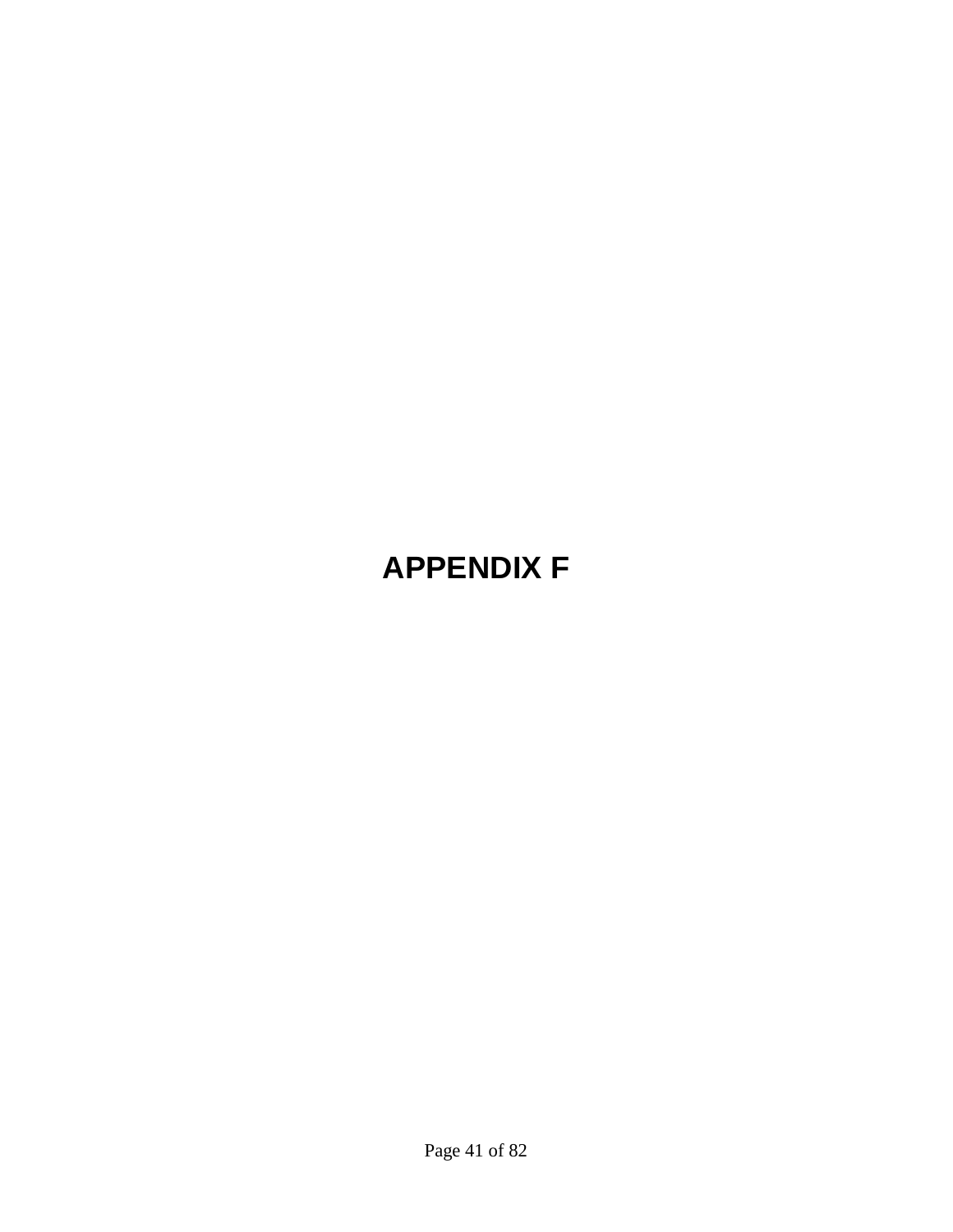# APPENDIX F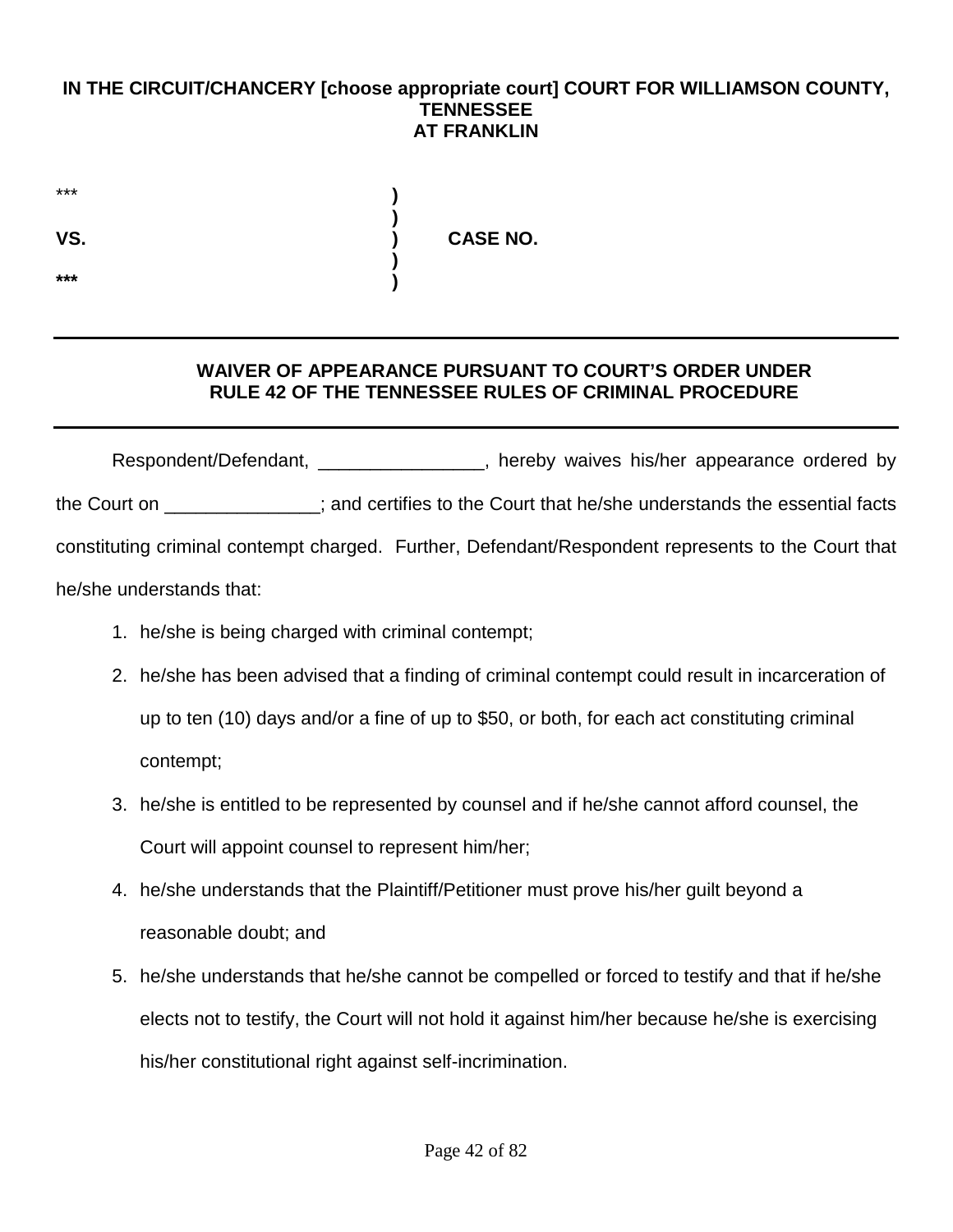**IN THE CIRCUIT/CHANCERY [choose appropriate court] COURT FOR WILLIAMSON COUNTY, TENNESSEE**
**AT FRANKLIN**

```
***                                  )
                                     )
VS.                                  )      CASE NO.
                                     )
***                                  )
```

---

**WAIVER OF APPEARANCE PURSUANT TO COURT'S ORDER UNDER RULE 42 OF THE TENNESSEE RULES OF CRIMINAL PROCEDURE**

---

Respondent/Defendant, ________________, hereby waives his/her appearance ordered by the Court on _______________; and certifies to the Court that he/she understands the essential facts constituting criminal contempt charged. Further, Defendant/Respondent represents to the Court that he/she understands that:

1. he/she is being charged with criminal contempt;
2. he/she has been advised that a finding of criminal contempt could result in incarceration of up to ten (10) days and/or a fine of up to $50, or both, for each act constituting criminal contempt;
3. he/she is entitled to be represented by counsel and if he/she cannot afford counsel, the Court will appoint counsel to represent him/her;
4. he/she understands that the Plaintiff/Petitioner must prove his/her guilt beyond a reasonable doubt; and
5. he/she understands that he/she cannot be compelled or forced to testify and that if he/she elects not to testify, the Court will not hold it against him/her because he/she is exercising his/her constitutional right against self-incrimination.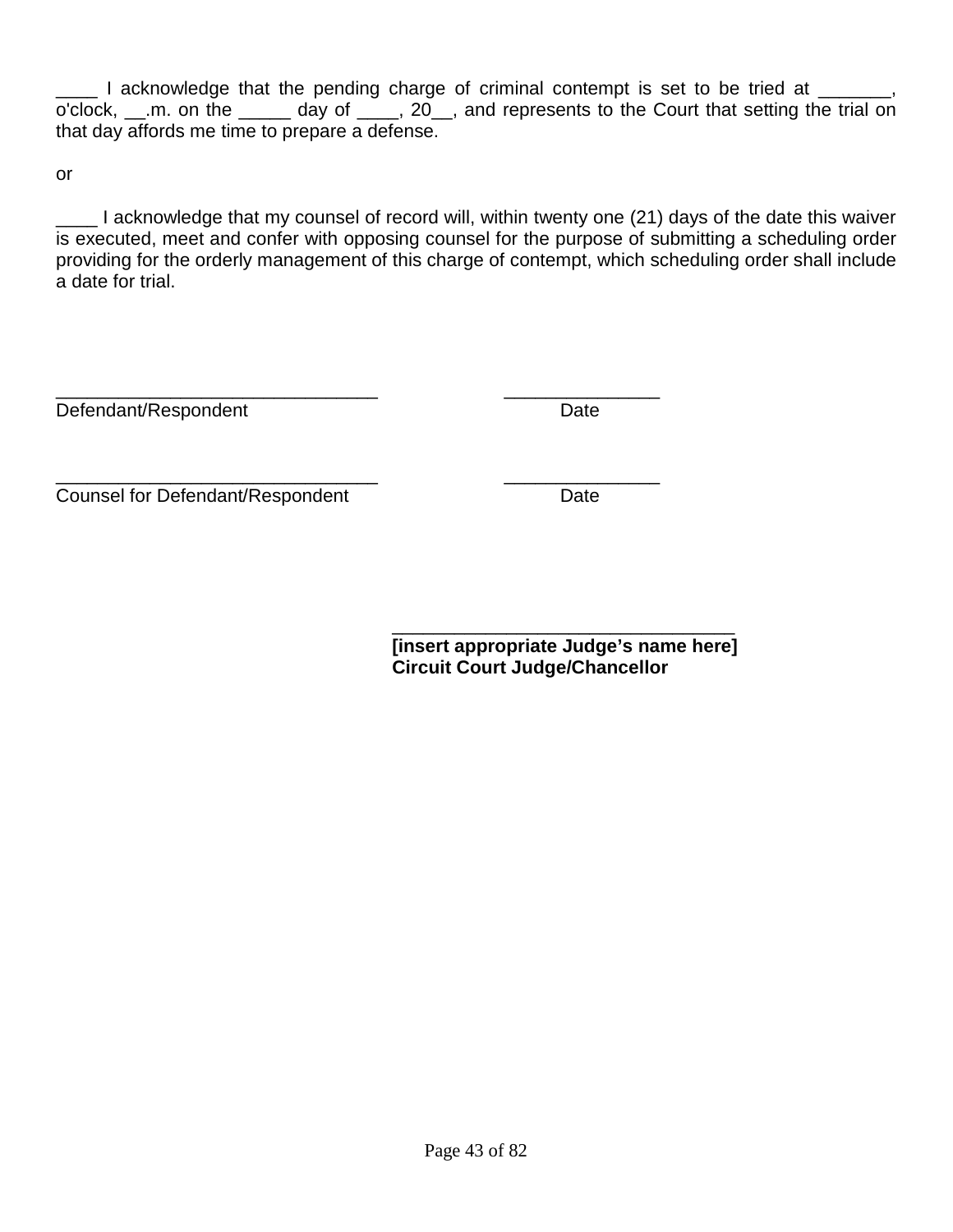____ I acknowledge that the pending charge of criminal contempt is set to be tried at _______, o'clock, __.m. on the _____ day of ____, 20__, and represents to the Court that setting the trial on that day affords me time to prepare a defense.

or

____ I acknowledge that my counsel of record will, within twenty one (21) days of the date this waiver is executed, meet and confer with opposing counsel for the purpose of submitting a scheduling order providing for the orderly management of this charge of contempt, which scheduling order shall include a date for trial.

_______________________________ _______________
Defendant/Respondent Date

_______________________________ _______________
Counsel for Defendant/Respondent Date

_________________________________
**[insert appropriate Judge's name here]**
**Circuit Court Judge/Chancellor**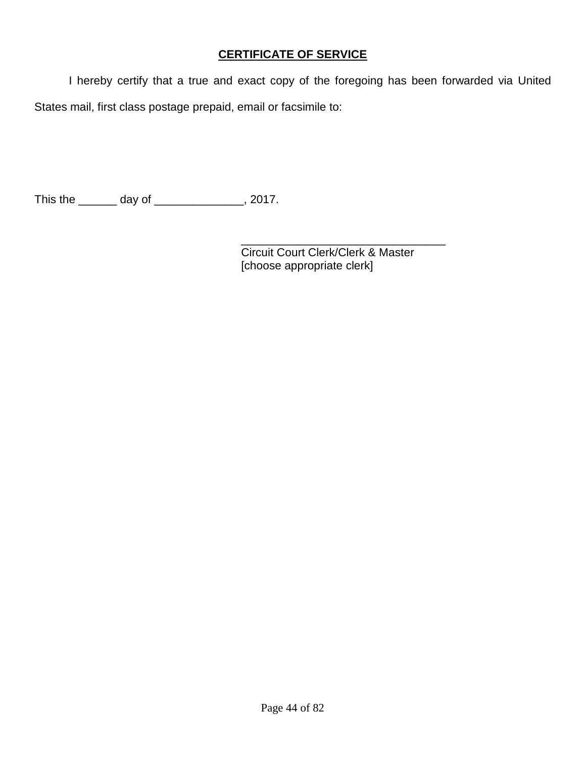## CERTIFICATE OF SERVICE

I hereby certify that a true and exact copy of the foregoing has been forwarded via United States mail, first class postage prepaid, email or facsimile to:

This the ______ day of ______________, 2017.

_________________________________
Circuit Court Clerk/Clerk & Master
[choose appropriate clerk]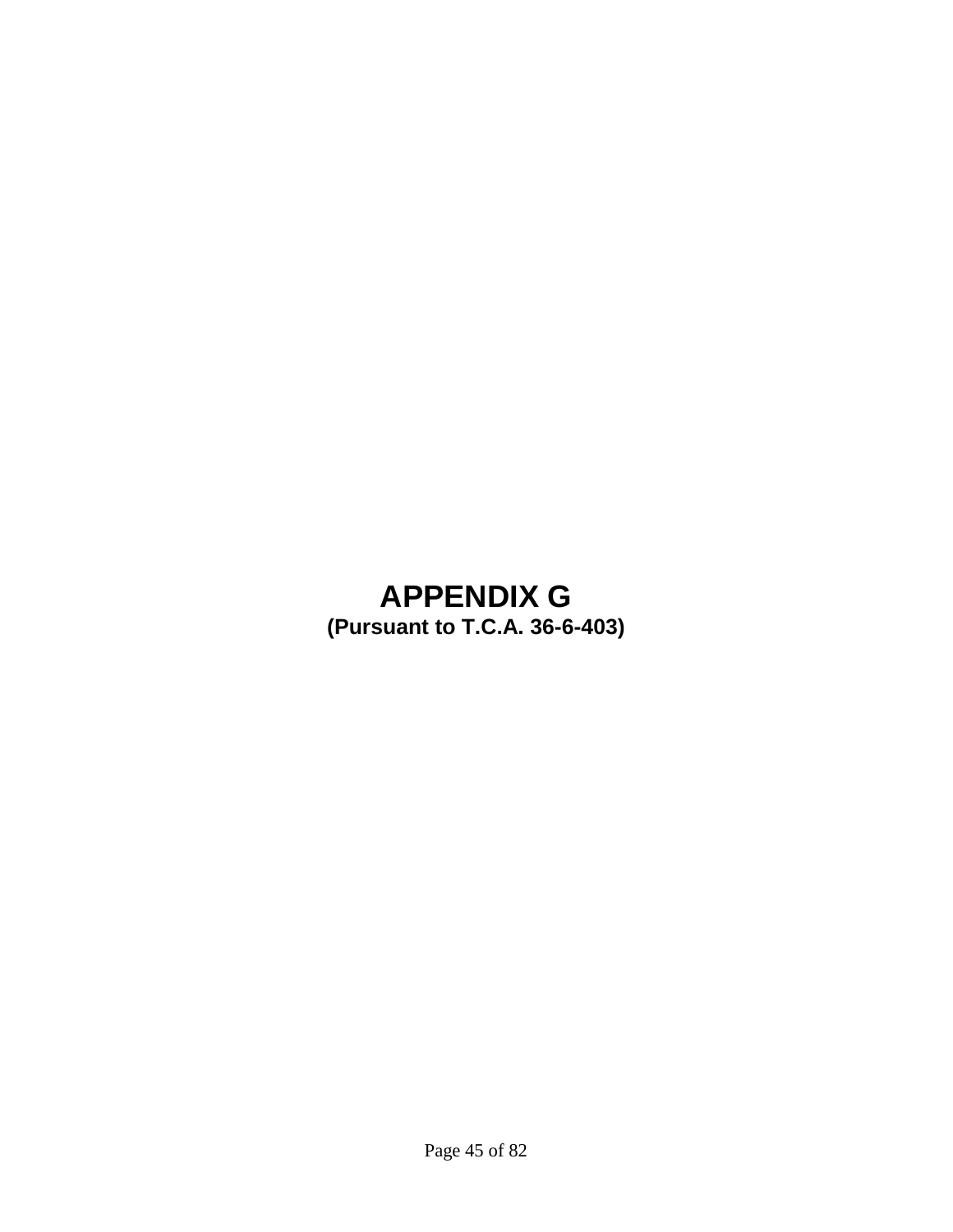# APPENDIX G

**(Pursuant to T.C.A. 36-6-403)**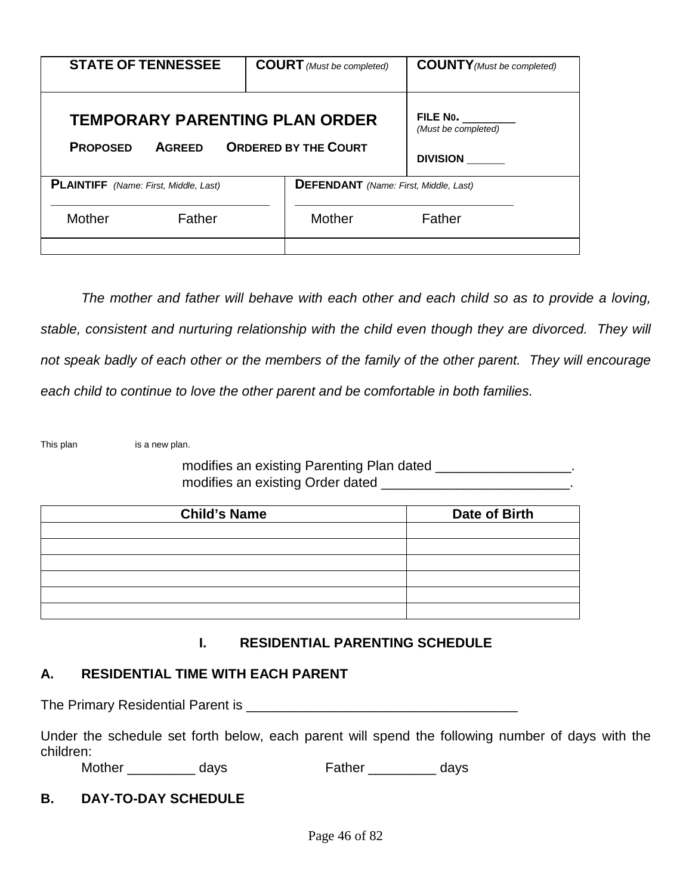| STATE OF TENNESSEE | COURT *(Must be completed)* | COUNTY *(Must be completed)* |
|---|---|---|
| **TEMPORARY PARENTING PLAN ORDER**<br>PROPOSED AGREED ORDERED BY THE COURT | | FILE No. ________ *(Must be completed)*<br>DIVISION ______ |

| PLAINTIFF *(Name: First, Middle, Last)* | DEFENDANT *(Name: First, Middle, Last)* |
|---|---|
| ______________________________<br>Mother Father | ______________________________<br>Mother Father |
| | |

*The mother and father will behave with each other and each child so as to provide a loving, stable, consistent and nurturing relationship with the child even though they are divorced. They will not speak badly of each other or the members of the family of the other parent. They will encourage each child to continue to love the other parent and be comfortable in both families.*

This plan is a new plan.

modifies an existing Parenting Plan dated __________________.
modifies an existing Order dated _________________________.

| Child's Name | Date of Birth |
|---|---|
| | |
| | |
| | |
| | |
| | |
| | |

## I. RESIDENTIAL PARENTING SCHEDULE

### A. RESIDENTIAL TIME WITH EACH PARENT

The Primary Residential Parent is ____________________________________

Under the schedule set forth below, each parent will spend the following number of days with the children:

Mother _________ days Father _________ days

### B. DAY-TO-DAY SCHEDULE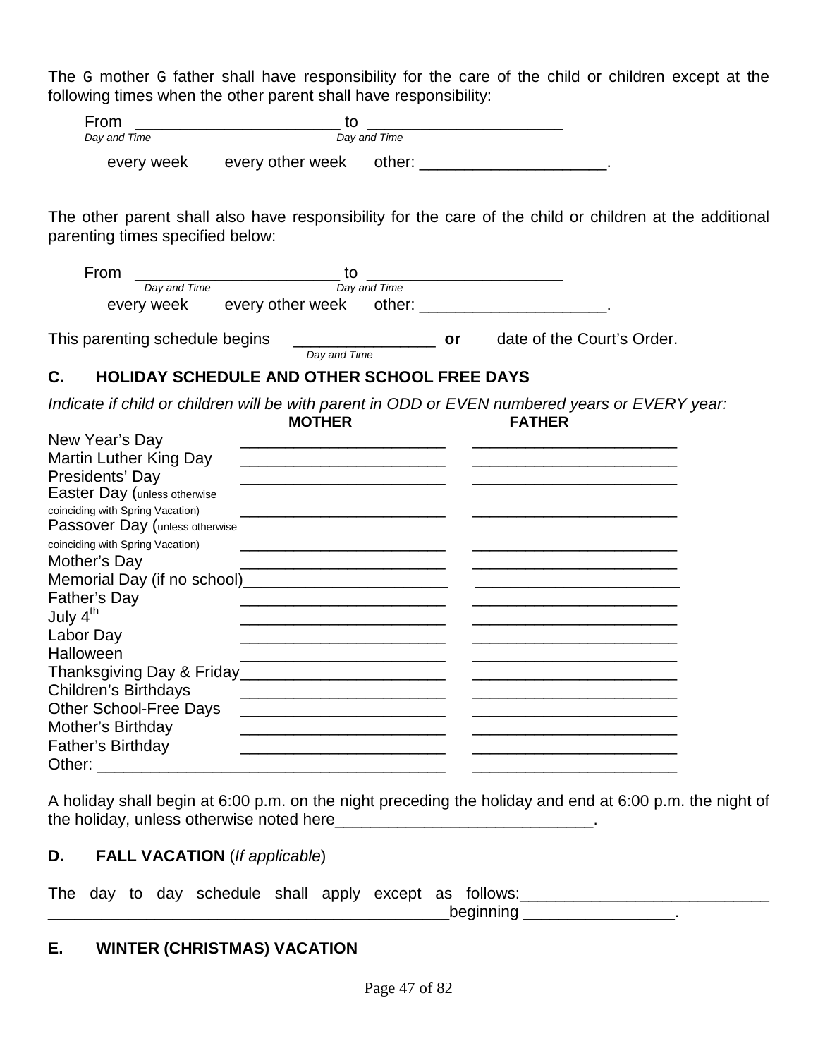The G mother G father shall have responsibility for the care of the child or children except at the following times when the other parent shall have responsibility:

From _______________________ to _____________________
*Day and Time* *Day and Time*

every week every other week other: _____________________.

The other parent shall also have responsibility for the care of the child or children at the additional parenting times specified below:

From _______________________ to _____________________
*Day and Time* *Day and Time*

every week every other week other: _____________________.

This parenting schedule begins ________________ **or** date of the Court's Order.
*Day and Time*

## C. HOLIDAY SCHEDULE AND OTHER SCHOOL FREE DAYS

*Indicate if child or children will be with parent in ODD or EVEN numbered years or EVERY year:*

| | **MOTHER** | **FATHER** |
|---|---|---|
| New Year's Day | _______________________ | _______________________ |
| Martin Luther King Day | _______________________ | _______________________ |
| Presidents' Day | _______________________ | _______________________ |
| Easter Day (unless otherwise coinciding with Spring Vacation) | _______________________ | _______________________ |
| Passover Day (unless otherwise coinciding with Spring Vacation) | _______________________ | _______________________ |
| Mother's Day | _______________________ | _______________________ |
| Memorial Day (if no school) | _______________________ | _______________________ |
| Father's Day | _______________________ | _______________________ |
| July 4th | _______________________ | _______________________ |
| Labor Day | _______________________ | _______________________ |
| Halloween | _______________________ | _______________________ |
| Thanksgiving Day & Friday | _______________________ | _______________________ |
| Children's Birthdays | _______________________ | _______________________ |
| Other School-Free Days | _______________________ | _______________________ |
| Mother's Birthday | _______________________ | _______________________ |
| Father's Birthday | _______________________ | _______________________ |
| Other: ______________ | _______________________ | _______________________ |

A holiday shall begin at 6:00 p.m. on the night preceding the holiday and end at 6:00 p.m. the night of the holiday, unless otherwise noted here_____________________________.

## D. FALL VACATION (*If applicable*)

The day to day schedule shall apply except as follows:____________________________ _______________________________________________beginning _________________.

## E. WINTER (CHRISTMAS) VACATION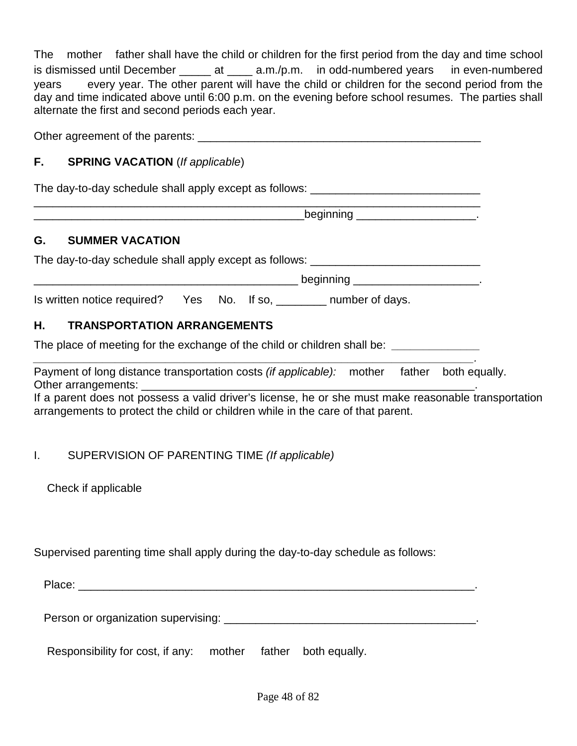The mother father shall have the child or children for the first period from the day and time school is dismissed until December _____ at ____ a.m./p.m. in odd-numbered years in even-numbered years every year. The other parent will have the child or children for the second period from the day and time indicated above until 6:00 p.m. on the evening before school resumes. The parties shall alternate the first and second periods each year.

Other agreement of the parents: _______________________________________________

**F. SPRING VACATION** (*If applicable*)

The day-to-day schedule shall apply except as follows: ___________________________
___________________________________________________________________________
____________________________________________beginning ___________________.

**G. SUMMER VACATION**

The day-to-day schedule shall apply except as follows: ___________________________
___________________________________________ beginning ____________________.

Is written notice required? Yes No. If so, ________ number of days.

**H. TRANSPORTATION ARRANGEMENTS**

The place of meeting for the exchange of the child or children shall be: ______________
________________________________________________________________________.

Payment of long distance transportation costs *(if applicable):* mother father both equally.
Other arrangements: ________________________________________________________.
If a parent does not possess a valid driver's license, he or she must make reasonable transportation arrangements to protect the child or children while in the care of that parent.

I. SUPERVISION OF PARENTING TIME *(If applicable)*

Check if applicable

Supervised parenting time shall apply during the day-to-day schedule as follows:

Place: _________________________________________________________________.

Person or organization supervising: _________________________________________.

Responsibility for cost, if any: mother father both equally.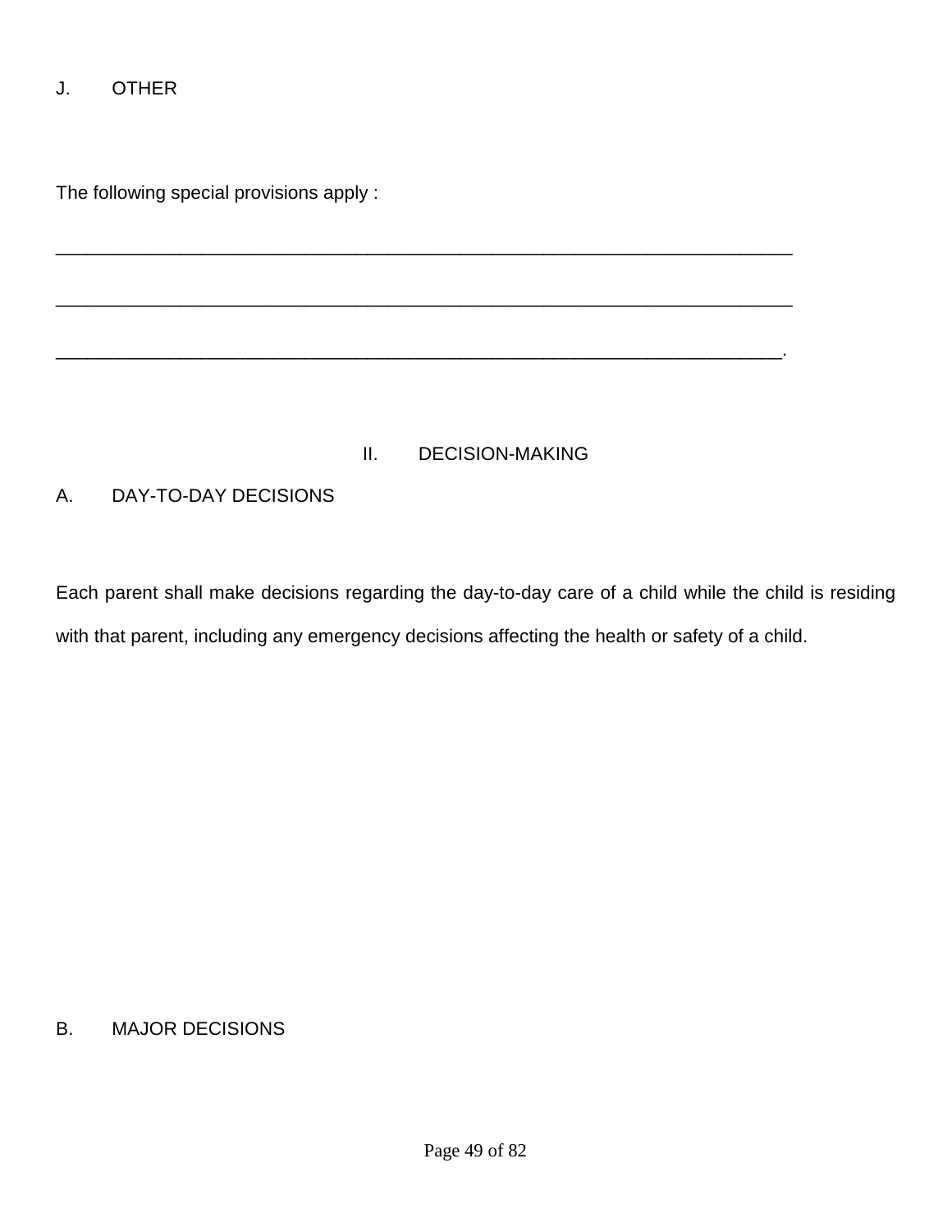J. OTHER

The following special provisions apply :

_________________________________________________________________________

_________________________________________________________________________

________________________________________________________________________.

## II. DECISION-MAKING

A. DAY-TO-DAY DECISIONS

Each parent shall make decisions regarding the day-to-day care of a child while the child is residing with that parent, including any emergency decisions affecting the health or safety of a child.

B. MAJOR DECISIONS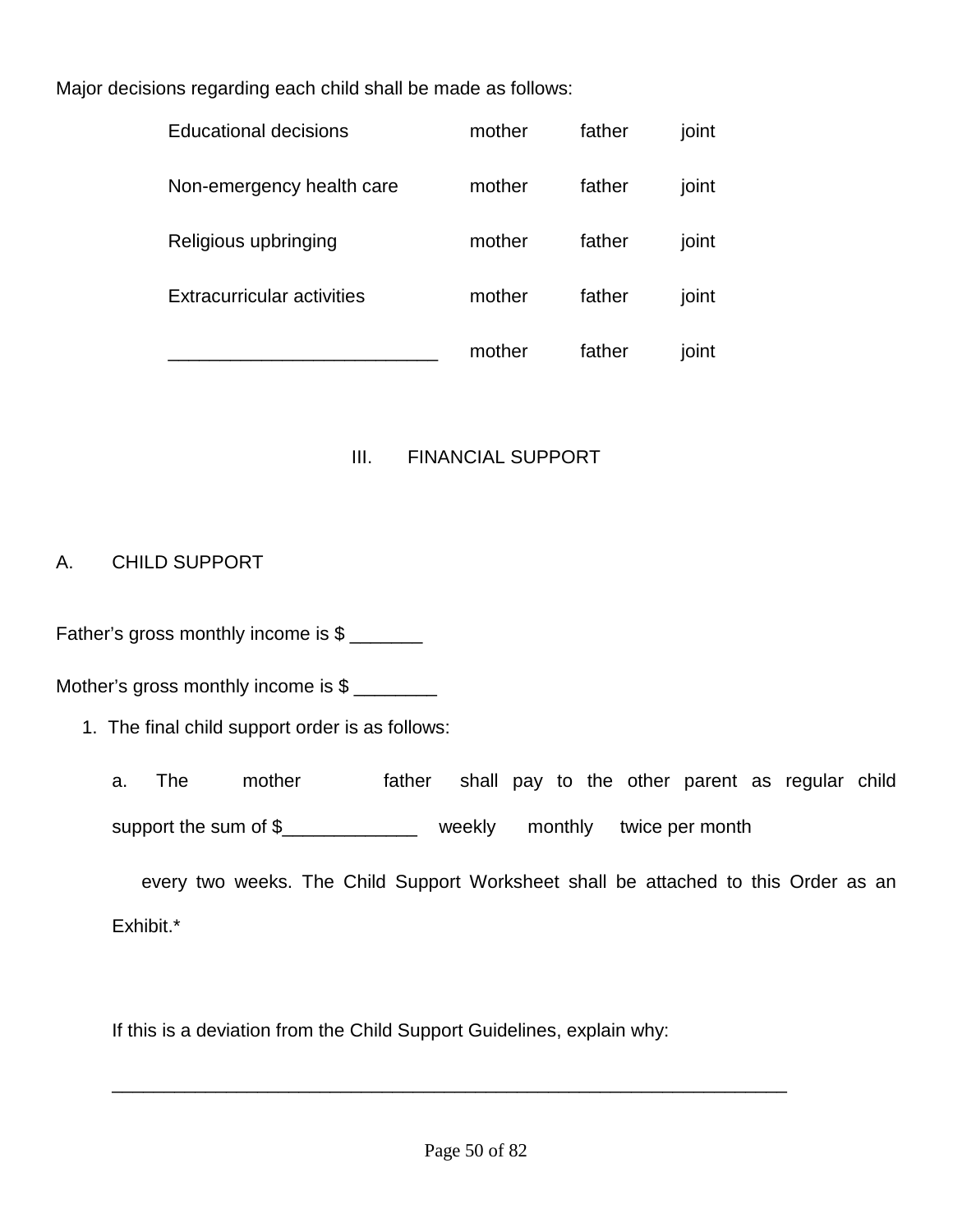Major decisions regarding each child shall be made as follows:

| | | | |
|---|---|---|---|
| Educational decisions | mother | father | joint |
| Non-emergency health care | mother | father | joint |
| Religious upbringing | mother | father | joint |
| Extracurricular activities | mother | father | joint |
| __________________________ | mother | father | joint |

## III. FINANCIAL SUPPORT

### A. CHILD SUPPORT

Father's gross monthly income is $ _______

Mother's gross monthly income is $ ________

1. The final child support order is as follows:

   a. The mother father shall pay to the other parent as regular child support the sum of $_____________ weekly monthly twice per month every two weeks. The Child Support Worksheet shall be attached to this Order as an Exhibit.*

   If this is a deviation from the Child Support Guidelines, explain why:

   ___________________________________________________________________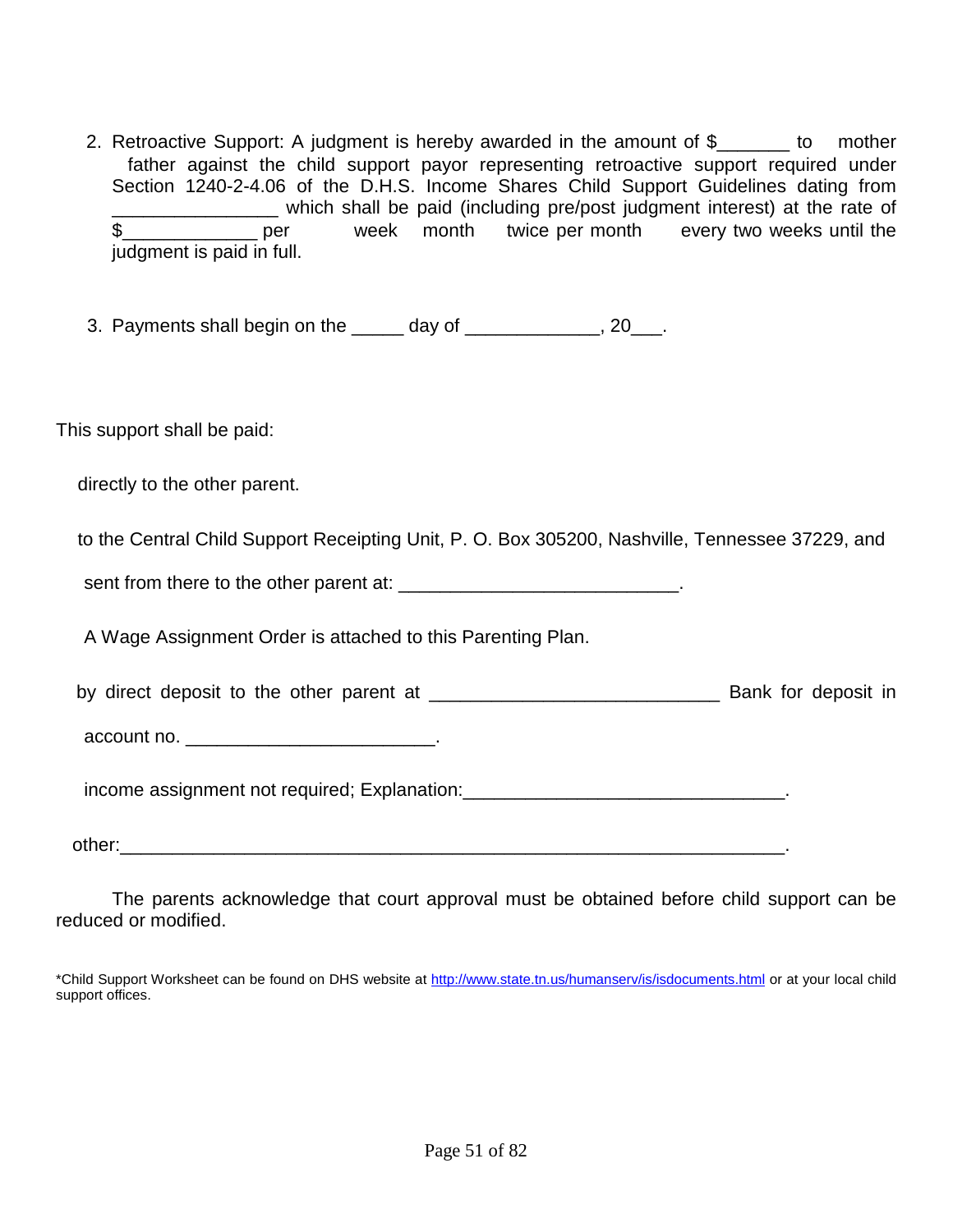2. Retroactive Support: A judgment is hereby awarded in the amount of $_______ to mother father against the child support payor representing retroactive support required under Section 1240-2-4.06 of the D.H.S. Income Shares Child Support Guidelines dating from ________________ which shall be paid (including pre/post judgment interest) at the rate of $_____________ per week month twice per month every two weeks until the judgment is paid in full.

3. Payments shall begin on the _____ day of _____________, 20___.

This support shall be paid:

directly to the other parent.

to the Central Child Support Receipting Unit, P. O. Box 305200, Nashville, Tennessee 37229, and sent from there to the other parent at: ___________________________.

A Wage Assignment Order is attached to this Parenting Plan.

by direct deposit to the other parent at ____________________________ Bank for deposit in account no. ________________________.

income assignment not required; Explanation:_______________________________.

other:_________________________________________________________________.

The parents acknowledge that court approval must be obtained before child support can be reduced or modified.

*Child Support Worksheet can be found on DHS website at http://www.state.tn.us/humanserv/is/isdocuments.html or at your local child support offices.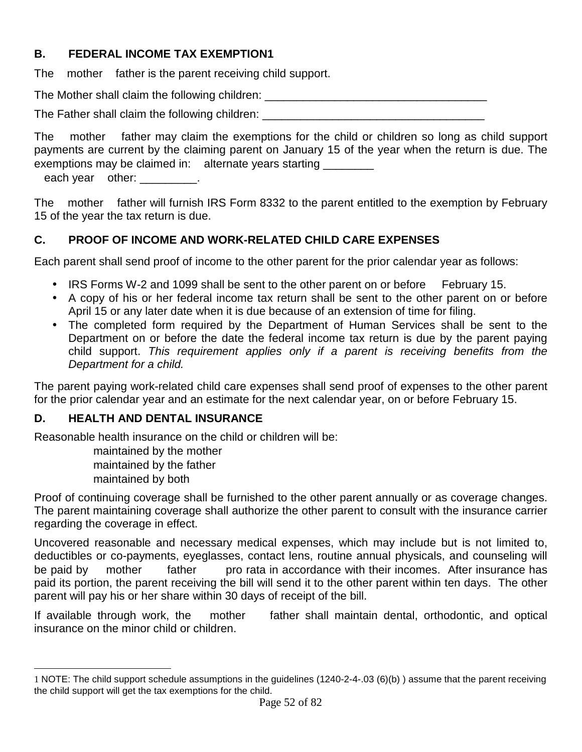## B. FEDERAL INCOME TAX EXEMPTION[1]

The mother father is the parent receiving child support.

The Mother shall claim the following children: ___________________________________

The Father shall claim the following children: ___________________________________

The mother father may claim the exemptions for the child or children so long as child support payments are current by the claiming parent on January 15 of the year when the return is due. The exemptions may be claimed in: alternate years starting ________
each year other: _________.

The mother father will furnish IRS Form 8332 to the parent entitled to the exemption by February 15 of the year the tax return is due.

## C. PROOF OF INCOME AND WORK-RELATED CHILD CARE EXPENSES

Each parent shall send proof of income to the other parent for the prior calendar year as follows:

- IRS Forms W-2 and 1099 shall be sent to the other parent on or before February 15.
- A copy of his or her federal income tax return shall be sent to the other parent on or before April 15 or any later date when it is due because of an extension of time for filing.
- The completed form required by the Department of Human Services shall be sent to the Department on or before the date the federal income tax return is due by the parent paying child support. *This requirement applies only if a parent is receiving benefits from the Department for a child.*

The parent paying work-related child care expenses shall send proof of expenses to the other parent for the prior calendar year and an estimate for the next calendar year, on or before February 15.

## D. HEALTH AND DENTAL INSURANCE

Reasonable health insurance on the child or children will be:

maintained by the mother
maintained by the father
maintained by both

Proof of continuing coverage shall be furnished to the other parent annually or as coverage changes. The parent maintaining coverage shall authorize the other parent to consult with the insurance carrier regarding the coverage in effect.

Uncovered reasonable and necessary medical expenses, which may include but is not limited to, deductibles or co-payments, eyeglasses, contact lens, routine annual physicals, and counseling will be paid by mother father pro rata in accordance with their incomes. After insurance has paid its portion, the parent receiving the bill will send it to the other parent within ten days. The other parent will pay his or her share within 30 days of receipt of the bill.

If available through work, the mother father shall maintain dental, orthodontic, and optical insurance on the minor child or children.

---

[1] NOTE: The child support schedule assumptions in the guidelines (1240-2-4-.03 (6)(b) ) assume that the parent receiving the child support will get the tax exemptions for the child.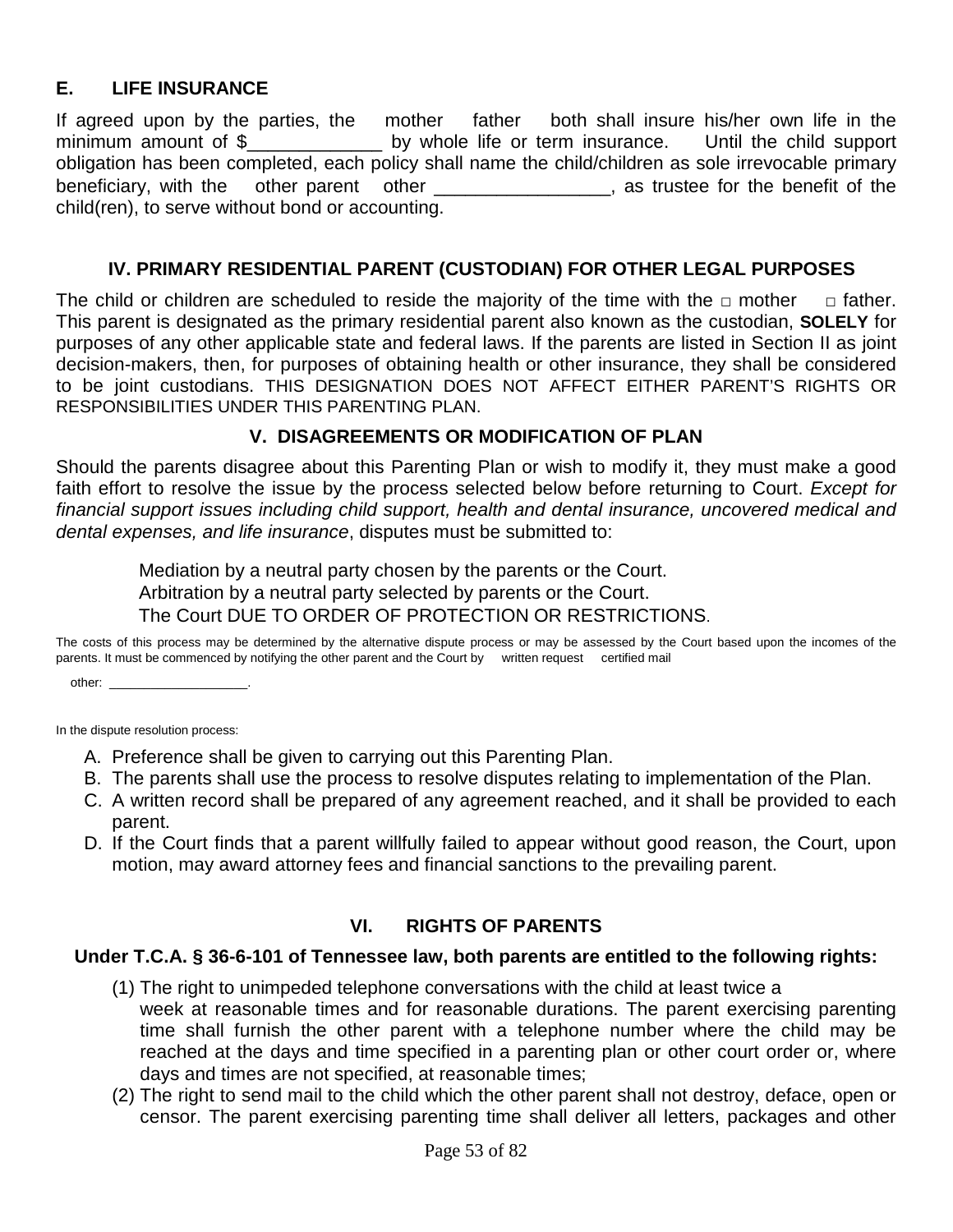### E. LIFE INSURANCE

If agreed upon by the parties, the mother father both shall insure his/her own life in the minimum amount of $_____________ by whole life or term insurance. Until the child support obligation has been completed, each policy shall name the child/children as sole irrevocable primary beneficiary, with the other parent other _________________, as trustee for the benefit of the child(ren), to serve without bond or accounting.

## IV. PRIMARY RESIDENTIAL PARENT (CUSTODIAN) FOR OTHER LEGAL PURPOSES

The child or children are scheduled to reside the majority of the time with the □ mother □ father. This parent is designated as the primary residential parent also known as the custodian, **SOLELY** for purposes of any other applicable state and federal laws. If the parents are listed in Section II as joint decision-makers, then, for purposes of obtaining health or other insurance, they shall be considered to be joint custodians. THIS DESIGNATION DOES NOT AFFECT EITHER PARENT'S RIGHTS OR RESPONSIBILITIES UNDER THIS PARENTING PLAN.

## V. DISAGREEMENTS OR MODIFICATION OF PLAN

Should the parents disagree about this Parenting Plan or wish to modify it, they must make a good faith effort to resolve the issue by the process selected below before returning to Court. *Except for financial support issues including child support, health and dental insurance, uncovered medical and dental expenses, and life insurance*, disputes must be submitted to:

Mediation by a neutral party chosen by the parents or the Court.
Arbitration by a neutral party selected by parents or the Court.
The Court DUE TO ORDER OF PROTECTION OR RESTRICTIONS.

The costs of this process may be determined by the alternative dispute process or may be assessed by the Court based upon the incomes of the parents. It must be commenced by notifying the other parent and the Court by written request certified mail

other: ___________________.

In the dispute resolution process:

A. Preference shall be given to carrying out this Parenting Plan.
B. The parents shall use the process to resolve disputes relating to implementation of the Plan.
C. A written record shall be prepared of any agreement reached, and it shall be provided to each parent.
D. If the Court finds that a parent willfully failed to appear without good reason, the Court, upon motion, may award attorney fees and financial sanctions to the prevailing parent.

## VI. RIGHTS OF PARENTS

**Under T.C.A. § 36-6-101 of Tennessee law, both parents are entitled to the following rights:**

(1) The right to unimpeded telephone conversations with the child at least twice a week at reasonable times and for reasonable durations. The parent exercising parenting time shall furnish the other parent with a telephone number where the child may be reached at the days and time specified in a parenting plan or other court order or, where days and times are not specified, at reasonable times;

(2) The right to send mail to the child which the other parent shall not destroy, deface, open or censor. The parent exercising parenting time shall deliver all letters, packages and other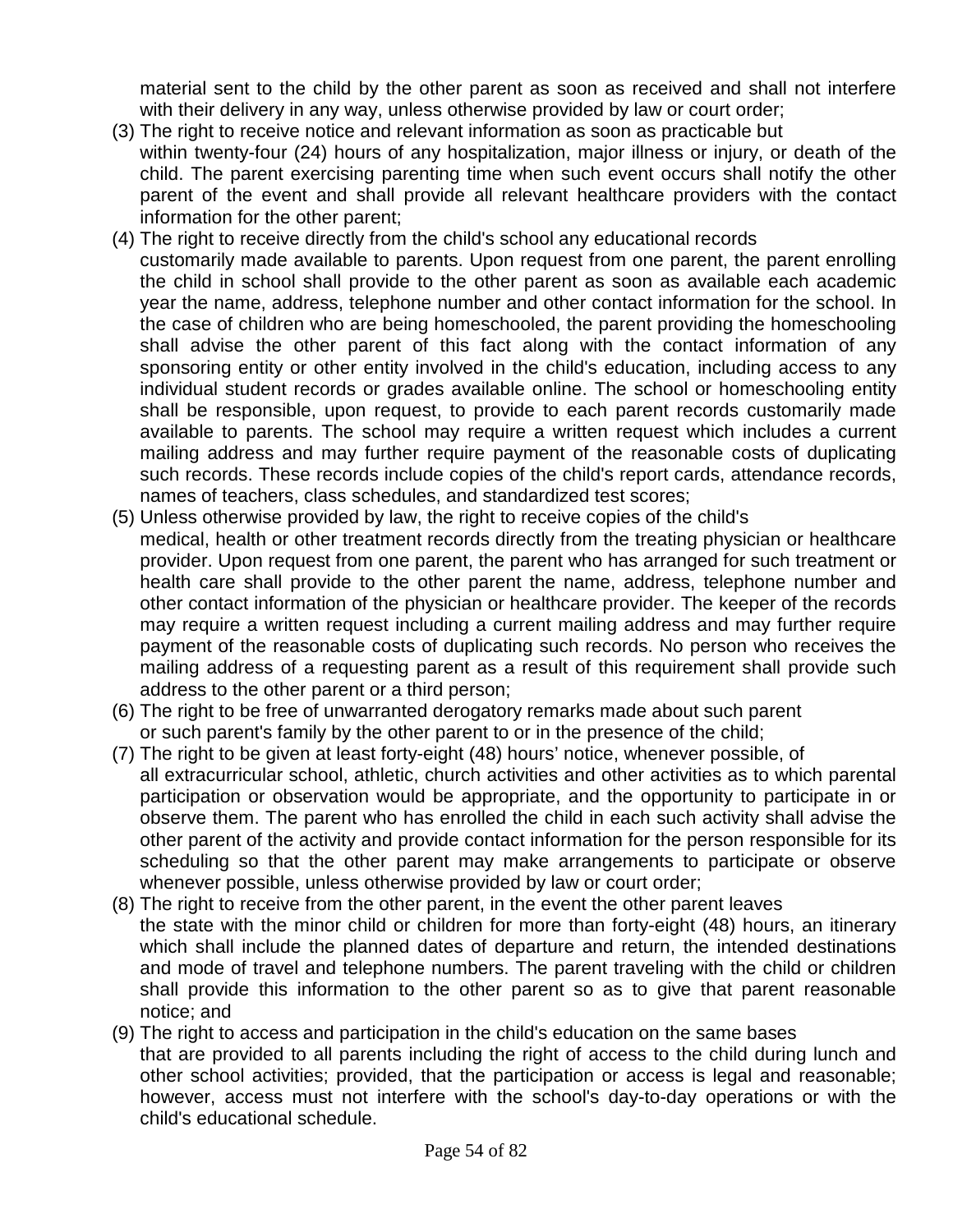material sent to the child by the other parent as soon as received and shall not interfere with their delivery in any way, unless otherwise provided by law or court order;

(3) The right to receive notice and relevant information as soon as practicable but within twenty-four (24) hours of any hospitalization, major illness or injury, or death of the child. The parent exercising parenting time when such event occurs shall notify the other parent of the event and shall provide all relevant healthcare providers with the contact information for the other parent;

(4) The right to receive directly from the child's school any educational records customarily made available to parents. Upon request from one parent, the parent enrolling the child in school shall provide to the other parent as soon as available each academic year the name, address, telephone number and other contact information for the school. In the case of children who are being homeschooled, the parent providing the homeschooling shall advise the other parent of this fact along with the contact information of any sponsoring entity or other entity involved in the child's education, including access to any individual student records or grades available online. The school or homeschooling entity shall be responsible, upon request, to provide to each parent records customarily made available to parents. The school may require a written request which includes a current mailing address and may further require payment of the reasonable costs of duplicating such records. These records include copies of the child's report cards, attendance records, names of teachers, class schedules, and standardized test scores;

(5) Unless otherwise provided by law, the right to receive copies of the child's medical, health or other treatment records directly from the treating physician or healthcare provider. Upon request from one parent, the parent who has arranged for such treatment or health care shall provide to the other parent the name, address, telephone number and other contact information of the physician or healthcare provider. The keeper of the records may require a written request including a current mailing address and may further require payment of the reasonable costs of duplicating such records. No person who receives the mailing address of a requesting parent as a result of this requirement shall provide such address to the other parent or a third person;

(6) The right to be free of unwarranted derogatory remarks made about such parent or such parent's family by the other parent to or in the presence of the child;

(7) The right to be given at least forty-eight (48) hours' notice, whenever possible, of all extracurricular school, athletic, church activities and other activities as to which parental participation or observation would be appropriate, and the opportunity to participate in or observe them. The parent who has enrolled the child in each such activity shall advise the other parent of the activity and provide contact information for the person responsible for its scheduling so that the other parent may make arrangements to participate or observe whenever possible, unless otherwise provided by law or court order;

(8) The right to receive from the other parent, in the event the other parent leaves the state with the minor child or children for more than forty-eight (48) hours, an itinerary which shall include the planned dates of departure and return, the intended destinations and mode of travel and telephone numbers. The parent traveling with the child or children shall provide this information to the other parent so as to give that parent reasonable notice; and

(9) The right to access and participation in the child's education on the same bases that are provided to all parents including the right of access to the child during lunch and other school activities; provided, that the participation or access is legal and reasonable; however, access must not interfere with the school's day-to-day operations or with the child's educational schedule.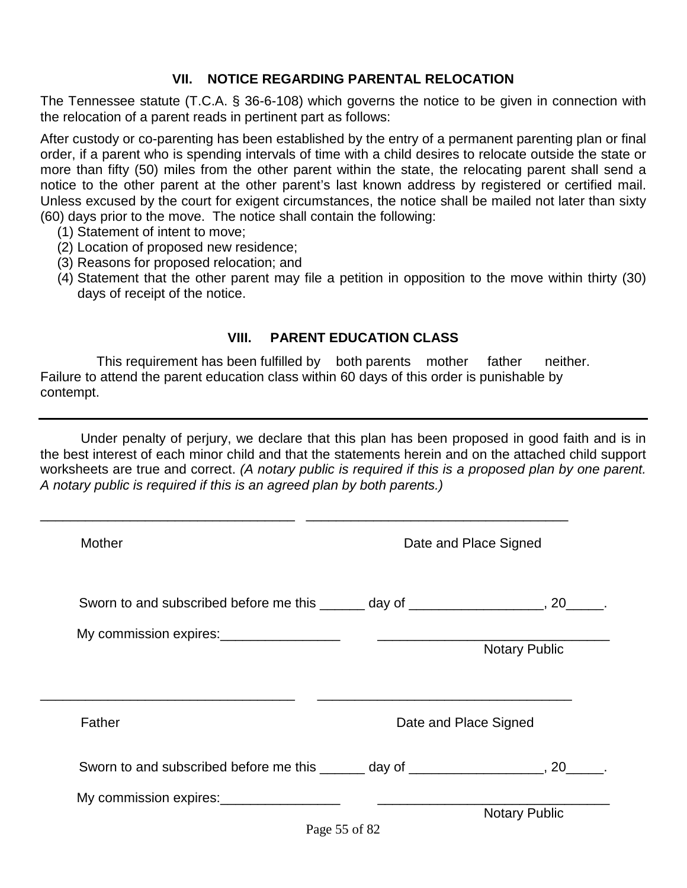## VII. NOTICE REGARDING PARENTAL RELOCATION

The Tennessee statute (T.C.A. § 36-6-108) which governs the notice to be given in connection with the relocation of a parent reads in pertinent part as follows:

After custody or co-parenting has been established by the entry of a permanent parenting plan or final order, if a parent who is spending intervals of time with a child desires to relocate outside the state or more than fifty (50) miles from the other parent within the state, the relocating parent shall send a notice to the other parent at the other parent's last known address by registered or certified mail. Unless excused by the court for exigent circumstances, the notice shall be mailed not later than sixty (60) days prior to the move. The notice shall contain the following:

(1) Statement of intent to move;
(2) Location of proposed new residence;
(3) Reasons for proposed relocation; and
(4) Statement that the other parent may file a petition in opposition to the move within thirty (30) days of receipt of the notice.

## VIII. PARENT EDUCATION CLASS

This requirement has been fulfilled by both parents mother father neither.
Failure to attend the parent education class within 60 days of this order is punishable by contempt.

---

Under penalty of perjury, we declare that this plan has been proposed in good faith and is in the best interest of each minor child and that the statements herein and on the attached child support worksheets are true and correct. *(A notary public is required if this is a proposed plan by one parent. A notary public is required if this is an agreed plan by both parents.)*

__________________________________ __________________________________

Mother Date and Place Signed

Sworn to and subscribed before me this ______ day of _________________, 20_____.

My commission expires:________________ ______________________________
Notary Public

__________________________________ __________________________________

Father Date and Place Signed

Sworn to and subscribed before me this ______ day of _________________, 20_____.

My commission expires:________________ ______________________________
Notary Public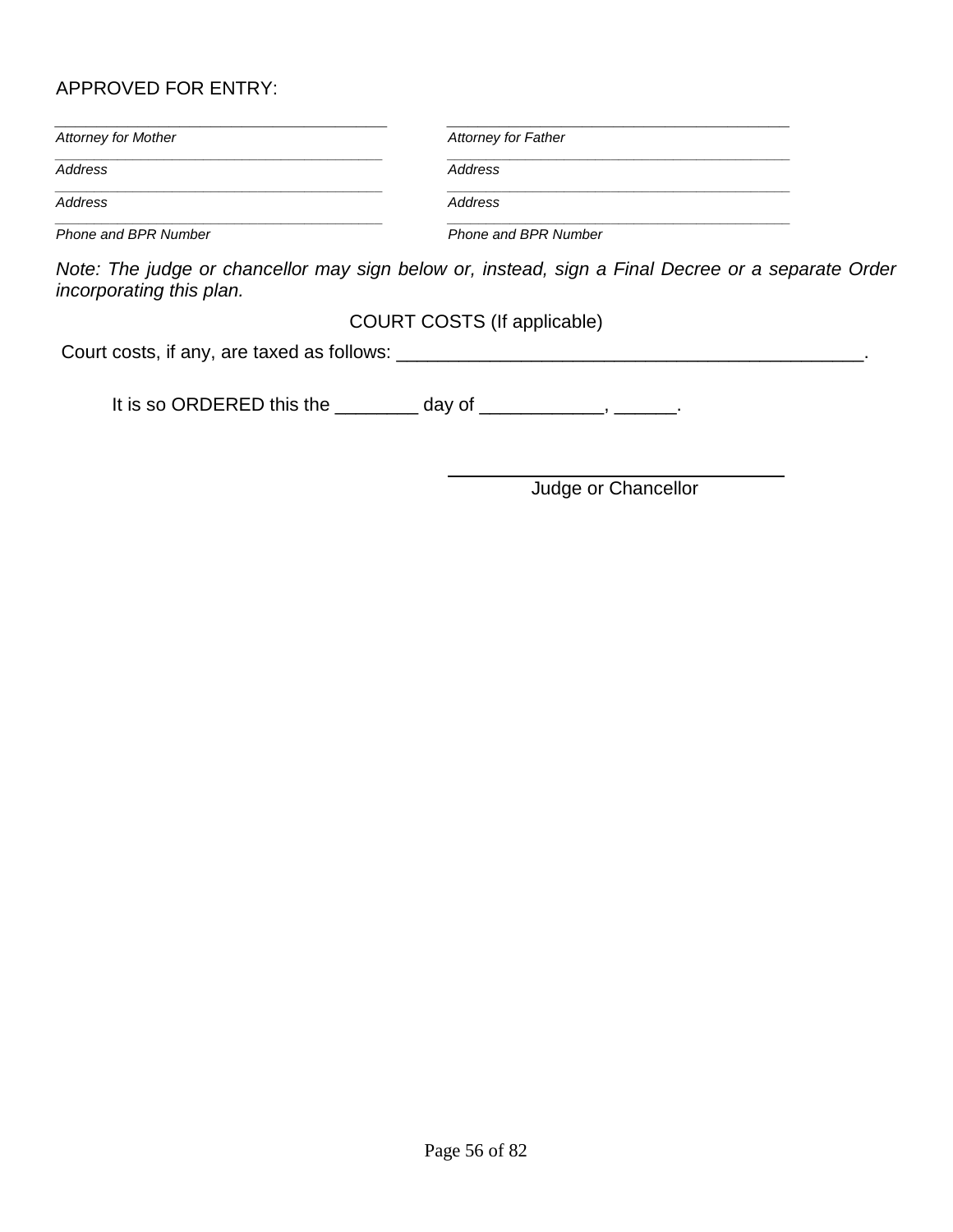APPROVED FOR ENTRY:

| ___________________________________ | ___________________________________ |
|---|---|
| *Attorney for Mother* | *Attorney for Father* |
| ___________________________________ | ___________________________________ |
| *Address* | *Address* |
| ___________________________________ | ___________________________________ |
| *Address* | *Address* |
| ___________________________________ | ___________________________________ |
| *Phone and BPR Number* | *Phone and BPR Number* |

*Note: The judge or chancellor may sign below or, instead, sign a Final Decree or a separate Order incorporating this plan.*

COURT COSTS (If applicable)

Court costs, if any, are taxed as follows: _____________________________________________.

It is so ORDERED this the ________ day of ____________, ______.

___________________________________

Judge or Chancellor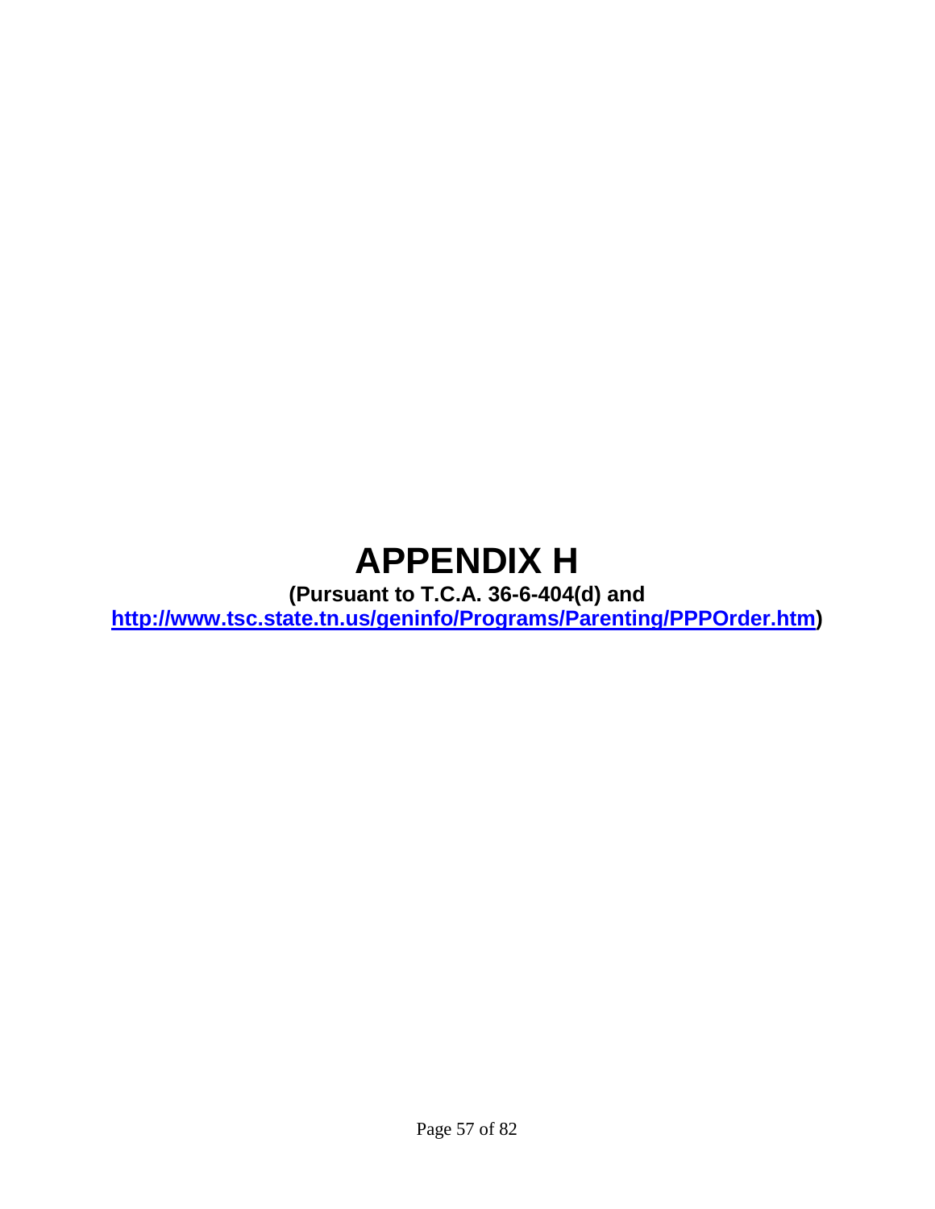# APPENDIX H

**(Pursuant to T.C.A. 36-6-404(d) and [http://www.tsc.state.tn.us/geninfo/Programs/Parenting/PPPOrder.htm](http://www.tsc.state.tn.us/geninfo/Programs/Parenting/PPPOrder.htm))**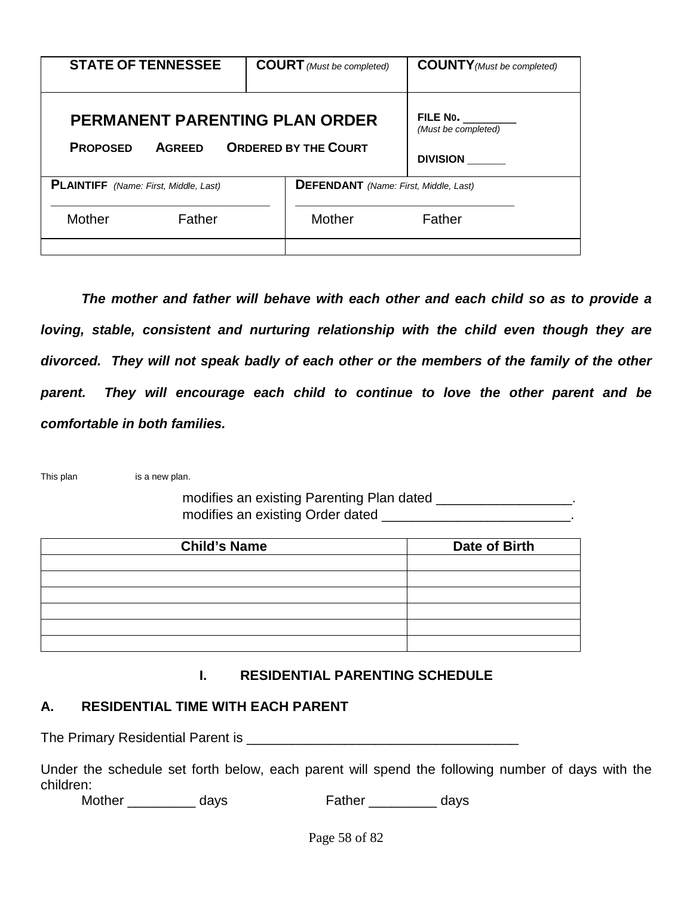| STATE OF TENNESSEE | COURT *(Must be completed)* | COUNTY *(Must be completed)* |
|---|---|---|
| **PERMANENT PARENTING PLAN ORDER**<br>PROPOSED AGREED ORDERED BY THE COURT | | FILE No. ________ *(Must be completed)*<br>DIVISION ______ |

| PLAINTIFF *(Name: First, Middle, Last)* | DEFENDANT *(Name: First, Middle, Last)* |
|---|---|
| ______________________________<br>Mother Father | ______________________________<br>Mother Father |
| | |

***The mother and father will behave with each other and each child so as to provide a loving, stable, consistent and nurturing relationship with the child even though they are divorced. They will not speak badly of each other or the members of the family of the other parent. They will encourage each child to continue to love the other parent and be comfortable in both families.***

This plan is a new plan.
modifies an existing Parenting Plan dated __________________.
modifies an existing Order dated _________________________.

| Child's Name | Date of Birth |
|---|---|
| | |
| | |
| | |
| | |
| | |
| | |

## I. RESIDENTIAL PARENTING SCHEDULE

### A. RESIDENTIAL TIME WITH EACH PARENT

The Primary Residential Parent is ___________________________________

Under the schedule set forth below, each parent will spend the following number of days with the children:

Mother _________ days Father _________ days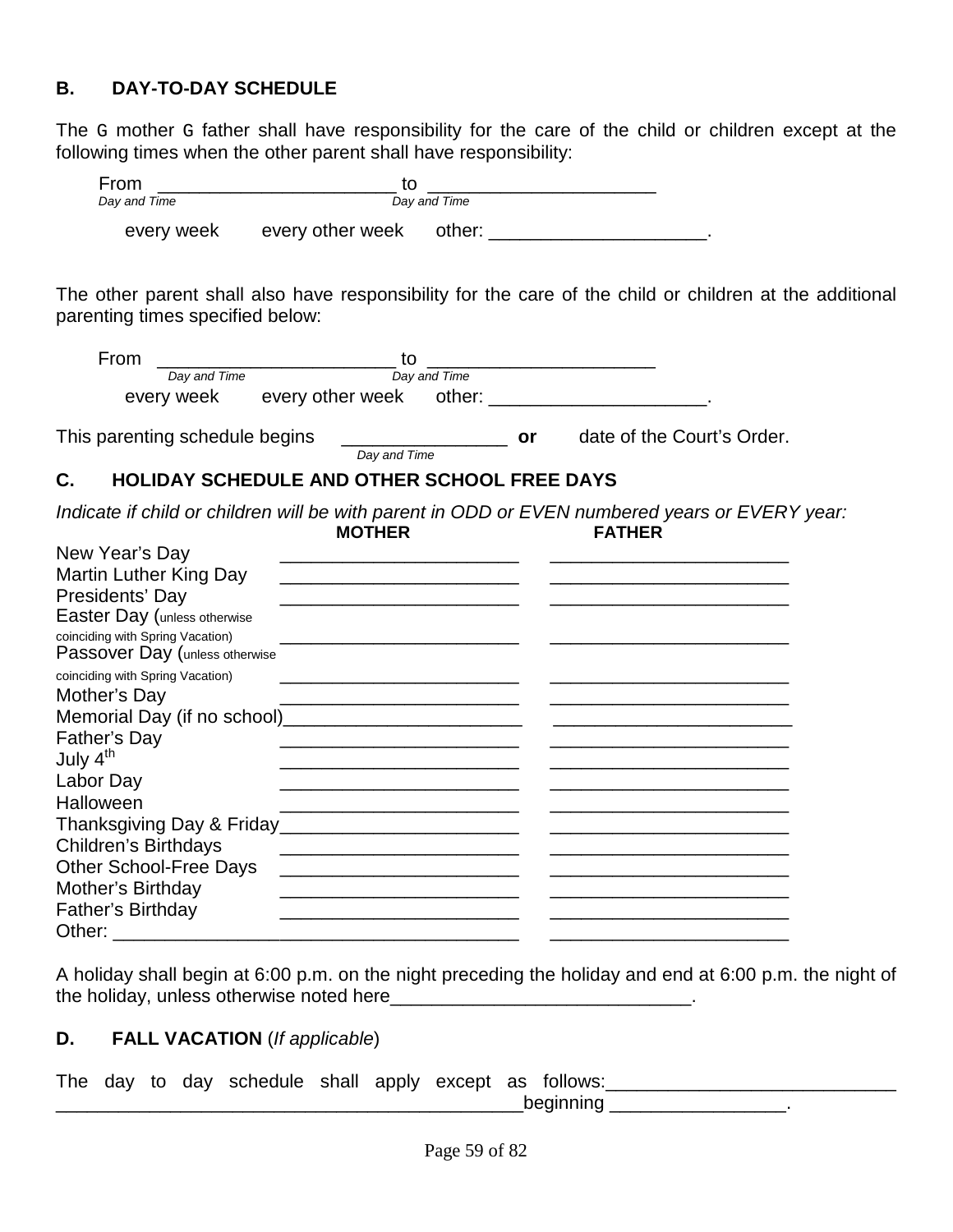## B. DAY-TO-DAY SCHEDULE

The G mother G father shall have responsibility for the care of the child or children except at the following times when the other parent shall have responsibility:

From _______________________ to _____________________
*Day and Time* *Day and Time*

every week every other week other: ____________________.

The other parent shall also have responsibility for the care of the child or children at the additional parenting times specified below:

From _______________________ to _____________________
*Day and Time* *Day and Time*

every week every other week other: ____________________.

This parenting schedule begins _______________ **or** date of the Court's Order.
*Day and Time*

## C. HOLIDAY SCHEDULE AND OTHER SCHOOL FREE DAYS

*Indicate if child or children will be with parent in ODD or EVEN numbered years or EVERY year:*

| | MOTHER | FATHER |
|---|---|---|
| New Year's Day | _______________________ | _______________________ |
| Martin Luther King Day | _______________________ | _______________________ |
| Presidents' Day | _______________________ | _______________________ |
| Easter Day (unless otherwise coinciding with Spring Vacation) | _______________________ | _______________________ |
| Passover Day (unless otherwise coinciding with Spring Vacation) | _______________________ | _______________________ |
| Mother's Day | _______________________ | _______________________ |
| Memorial Day (if no school) | _______________________ | _______________________ |
| Father's Day | _______________________ | _______________________ |
| July 4th | _______________________ | _______________________ |
| Labor Day | _______________________ | _______________________ |
| Halloween | _______________________ | _______________________ |
| Thanksgiving Day & Friday | _______________________ | _______________________ |
| Children's Birthdays | _______________________ | _______________________ |
| Other School-Free Days | _______________________ | _______________________ |
| Mother's Birthday | _______________________ | _______________________ |
| Father's Birthday | _______________________ | _______________________ |
| Other: _______________ | _______________________ | _______________________ |

A holiday shall begin at 6:00 p.m. on the night preceding the holiday and end at 6:00 p.m. the night of the holiday, unless otherwise noted here____________________________.

## D. FALL VACATION (*If applicable*)

The day to day schedule shall apply except as follows:___________________________ _____________________________________________beginning ________________.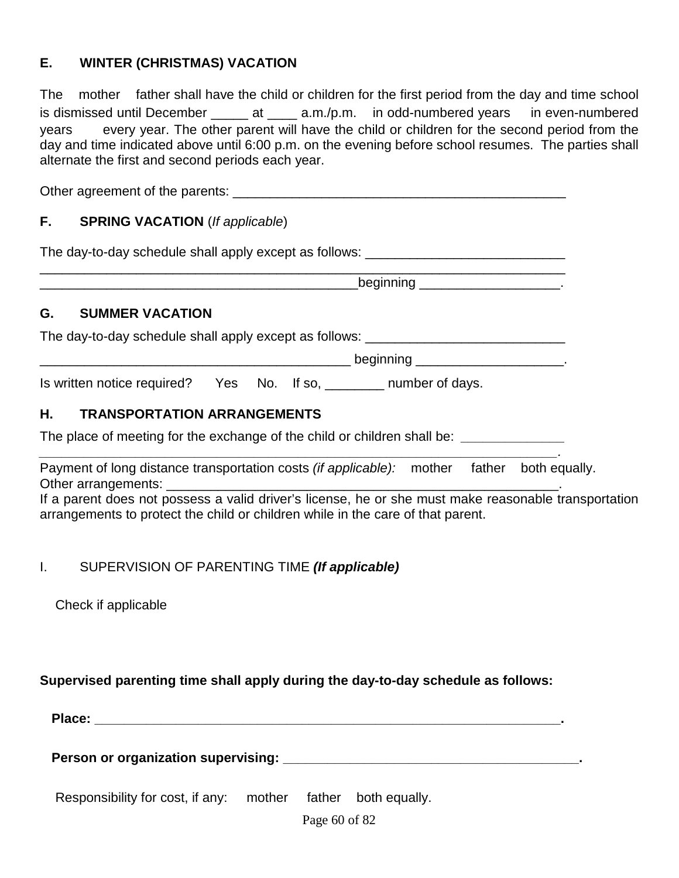## E. WINTER (CHRISTMAS) VACATION

The mother father shall have the child or children for the first period from the day and time school is dismissed until December _____ at ____ a.m./p.m. in odd-numbered years in even-numbered years every year. The other parent will have the child or children for the second period from the day and time indicated above until 6:00 p.m. on the evening before school resumes. The parties shall alternate the first and second periods each year.

Other agreement of the parents: _______________________________________________

## F. SPRING VACATION (*If applicable*)

The day-to-day schedule shall apply except as follows: ___________________________
_____________________________________________________________________________
____________________________________________beginning ___________________.

## G. SUMMER VACATION

The day-to-day schedule shall apply except as follows: ___________________________
__________________________________________ beginning ____________________.

Is written notice required? Yes No. If so, ________ number of days.

## H. TRANSPORTATION ARRANGEMENTS

The place of meeting for the exchange of the child or children shall be: ______________
____________________________________________________________________________.

Payment of long distance transportation costs *(if applicable):* mother father both equally.
Other arrangements: ______________________________________________________.
If a parent does not possess a valid driver's license, he or she must make reasonable transportation arrangements to protect the child or children while in the care of that parent.

## I. SUPERVISION OF PARENTING TIME ***(If applicable)***

Check if applicable

**Supervised parenting time shall apply during the day-to-day schedule as follows:**

**Place: _________________________________________________________________.**

**Person or organization supervising: _________________________________________.**

Responsibility for cost, if any: mother father both equally.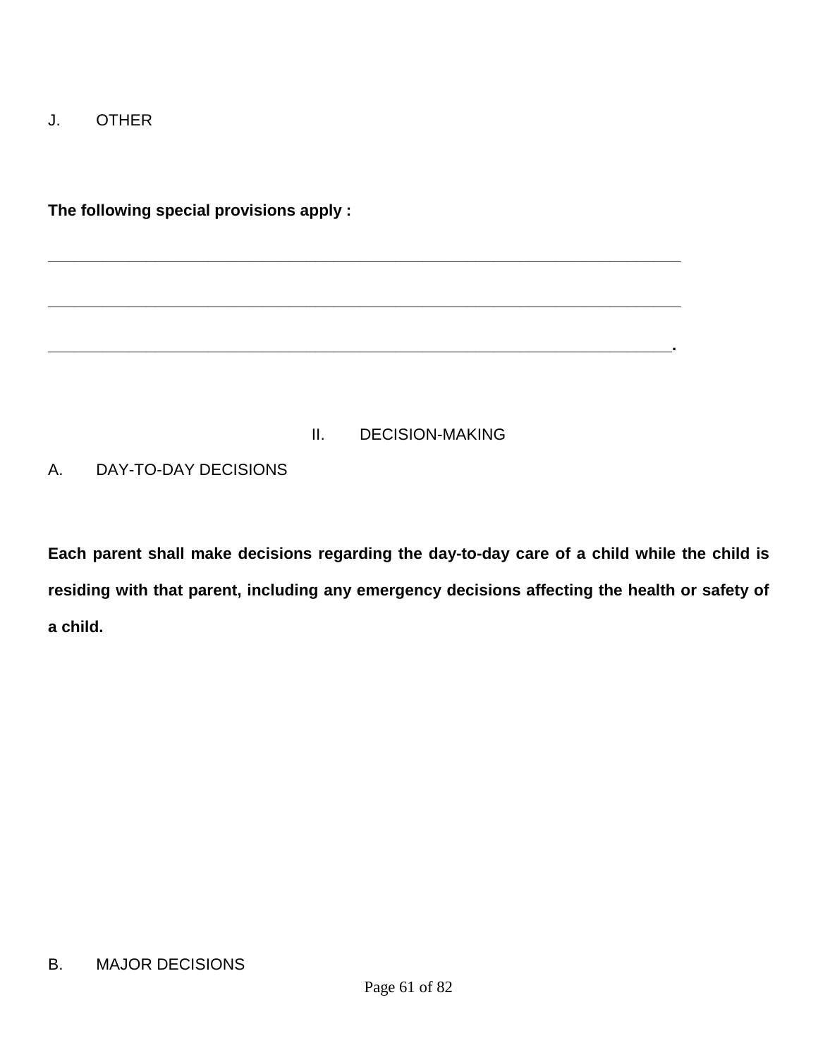J. OTHER

**The following special provisions apply :**

______________________________________________________________________________

______________________________________________________________________________

_____________________________________________________________________________.

## II. DECISION-MAKING

A. DAY-TO-DAY DECISIONS

**Each parent shall make decisions regarding the day-to-day care of a child while the child is residing with that parent, including any emergency decisions affecting the health or safety of a child.**

B. MAJOR DECISIONS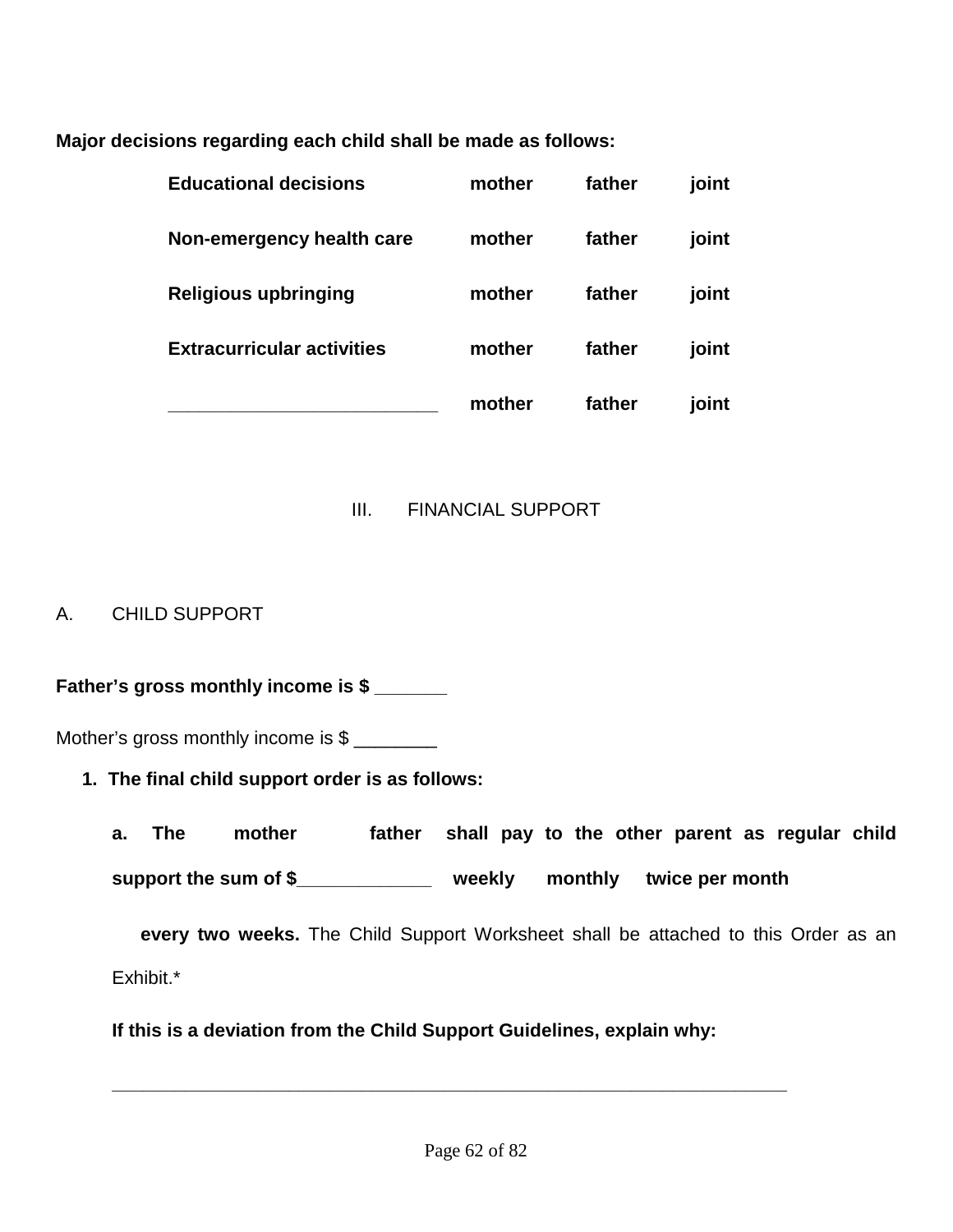**Major decisions regarding each child shall be made as follows:**

| | | | |
|---|---|---|---|
| **Educational decisions** | **mother** | **father** | **joint** |
| **Non-emergency health care** | **mother** | **father** | **joint** |
| **Religious upbringing** | **mother** | **father** | **joint** |
| **Extracurricular activities** | **mother** | **father** | **joint** |
| ______________________________ | **mother** | **father** | **joint** |

## III. FINANCIAL SUPPORT

### A. CHILD SUPPORT

**Father's gross monthly income is $ _______**

Mother's gross monthly income is $ ________

1. **The final child support order is as follows:**

   **a. The mother father shall pay to the other parent as regular child support the sum of $_____________ weekly monthly twice per month every two weeks.** The Child Support Worksheet shall be attached to this Order as an Exhibit.*

   **If this is a deviation from the Child Support Guidelines, explain why:**

   ___________________________________________________________________________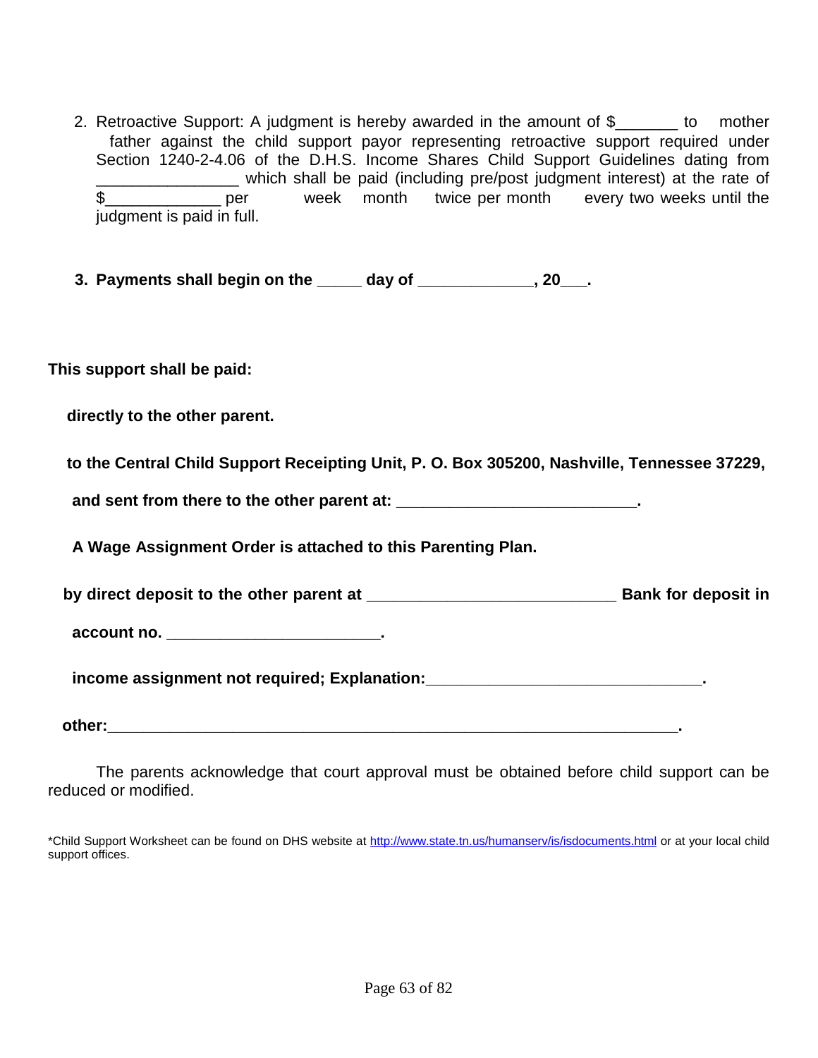2. Retroactive Support: A judgment is hereby awarded in the amount of $_______ to mother father against the child support payor representing retroactive support required under Section 1240-2-4.06 of the D.H.S. Income Shares Child Support Guidelines dating from ________________ which shall be paid (including pre/post judgment interest) at the rate of $_____________ per week month twice per month every two weeks until the judgment is paid in full.

3. **Payments shall begin on the _____ day of _____________, 20___.**

**This support shall be paid:**

**directly to the other parent.**

**to the Central Child Support Receipting Unit, P. O. Box 305200, Nashville, Tennessee 37229,**

**and sent from there to the other parent at: ___________________________.**

**A Wage Assignment Order is attached to this Parenting Plan.**

**by direct deposit to the other parent at ___________________________ Bank for deposit in**

**account no. ________________________.**

**income assignment not required; Explanation:_______________________________.**

**other:_________________________________________________________________.**

The parents acknowledge that court approval must be obtained before child support can be reduced or modified.

*Child Support Worksheet can be found on DHS website at http://www.state.tn.us/humanserv/is/isdocuments.html or at your local child support offices.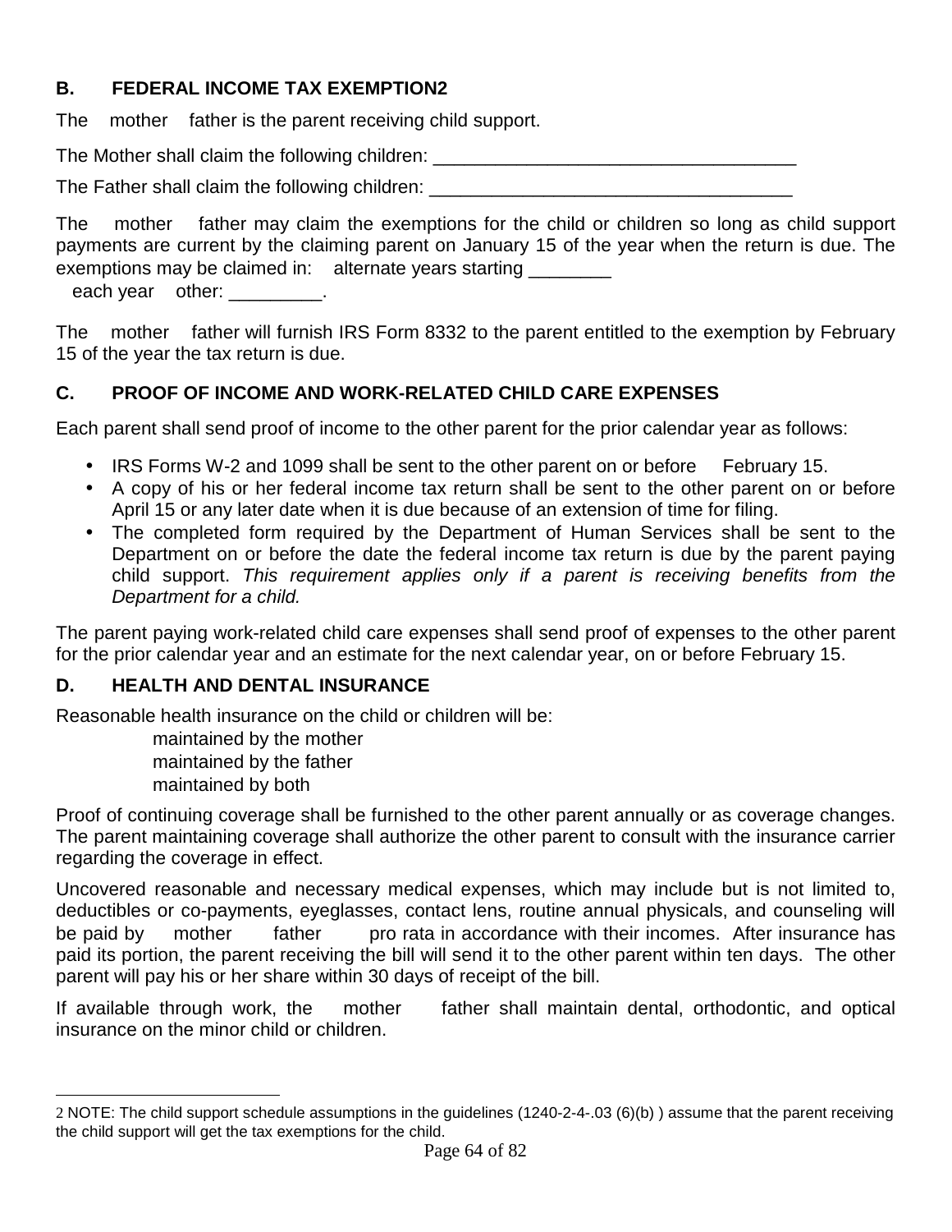## B. FEDERAL INCOME TAX EXEMPTION[2]

The mother father is the parent receiving child support.

The Mother shall claim the following children: ___________________________________

The Father shall claim the following children: ___________________________________

The mother father may claim the exemptions for the child or children so long as child support payments are current by the claiming parent on January 15 of the year when the return is due. The exemptions may be claimed in: alternate years starting ________
each year other: _________.

The mother father will furnish IRS Form 8332 to the parent entitled to the exemption by February 15 of the year the tax return is due.

## C. PROOF OF INCOME AND WORK-RELATED CHILD CARE EXPENSES

Each parent shall send proof of income to the other parent for the prior calendar year as follows:

- IRS Forms W-2 and 1099 shall be sent to the other parent on or before February 15.
- A copy of his or her federal income tax return shall be sent to the other parent on or before April 15 or any later date when it is due because of an extension of time for filing.
- The completed form required by the Department of Human Services shall be sent to the Department on or before the date the federal income tax return is due by the parent paying child support. *This requirement applies only if a parent is receiving benefits from the Department for a child.*

The parent paying work-related child care expenses shall send proof of expenses to the other parent for the prior calendar year and an estimate for the next calendar year, on or before February 15.

## D. HEALTH AND DENTAL INSURANCE

Reasonable health insurance on the child or children will be:

maintained by the mother
maintained by the father
maintained by both

Proof of continuing coverage shall be furnished to the other parent annually or as coverage changes. The parent maintaining coverage shall authorize the other parent to consult with the insurance carrier regarding the coverage in effect.

Uncovered reasonable and necessary medical expenses, which may include but is not limited to, deductibles or co-payments, eyeglasses, contact lens, routine annual physicals, and counseling will be paid by mother father pro rata in accordance with their incomes. After insurance has paid its portion, the parent receiving the bill will send it to the other parent within ten days. The other parent will pay his or her share within 30 days of receipt of the bill.

If available through work, the mother father shall maintain dental, orthodontic, and optical insurance on the minor child or children.

---

[2] NOTE: The child support schedule assumptions in the guidelines (1240-2-4-.03 (6)(b) ) assume that the parent receiving the child support will get the tax exemptions for the child.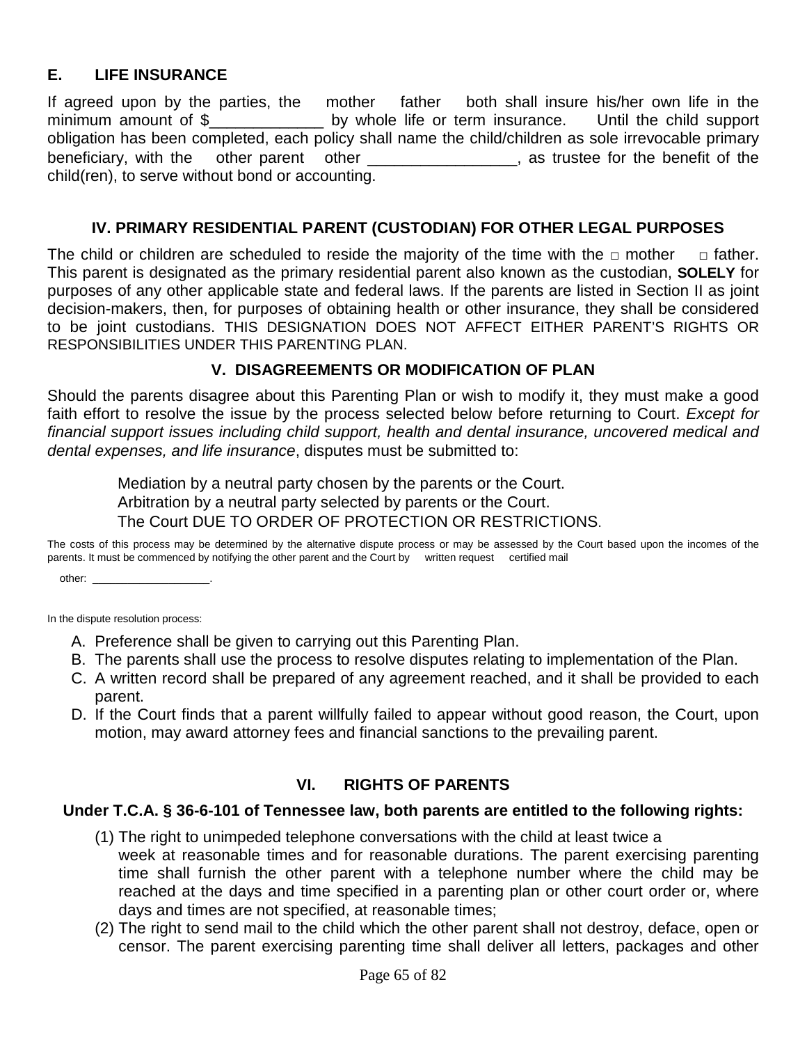## E. LIFE INSURANCE

If agreed upon by the parties, the mother father both shall insure his/her own life in the minimum amount of $_____________ by whole life or term insurance. Until the child support obligation has been completed, each policy shall name the child/children as sole irrevocable primary beneficiary, with the other parent other _________________, as trustee for the benefit of the child(ren), to serve without bond or accounting.

## IV. PRIMARY RESIDENTIAL PARENT (CUSTODIAN) FOR OTHER LEGAL PURPOSES

The child or children are scheduled to reside the majority of the time with the □ mother □ father. This parent is designated as the primary residential parent also known as the custodian, **SOLELY** for purposes of any other applicable state and federal laws. If the parents are listed in Section II as joint decision-makers, then, for purposes of obtaining health or other insurance, they shall be considered to be joint custodians. THIS DESIGNATION DOES NOT AFFECT EITHER PARENT'S RIGHTS OR RESPONSIBILITIES UNDER THIS PARENTING PLAN.

## V. DISAGREEMENTS OR MODIFICATION OF PLAN

Should the parents disagree about this Parenting Plan or wish to modify it, they must make a good faith effort to resolve the issue by the process selected below before returning to Court. *Except for financial support issues including child support, health and dental insurance, uncovered medical and dental expenses, and life insurance*, disputes must be submitted to:

Mediation by a neutral party chosen by the parents or the Court.
Arbitration by a neutral party selected by parents or the Court.
The Court DUE TO ORDER OF PROTECTION OR RESTRICTIONS.

The costs of this process may be determined by the alternative dispute process or may be assessed by the Court based upon the incomes of the parents. It must be commenced by notifying the other parent and the Court by written request certified mail

other: ___________________.

In the dispute resolution process:

A. Preference shall be given to carrying out this Parenting Plan.
B. The parents shall use the process to resolve disputes relating to implementation of the Plan.
C. A written record shall be prepared of any agreement reached, and it shall be provided to each parent.
D. If the Court finds that a parent willfully failed to appear without good reason, the Court, upon motion, may award attorney fees and financial sanctions to the prevailing parent.

## VI. RIGHTS OF PARENTS

**Under T.C.A. § 36-6-101 of Tennessee law, both parents are entitled to the following rights:**

(1) The right to unimpeded telephone conversations with the child at least twice a week at reasonable times and for reasonable durations. The parent exercising parenting time shall furnish the other parent with a telephone number where the child may be reached at the days and time specified in a parenting plan or other court order or, where days and times are not specified, at reasonable times;

(2) The right to send mail to the child which the other parent shall not destroy, deface, open or censor. The parent exercising parenting time shall deliver all letters, packages and other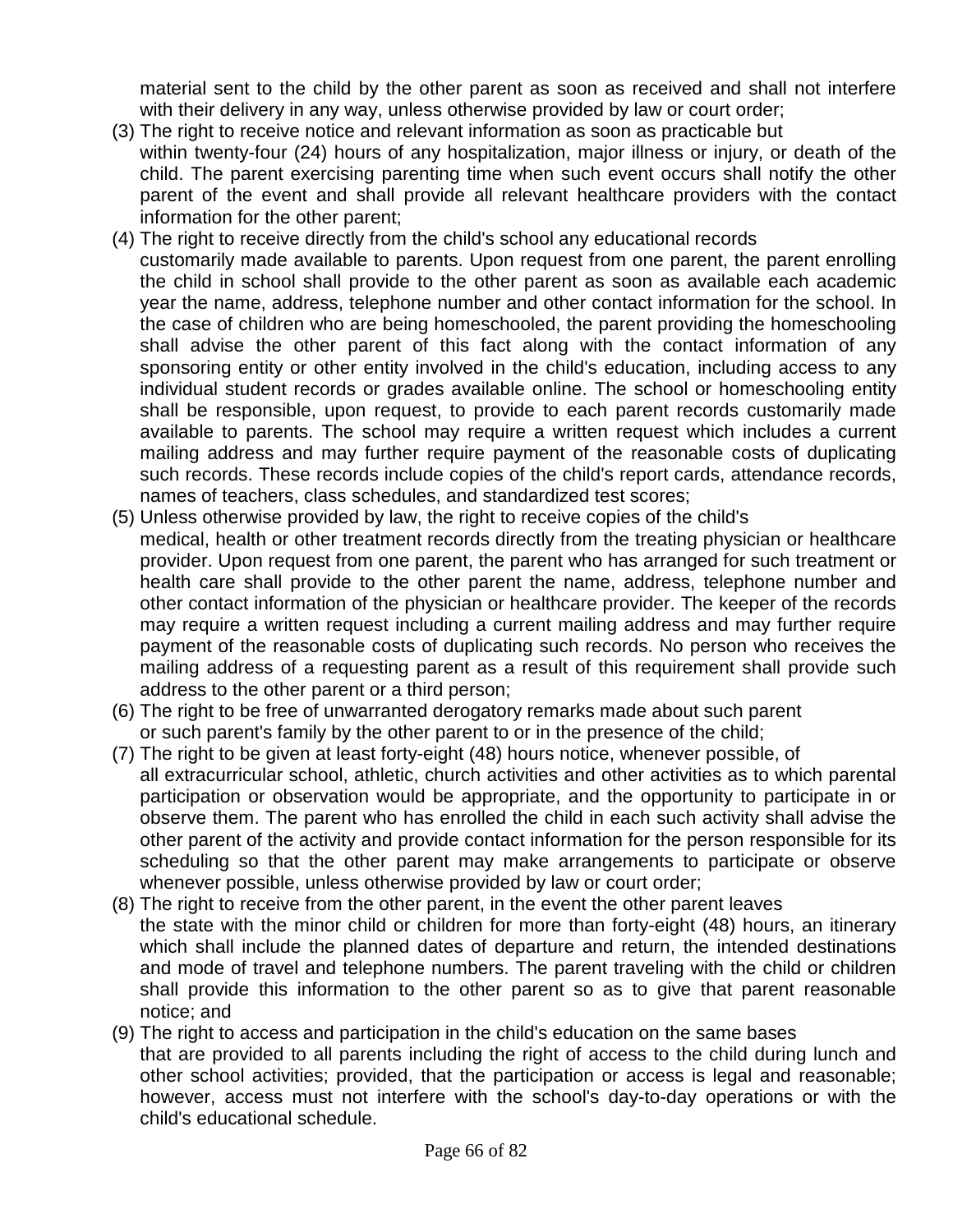material sent to the child by the other parent as soon as received and shall not interfere with their delivery in any way, unless otherwise provided by law or court order;

(3) The right to receive notice and relevant information as soon as practicable but within twenty-four (24) hours of any hospitalization, major illness or injury, or death of the child. The parent exercising parenting time when such event occurs shall notify the other parent of the event and shall provide all relevant healthcare providers with the contact information for the other parent;

(4) The right to receive directly from the child's school any educational records customarily made available to parents. Upon request from one parent, the parent enrolling the child in school shall provide to the other parent as soon as available each academic year the name, address, telephone number and other contact information for the school. In the case of children who are being homeschooled, the parent providing the homeschooling shall advise the other parent of this fact along with the contact information of any sponsoring entity or other entity involved in the child's education, including access to any individual student records or grades available online. The school or homeschooling entity shall be responsible, upon request, to provide to each parent records customarily made available to parents. The school may require a written request which includes a current mailing address and may further require payment of the reasonable costs of duplicating such records. These records include copies of the child's report cards, attendance records, names of teachers, class schedules, and standardized test scores;

(5) Unless otherwise provided by law, the right to receive copies of the child's medical, health or other treatment records directly from the treating physician or healthcare provider. Upon request from one parent, the parent who has arranged for such treatment or health care shall provide to the other parent the name, address, telephone number and other contact information of the physician or healthcare provider. The keeper of the records may require a written request including a current mailing address and may further require payment of the reasonable costs of duplicating such records. No person who receives the mailing address of a requesting parent as a result of this requirement shall provide such address to the other parent or a third person;

(6) The right to be free of unwarranted derogatory remarks made about such parent or such parent's family by the other parent to or in the presence of the child;

(7) The right to be given at least forty-eight (48) hours notice, whenever possible, of all extracurricular school, athletic, church activities and other activities as to which parental participation or observation would be appropriate, and the opportunity to participate in or observe them. The parent who has enrolled the child in each such activity shall advise the other parent of the activity and provide contact information for the person responsible for its scheduling so that the other parent may make arrangements to participate or observe whenever possible, unless otherwise provided by law or court order;

(8) The right to receive from the other parent, in the event the other parent leaves the state with the minor child or children for more than forty-eight (48) hours, an itinerary which shall include the planned dates of departure and return, the intended destinations and mode of travel and telephone numbers. The parent traveling with the child or children shall provide this information to the other parent so as to give that parent reasonable notice; and

(9) The right to access and participation in the child's education on the same bases that are provided to all parents including the right of access to the child during lunch and other school activities; provided, that the participation or access is legal and reasonable; however, access must not interfere with the school's day-to-day operations or with the child's educational schedule.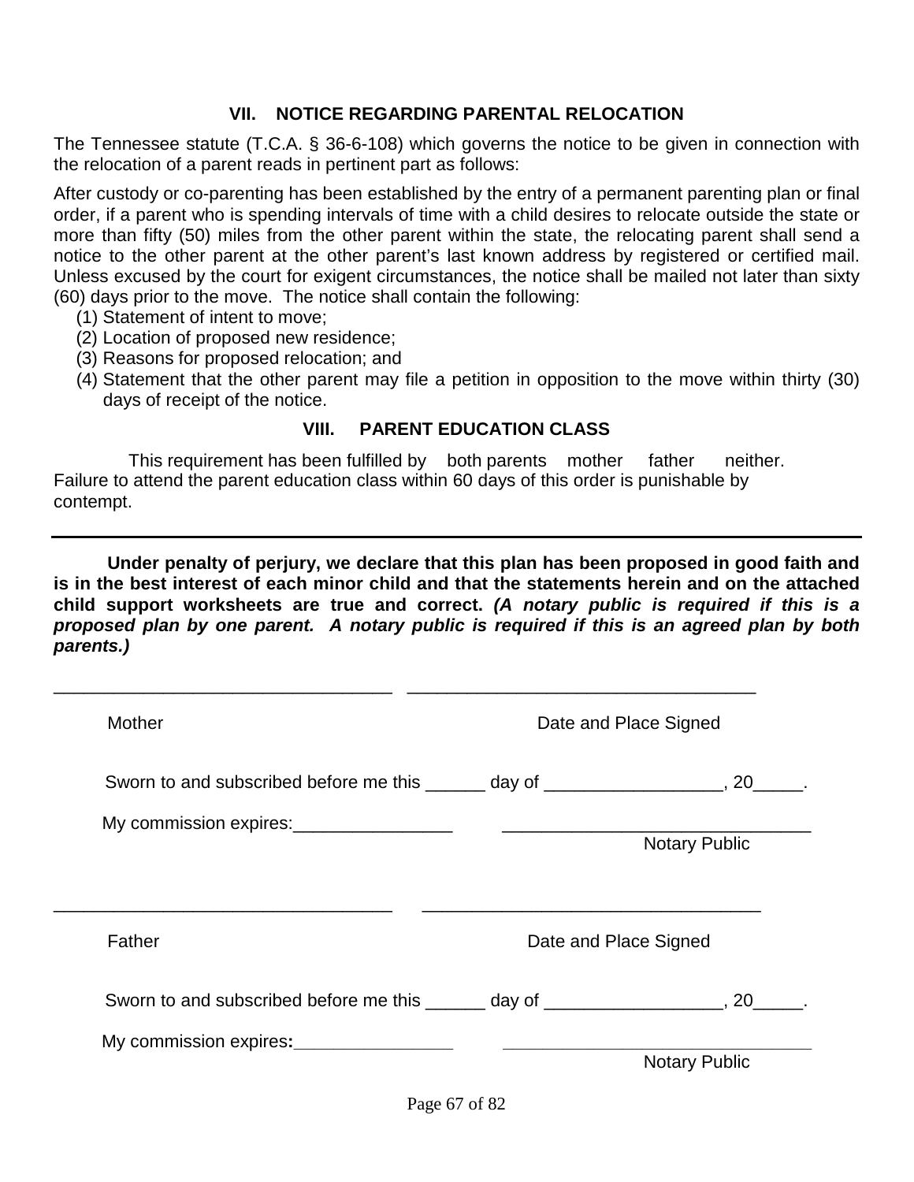## VII. NOTICE REGARDING PARENTAL RELOCATION

The Tennessee statute (T.C.A. § 36-6-108) which governs the notice to be given in connection with the relocation of a parent reads in pertinent part as follows:

After custody or co-parenting has been established by the entry of a permanent parenting plan or final order, if a parent who is spending intervals of time with a child desires to relocate outside the state or more than fifty (50) miles from the other parent within the state, the relocating parent shall send a notice to the other parent at the other parent's last known address by registered or certified mail. Unless excused by the court for exigent circumstances, the notice shall be mailed not later than sixty (60) days prior to the move. The notice shall contain the following:

(1) Statement of intent to move;
(2) Location of proposed new residence;
(3) Reasons for proposed relocation; and
(4) Statement that the other parent may file a petition in opposition to the move within thirty (30) days of receipt of the notice.

## VIII. PARENT EDUCATION CLASS

This requirement has been fulfilled by both parents mother father neither. Failure to attend the parent education class within 60 days of this order is punishable by contempt.

---

**Under penalty of perjury, we declare that this plan has been proposed in good faith and is in the best interest of each minor child and that the statements herein and on the attached child support worksheets are true and correct.** ***(A notary public is required if this is a proposed plan by one parent. A notary public is required if this is an agreed plan by both parents.)***

_________________________________ _________________________________

Mother Date and Place Signed

Sworn to and subscribed before me this ______ day of _________________, 20_____.

My commission expires:________________ _______________________________
Notary Public

_________________________________ _________________________________

Father Date and Place Signed

Sworn to and subscribed before me this ______ day of _________________, 20_____.

My commission expires:________________ _______________________________
Notary Public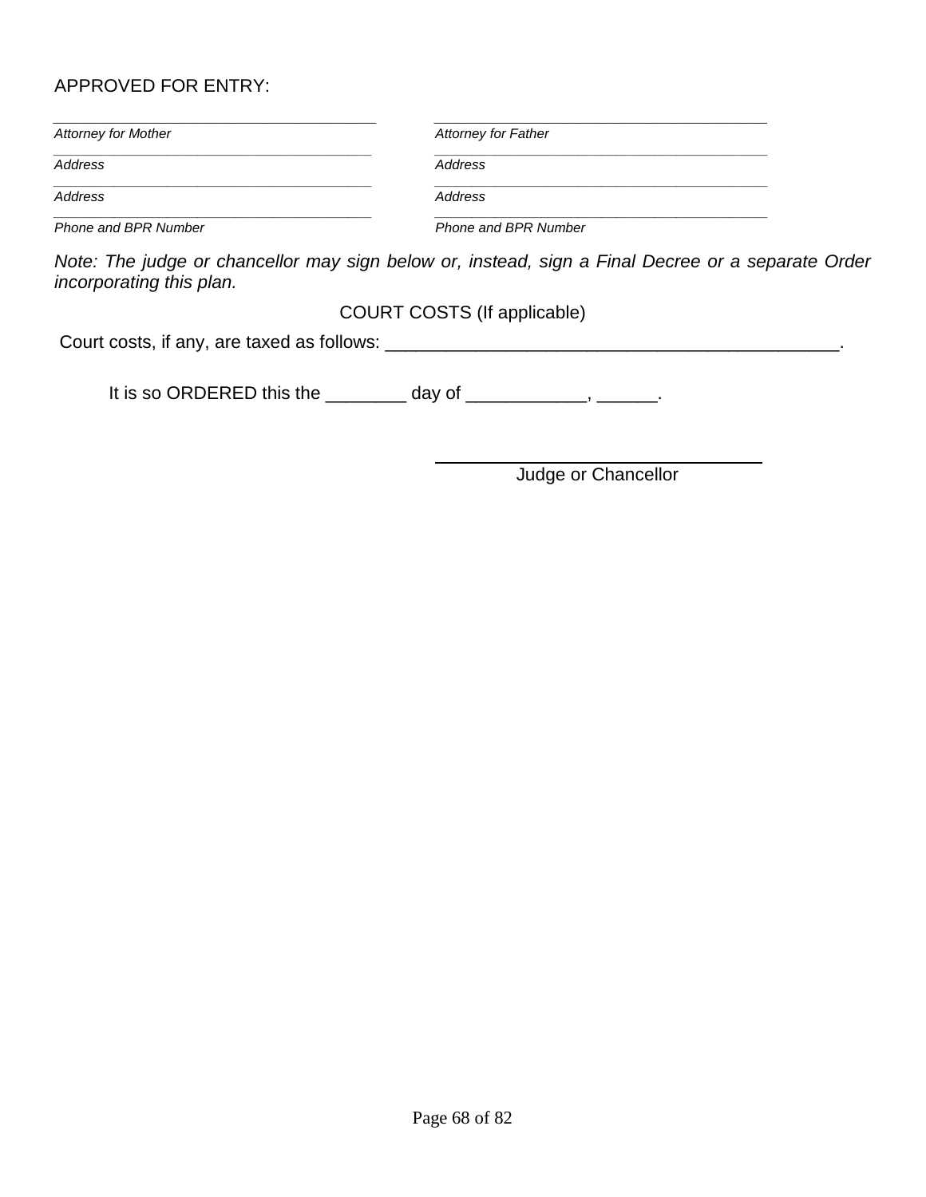APPROVED FOR ENTRY:

| ____________________________________________ | ____________________________________________ |
|---|---|
| *Attorney for Mother* | *Attorney for Father* |
| ____________________________________________ | ____________________________________________ |
| *Address* | *Address* |
| ____________________________________________ | ____________________________________________ |
| *Address* | *Address* |
| ____________________________________________ | ____________________________________________ |
| *Phone and BPR Number* | *Phone and BPR Number* |

*Note: The judge or chancellor may sign below or, instead, sign a Final Decree or a separate Order incorporating this plan.*

COURT COSTS (If applicable)

Court costs, if any, are taxed as follows: _______________________________________________.

It is so ORDERED this the ________ day of ____________, ______.

____________________________________
Judge or Chancellor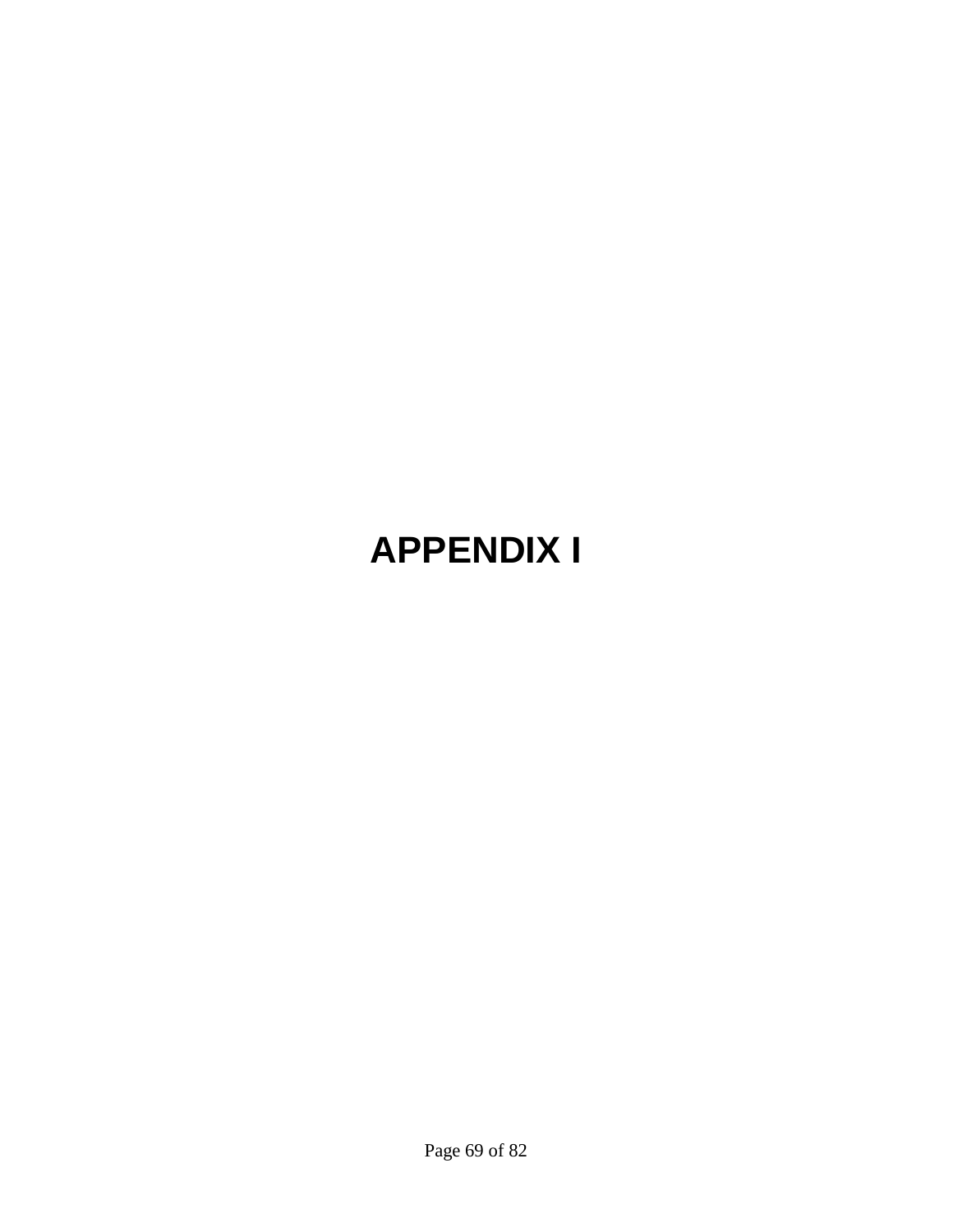# APPENDIX I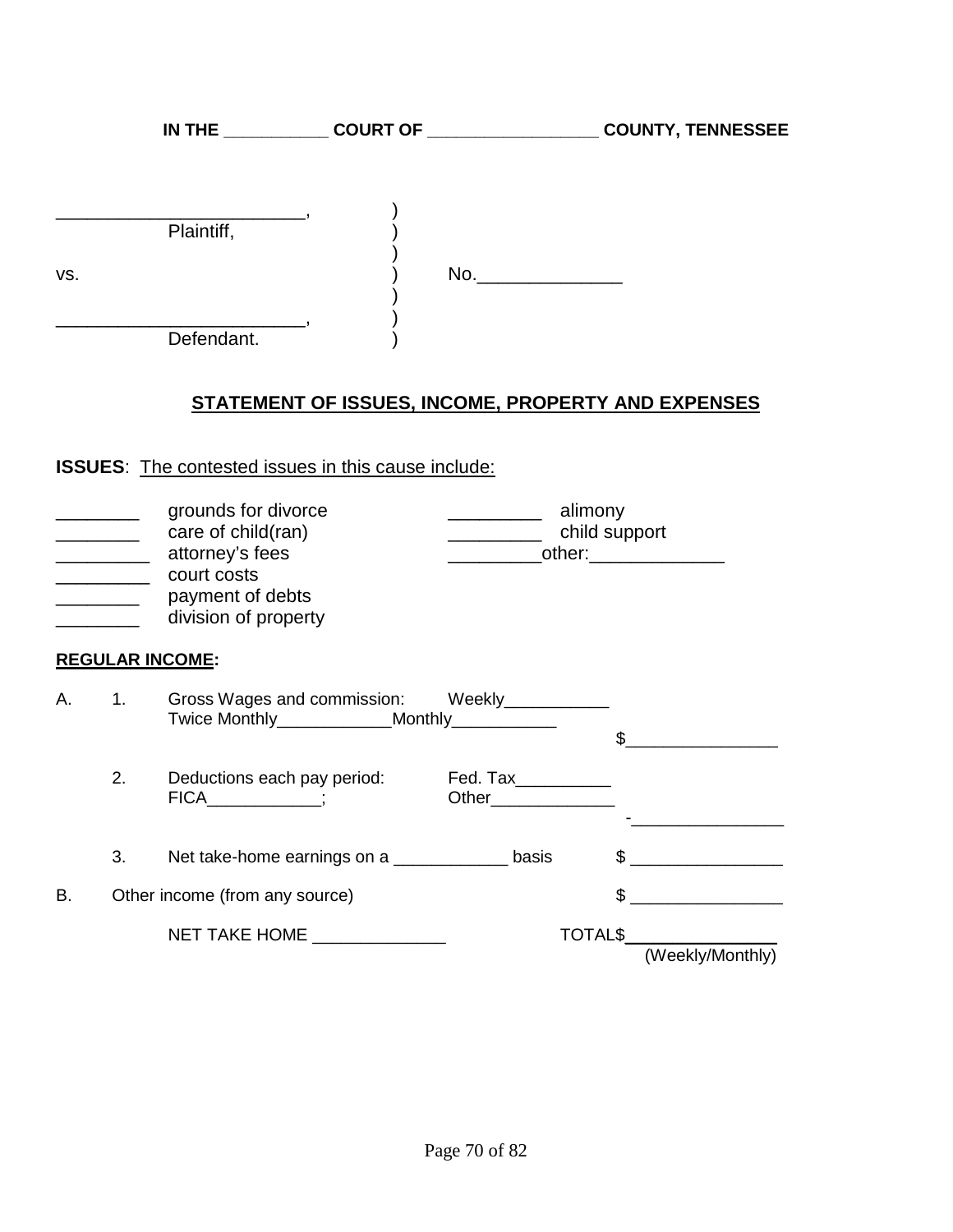**IN THE \_\_\_\_\_\_\_\_\_\_\_ COURT OF \_\_\_\_\_\_\_\_\_\_\_\_\_\_\_\_\_\_ COUNTY, TENNESSEE**

\_\_\_\_\_\_\_\_\_\_\_\_\_\_\_\_\_\_\_\_\_\_\_\_\_\_,
Plaintiff,

vs. No.\_\_\_\_\_\_\_\_\_\_\_\_\_\_\_

\_\_\_\_\_\_\_\_\_\_\_\_\_\_\_\_\_\_\_\_\_\_\_\_\_\_,
Defendant.

## STATEMENT OF ISSUES, INCOME, PROPERTY AND EXPENSES

**ISSUES**: The contested issues in this cause include:

\_\_\_\_\_\_\_\_ grounds for divorce
\_\_\_\_\_\_\_\_ care of child(ran)
\_\_\_\_\_\_\_\_\_ attorney's fees
\_\_\_\_\_\_\_\_\_ court costs
\_\_\_\_\_\_\_\_ payment of debts
\_\_\_\_\_\_\_\_ division of property

\_\_\_\_\_\_\_\_\_ alimony
\_\_\_\_\_\_\_\_\_ child support
\_\_\_\_\_\_\_\_\_other:\_\_\_\_\_\_\_\_\_\_\_\_\_

**REGULAR INCOME:**

A. 1. Gross Wages and commission: Weekly\_\_\_\_\_\_\_\_\_\_\_ Twice Monthly\_\_\_\_\_\_\_\_\_\_\_\_Monthly\_\_\_\_\_\_\_\_\_\_\_ $\_\_\_\_\_\_\_\_\_\_\_\_\_\_\_\_

2. Deductions each pay period: Fed. Tax\_\_\_\_\_\_\_\_\_\_ FICA\_\_\_\_\_\_\_\_\_\_\_\_; Other\_\_\_\_\_\_\_\_\_\_\_\_\_ -\_\_\_\_\_\_\_\_\_\_\_\_\_\_\_\_

3. Net take-home earnings on a \_\_\_\_\_\_\_\_\_\_\_\_ basis $ \_\_\_\_\_\_\_\_\_\_\_\_\_\_\_\_

B. Other income (from any source) $ \_\_\_\_\_\_\_\_\_\_\_\_\_\_\_\_

NET TAKE HOME \_\_\_\_\_\_\_\_\_\_\_\_\_\_ TOTAL$\_\_\_\_\_\_\_\_\_\_\_\_\_\_\_\_
(Weekly/Monthly)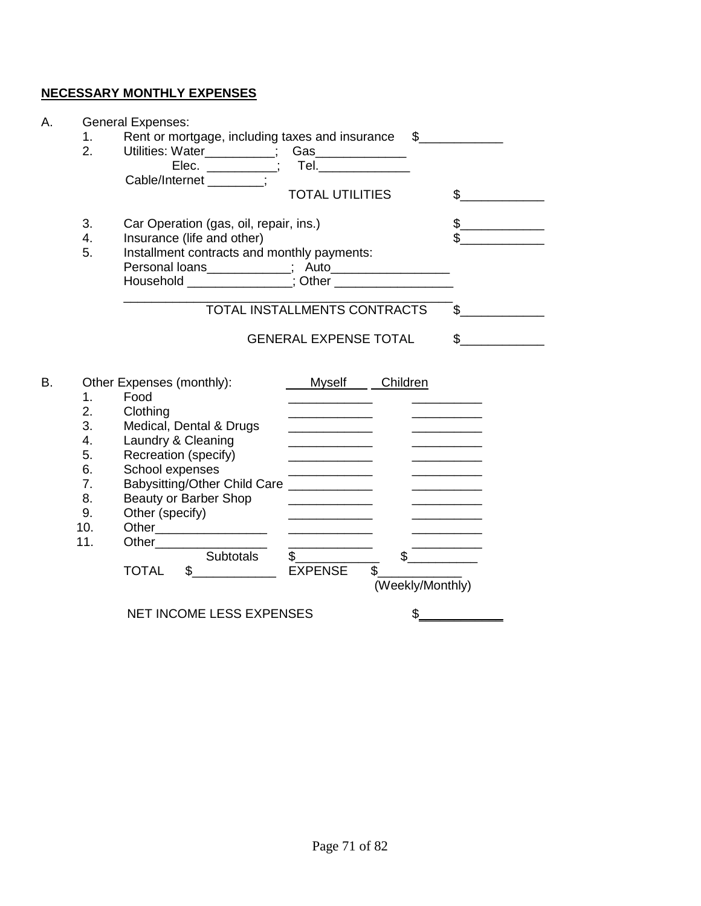**NECESSARY MONTHLY EXPENSES**

A. General Expenses:

1. Rent or mortgage, including taxes and insurance $____________
2. Utilities: Water__________; Gas_____________
   Elec. __________; Tel._____________
   Cable/Internet ________;
   TOTAL UTILITIES $____________
3. Car Operation (gas, oil, repair, ins.) $____________
4. Insurance (life and other) $____________
5. Installment contracts and monthly payments:
   Personal loans____________; Auto_________________
   Household _______________; Other _________________
   ________________________________________________
   TOTAL INSTALLMENTS CONTRACTS $____________

GENERAL EXPENSE TOTAL $____________

B. Other Expenses (monthly):

| | | Myself | Children |
|---|---|---|---|
| 1. | Food | ____________ | __________ |
| 2. | Clothing | ____________ | __________ |
| 3. | Medical, Dental & Drugs | ____________ | __________ |
| 4. | Laundry & Cleaning | ____________ | __________ |
| 5. | Recreation (specify) | ____________ | __________ |
| 6. | School expenses | ____________ | __________ |
| 7. | Babysitting/Other Child Care | ____________ | __________ |
| 8. | Beauty or Barber Shop | ____________ | __________ |
| 9. | Other (specify) | ____________ | __________ |
| 10. | Other________________ | ____________ | __________ |
| 11. | Other________________ | ____________ | __________ |
| | Subtotals | $____________ | $__________ |

TOTAL $____________ EXPENSE $____________ (Weekly/Monthly)

NET INCOME LESS EXPENSES $____________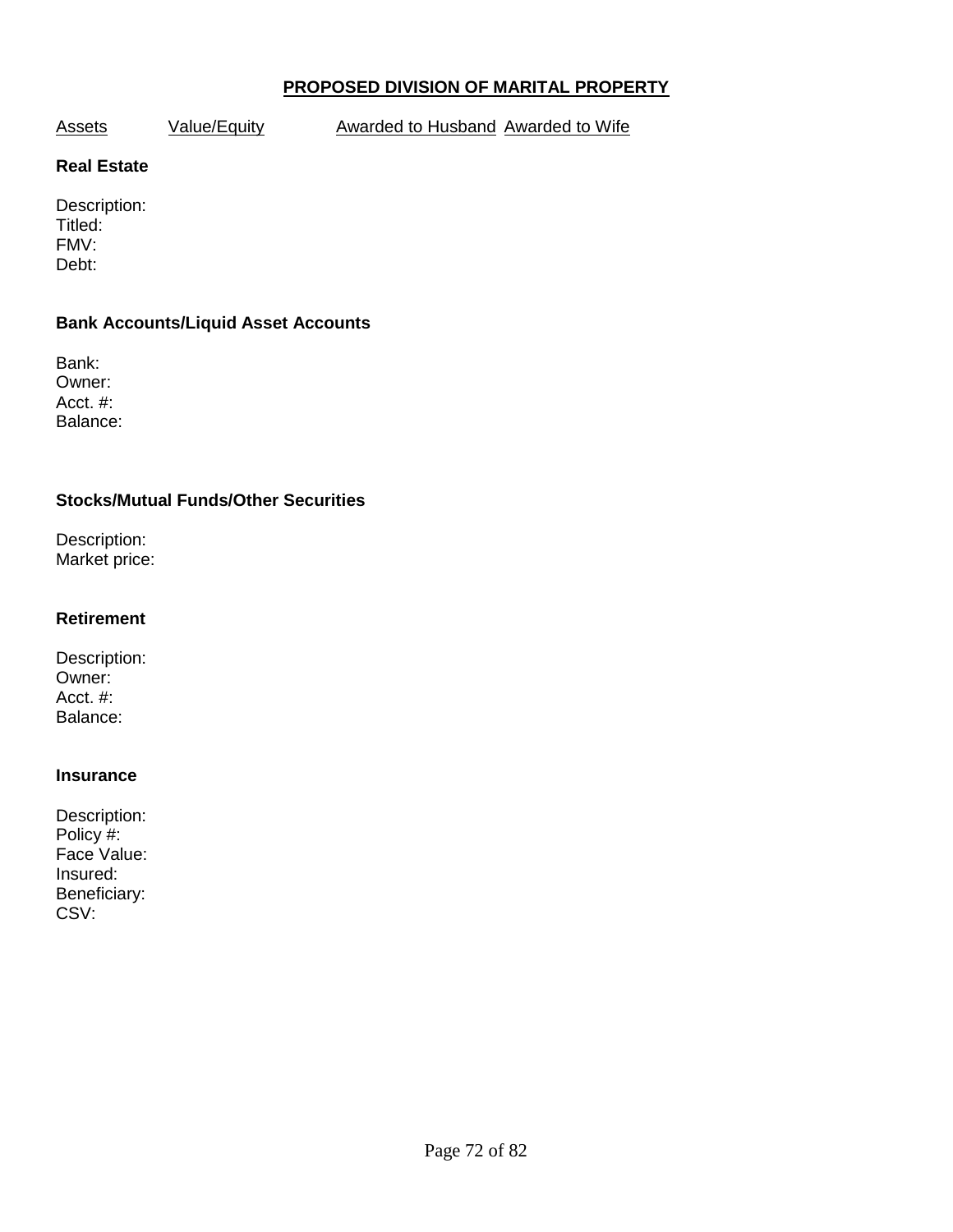## PROPOSED DIVISION OF MARITAL PROPERTY

| Assets | Value/Equity | Awarded to Husband | Awarded to Wife |
|---|---|---|---|

**Real Estate**

Description:
Titled:
FMV:
Debt:

**Bank Accounts/Liquid Asset Accounts**

Bank:
Owner:
Acct. #:
Balance:

**Stocks/Mutual Funds/Other Securities**

Description:
Market price:

**Retirement**

Description:
Owner:
Acct. #:
Balance:

**Insurance**

Description:
Policy #:
Face Value:
Insured:
Beneficiary:
CSV: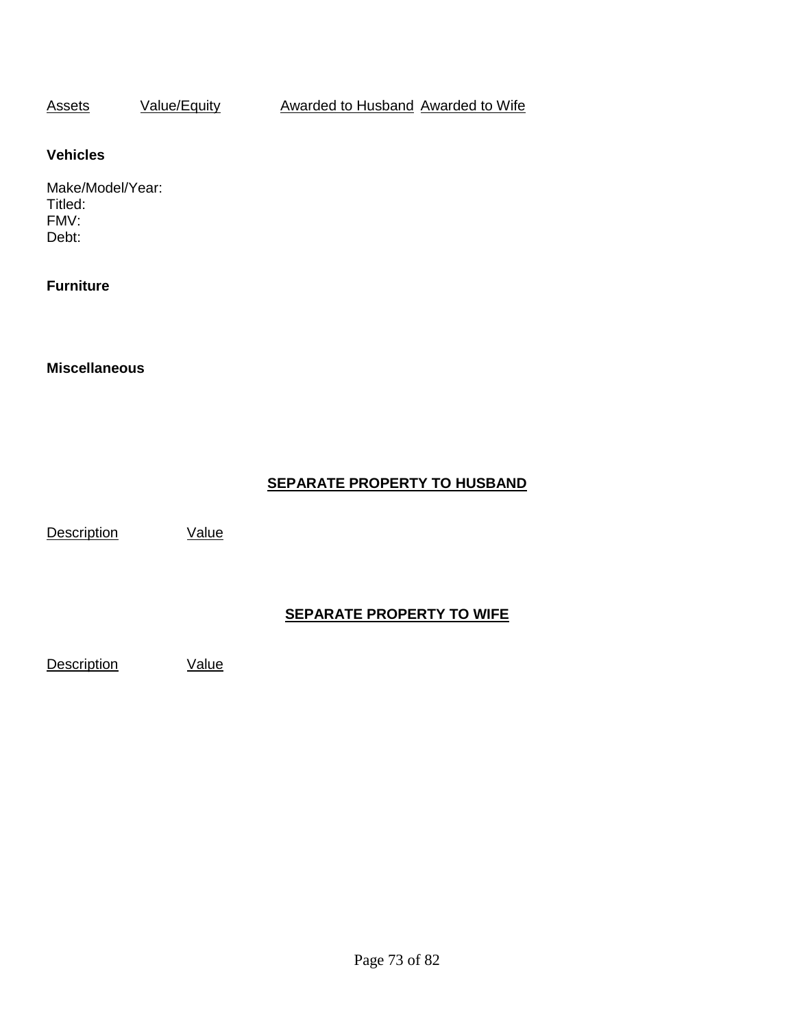| Assets | Value/Equity | Awarded to Husband | Awarded to Wife |
|---|---|---|---|

**Vehicles**

Make/Model/Year:
Titled:
FMV:
Debt:

**Furniture**

**Miscellaneous**

## **SEPARATE PROPERTY TO HUSBAND**

| Description | Value |
|---|---|

## **SEPARATE PROPERTY TO WIFE**

| Description | Value |
|---|---|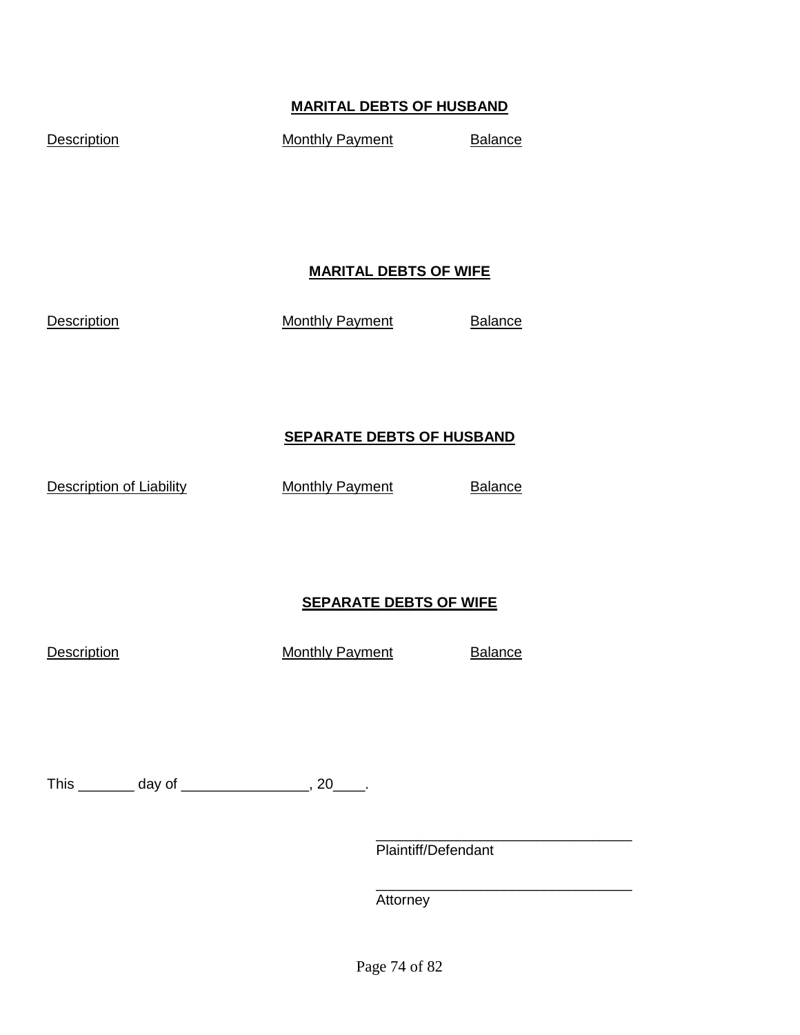**MARITAL DEBTS OF HUSBAND**

| Description | Monthly Payment | Balance |
|---|---|---|

**MARITAL DEBTS OF WIFE**

| Description | Monthly Payment | Balance |
|---|---|---|

**SEPARATE DEBTS OF HUSBAND**

| Description of Liability | Monthly Payment | Balance |
|---|---|---|

**SEPARATE DEBTS OF WIFE**

| Description | Monthly Payment | Balance |
|---|---|---|

This _______ day of _______________, 20____.

_______________________________
Plaintiff/Defendant

_______________________________
Attorney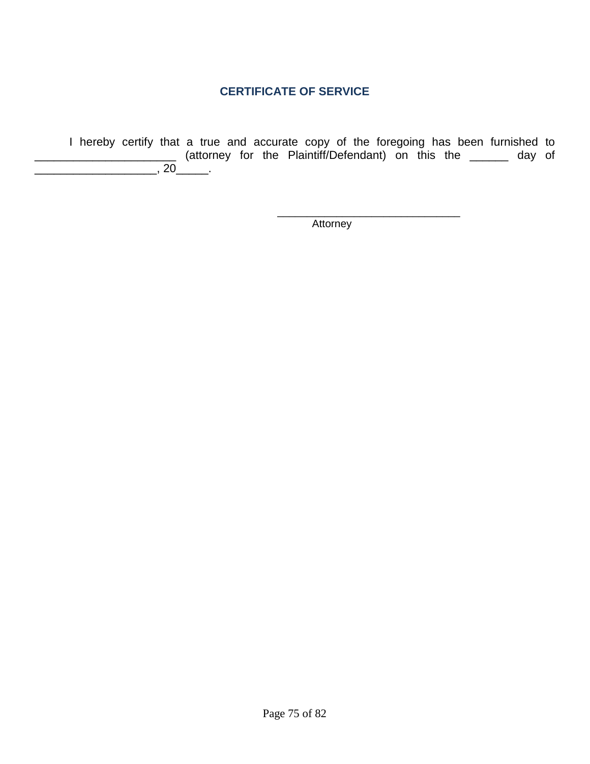## CERTIFICATE OF SERVICE

I hereby certify that a true and accurate copy of the foregoing has been furnished to _______________________ (attorney for the Plaintiff/Defendant) on this the ______ day of ____________________, 20_____.

______________________________
Attorney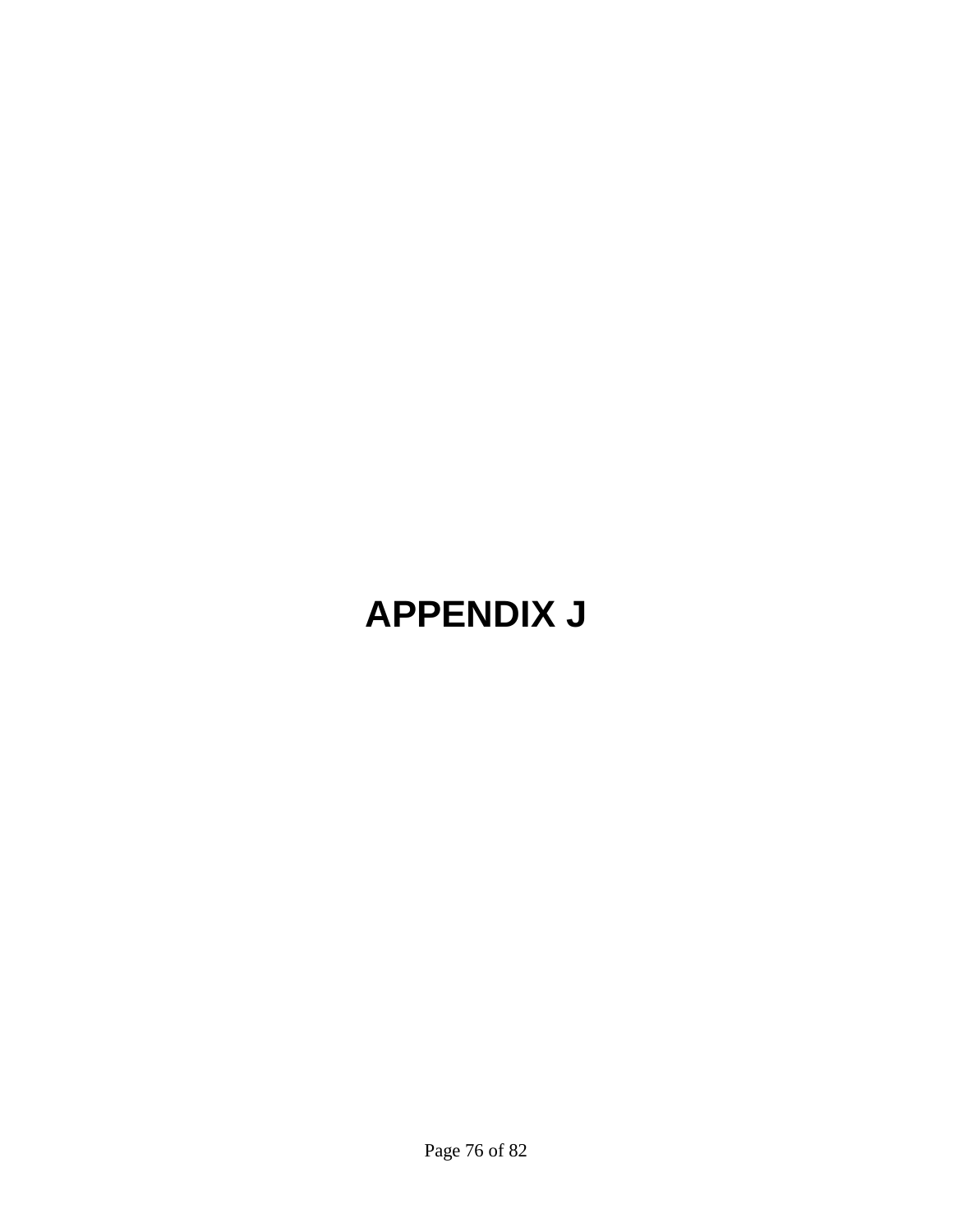# APPENDIX J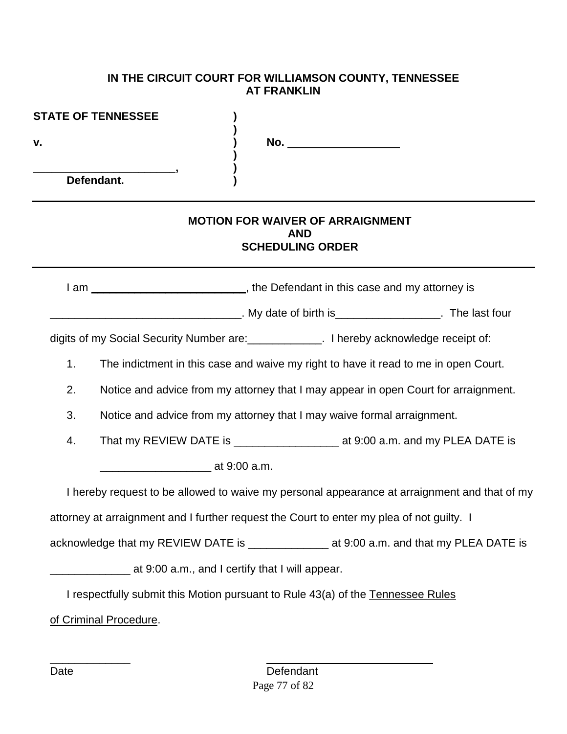**IN THE CIRCUIT COURT FOR WILLIAMSON COUNTY, TENNESSEE**
**AT FRANKLIN**

**STATE OF TENNESSEE** )
)
**v.** ) **No.** ____________________
)
________________________, )
**Defendant.** )

---

**MOTION FOR WAIVER OF ARRAIGNMENT**
**AND**
**SCHEDULING ORDER**

---

I am ___________________________, the Defendant in this case and my attorney is _________________________________. My date of birth is_________________. The last four digits of my Social Security Number are:____________. I hereby acknowledge receipt of:

1. The indictment in this case and waive my right to have it read to me in open Court.
2. Notice and advice from my attorney that I may appear in open Court for arraignment.
3. Notice and advice from my attorney that I may waive formal arraignment.
4. That my REVIEW DATE is _________________ at 9:00 a.m. and my PLEA DATE is __________________ at 9:00 a.m.

I hereby request to be allowed to waive my personal appearance at arraignment and that of my attorney at arraignment and I further request the Court to enter my plea of not guilty. I acknowledge that my REVIEW DATE is _____________ at 9:00 a.m. and that my PLEA DATE is _____________ at 9:00 a.m., and I certify that I will appear.

I respectfully submit this Motion pursuant to Rule 43(a) of the Tennessee Rules of Criminal Procedure.

_____________ ____________________________
Date Defendant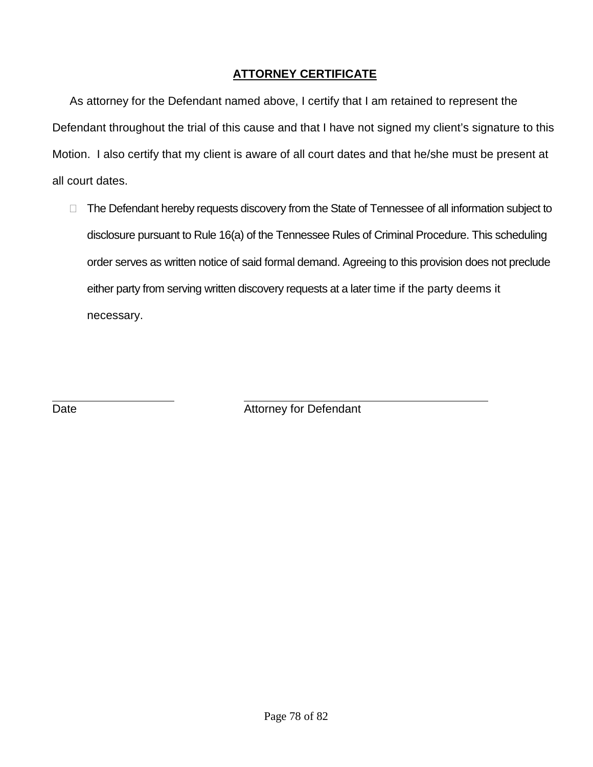## ATTORNEY CERTIFICATE

As attorney for the Defendant named above, I certify that I am retained to represent the Defendant throughout the trial of this cause and that I have not signed my client's signature to this Motion. I also certify that my client is aware of all court dates and that he/she must be present at all court dates.

☐ The Defendant hereby requests discovery from the State of Tennessee of all information subject to disclosure pursuant to Rule 16(a) of the Tennessee Rules of Criminal Procedure. This scheduling order serves as written notice of said formal demand. Agreeing to this provision does not preclude either party from serving written discovery requests at a later time if the party deems it necessary.

\_\_\_\_\_\_\_\_\_\_\_\_\_\_\_\_\_\_\_\_ \_\_\_\_\_\_\_\_\_\_\_\_\_\_\_\_\_\_\_\_\_\_\_\_\_\_\_\_\_\_\_\_\_\_\_\_\_\_

Date Attorney for Defendant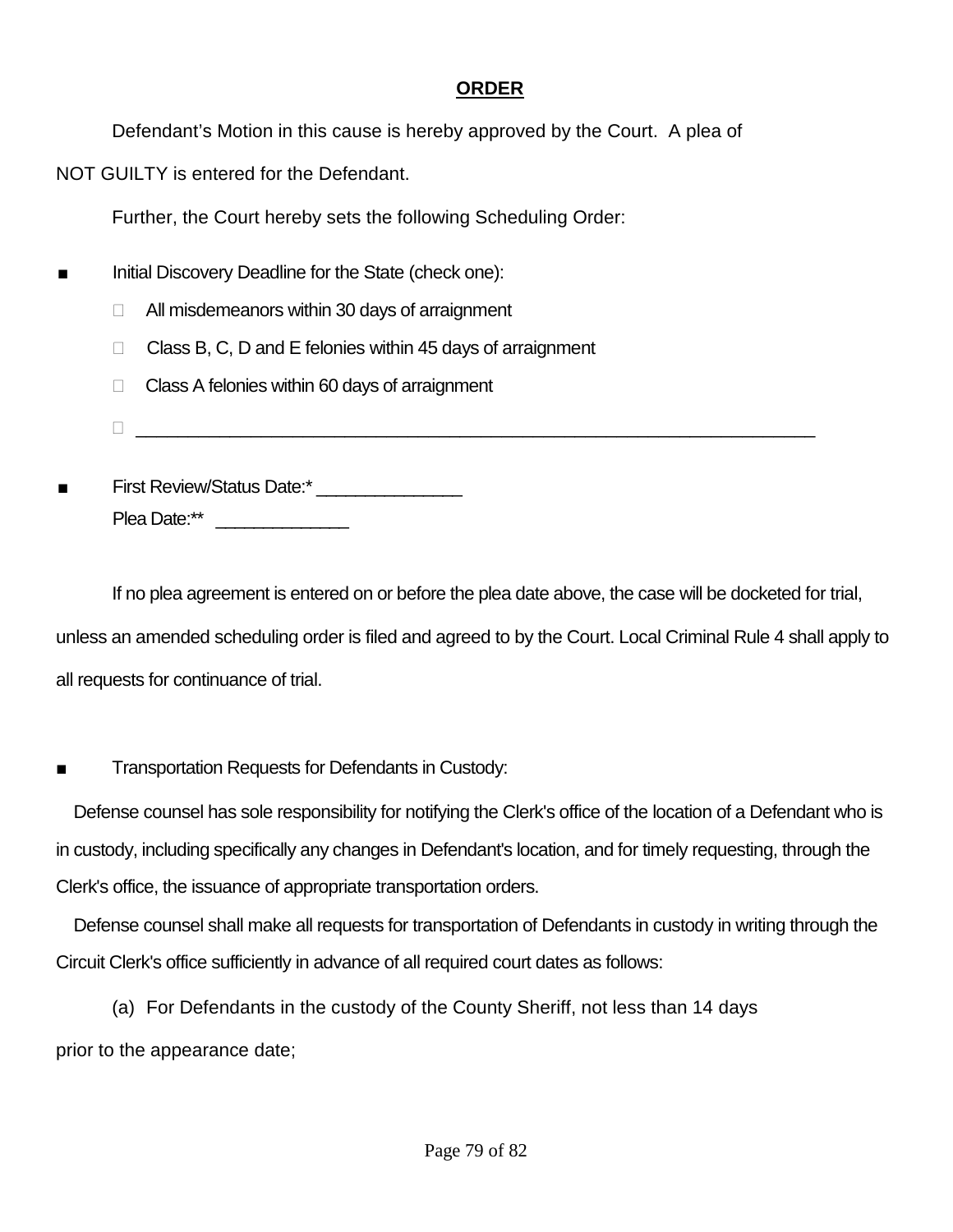## ORDER

Defendant's Motion in this cause is hereby approved by the Court. A plea of NOT GUILTY is entered for the Defendant.

Further, the Court hereby sets the following Scheduling Order:

- Initial Discovery Deadline for the State (check one):
  - ☐ All misdemeanors within 30 days of arraignment
  - ☐ Class B, C, D and E felonies within 45 days of arraignment
  - ☐ Class A felonies within 60 days of arraignment
  - ☐ ______________________________________________________________________

- First Review/Status Date:* _______________
  Plea Date:** ______________

If no plea agreement is entered on or before the plea date above, the case will be docketed for trial, unless an amended scheduling order is filed and agreed to by the Court. Local Criminal Rule 4 shall apply to all requests for continuance of trial.

- Transportation Requests for Defendants in Custody:

Defense counsel has sole responsibility for notifying the Clerk's office of the location of a Defendant who is in custody, including specifically any changes in Defendant's location, and for timely requesting, through the Clerk's office, the issuance of appropriate transportation orders.

Defense counsel shall make all requests for transportation of Defendants in custody in writing through the Circuit Clerk's office sufficiently in advance of all required court dates as follows:

(a) For Defendants in the custody of the County Sheriff, not less than 14 days prior to the appearance date;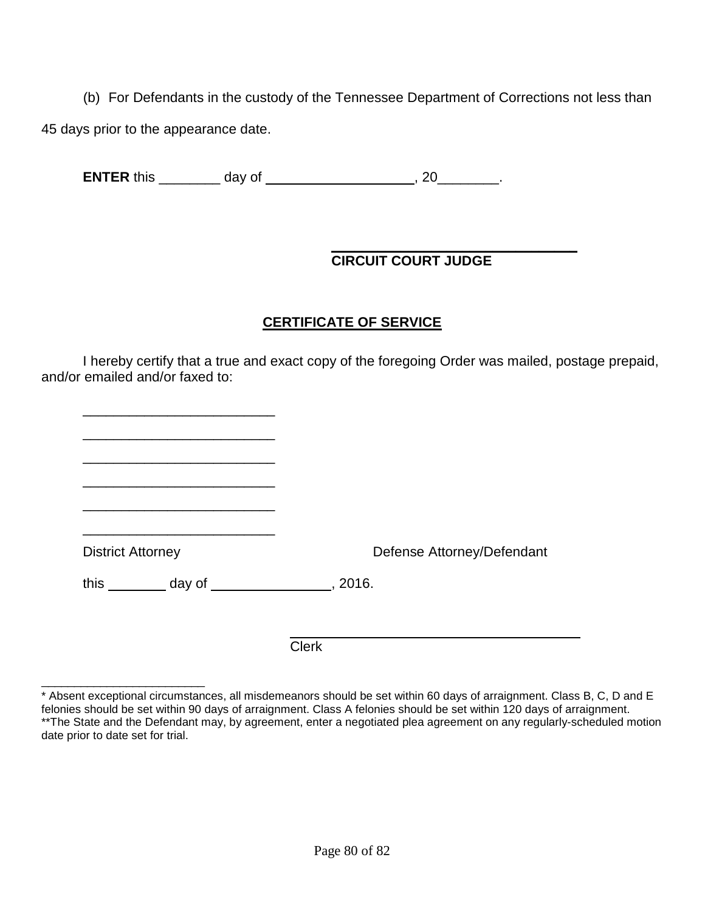(b) For Defendants in the custody of the Tennessee Department of Corrections not less than 45 days prior to the appearance date.

**ENTER** this ________ day of ____________________, 20________.

______________________________
**CIRCUIT COURT JUDGE**

## CERTIFICATE OF SERVICE

I hereby certify that a true and exact copy of the foregoing Order was mailed, postage prepaid, and/or emailed and/or faxed to:

__________________________
__________________________
__________________________
__________________________
__________________________
__________________________

District Attorney — Defense Attorney/Defendant

this ________ day of ________________, 2016.

______________________________
Clerk

________________________

* Absent exceptional circumstances, all misdemeanors should be set within 60 days of arraignment. Class B, C, D and E felonies should be set within 90 days of arraignment. Class A felonies should be set within 120 days of arraignment.

**The State and the Defendant may, by agreement, enter a negotiated plea agreement on any regularly-scheduled motion date prior to date set for trial.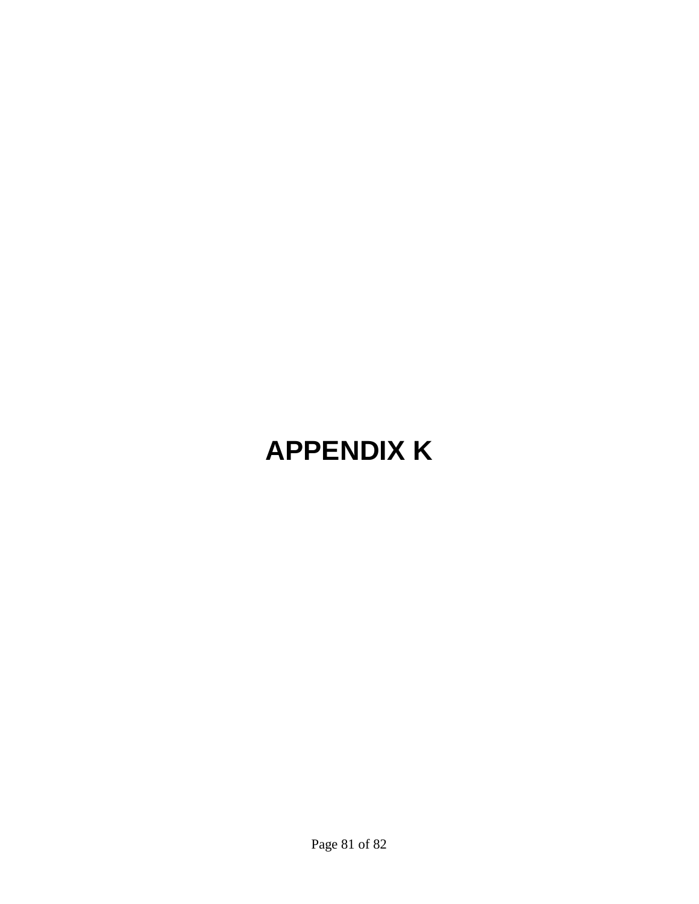# APPENDIX K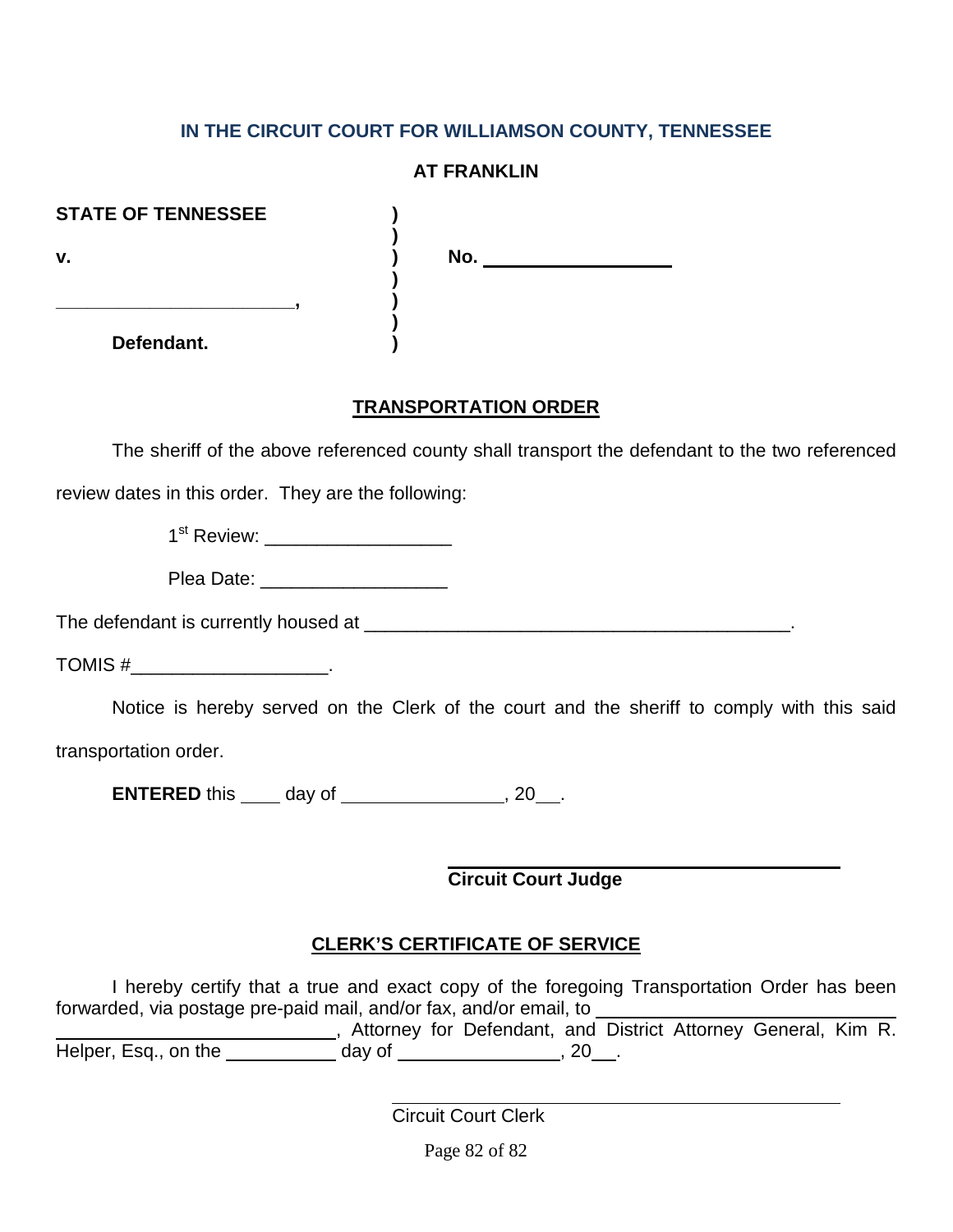**IN THE CIRCUIT COURT FOR WILLIAMSON COUNTY, TENNESSEE**

**AT FRANKLIN**

| | | |
|---|---|---|
| **STATE OF TENNESSEE** | **)** | |
| | **)** | |
| **v.** | **)** | **No. __________________** |
| | **)** | |
| **_______________________,** | **)** | |
| | **)** | |
| **Defendant.** | **)** | |

**TRANSPORTATION ORDER**

The sheriff of the above referenced county shall transport the defendant to the two referenced review dates in this order. They are the following:

1st Review: __________________

Plea Date: __________________

The defendant is currently housed at __________________________________________.

TOMIS #___________________.

Notice is hereby served on the Clerk of the court and the sheriff to comply with this said transportation order.

**ENTERED** this ____ day of ________________, 20__.

______________________________________
**Circuit Court Judge**

**CLERK'S CERTIFICATE OF SERVICE**

I hereby certify that a true and exact copy of the foregoing Transportation Order has been forwarded, via postage pre-paid mail, and/or fax, and/or email, to ______________________________ ____________________________, Attorney for Defendant, and District Attorney General, Kim R. Helper, Esq., on the ___________ day of ________________, 20__.

______________________________________
Circuit Court Clerk